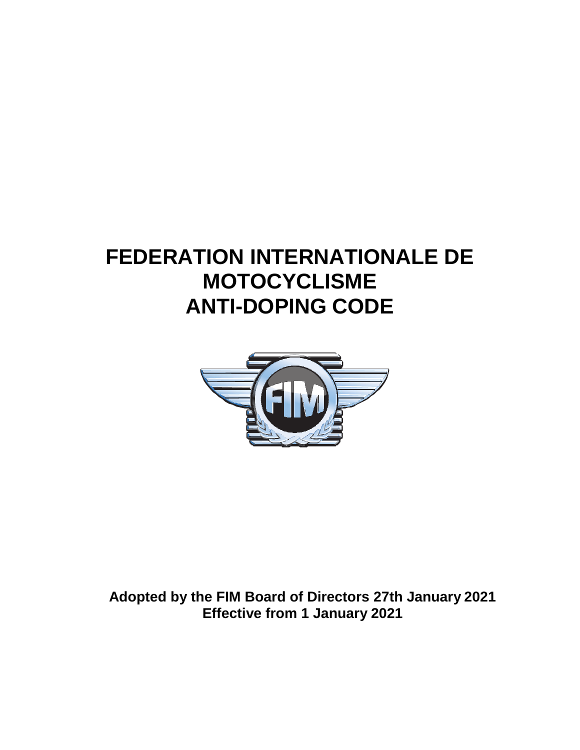# FEDERATION INTERNATIONALE DE MOTOCYCLISME ANTI-DOPING CODE

**Adopted by the FIM Board of Directors 27th January 2021**
**Effective from 1 January 2021**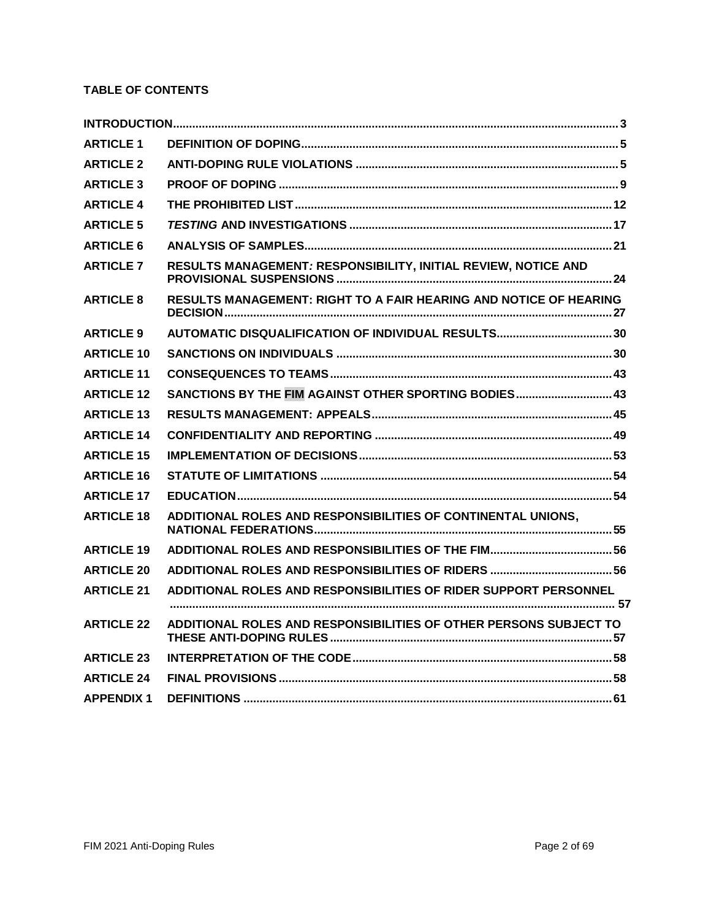**TABLE OF CONTENTS**

| | | |
|---|---|---|
| **INTRODUCTION** | | **3** |
| **ARTICLE 1** | **DEFINITION OF DOPING** | **5** |
| **ARTICLE 2** | **ANTI-DOPING RULE VIOLATIONS** | **5** |
| **ARTICLE 3** | **PROOF OF DOPING** | **9** |
| **ARTICLE 4** | **THE PROHIBITED LIST** | **12** |
| **ARTICLE 5** | ***TESTING* AND INVESTIGATIONS** | **17** |
| **ARTICLE 6** | **ANALYSIS OF SAMPLES** | **21** |
| **ARTICLE 7** | **RESULTS MANAGEMENT*:* RESPONSIBILITY, INITIAL REVIEW, NOTICE AND PROVISIONAL SUSPENSIONS** | **24** |
| **ARTICLE 8** | **RESULTS MANAGEMENT: RIGHT TO A FAIR HEARING AND NOTICE OF HEARING DECISION** | **27** |
| **ARTICLE 9** | **AUTOMATIC DISQUALIFICATION OF INDIVIDUAL RESULTS** | **30** |
| **ARTICLE 10** | **SANCTIONS ON INDIVIDUALS** | **30** |
| **ARTICLE 11** | **CONSEQUENCES TO TEAMS** | **43** |
| **ARTICLE 12** | **SANCTIONS BY THE FIM AGAINST OTHER SPORTING BODIES** | **43** |
| **ARTICLE 13** | **RESULTS MANAGEMENT: APPEALS** | **45** |
| **ARTICLE 14** | **CONFIDENTIALITY AND REPORTING** | **49** |
| **ARTICLE 15** | **IMPLEMENTATION OF DECISIONS** | **53** |
| **ARTICLE 16** | **STATUTE OF LIMITATIONS** | **54** |
| **ARTICLE 17** | **EDUCATION** | **54** |
| **ARTICLE 18** | **ADDITIONAL ROLES AND RESPONSIBILITIES OF CONTINENTAL UNIONS, NATIONAL FEDERATIONS** | **55** |
| **ARTICLE 19** | **ADDITIONAL ROLES AND RESPONSIBILITIES OF THE FIM** | **56** |
| **ARTICLE 20** | **ADDITIONAL ROLES AND RESPONSIBILITIES OF RIDERS** | **56** |
| **ARTICLE 21** | **ADDITIONAL ROLES AND RESPONSIBILITIES OF RIDER SUPPORT PERSONNEL** | **57** |
| **ARTICLE 22** | **ADDITIONAL ROLES AND RESPONSIBILITIES OF OTHER PERSONS SUBJECT TO THESE ANTI-DOPING RULES** | **57** |
| **ARTICLE 23** | **INTERPRETATION OF THE CODE** | **58** |
| **ARTICLE 24** | **FINAL PROVISIONS** | **58** |
| **APPENDIX 1** | **DEFINITIONS** | **61** |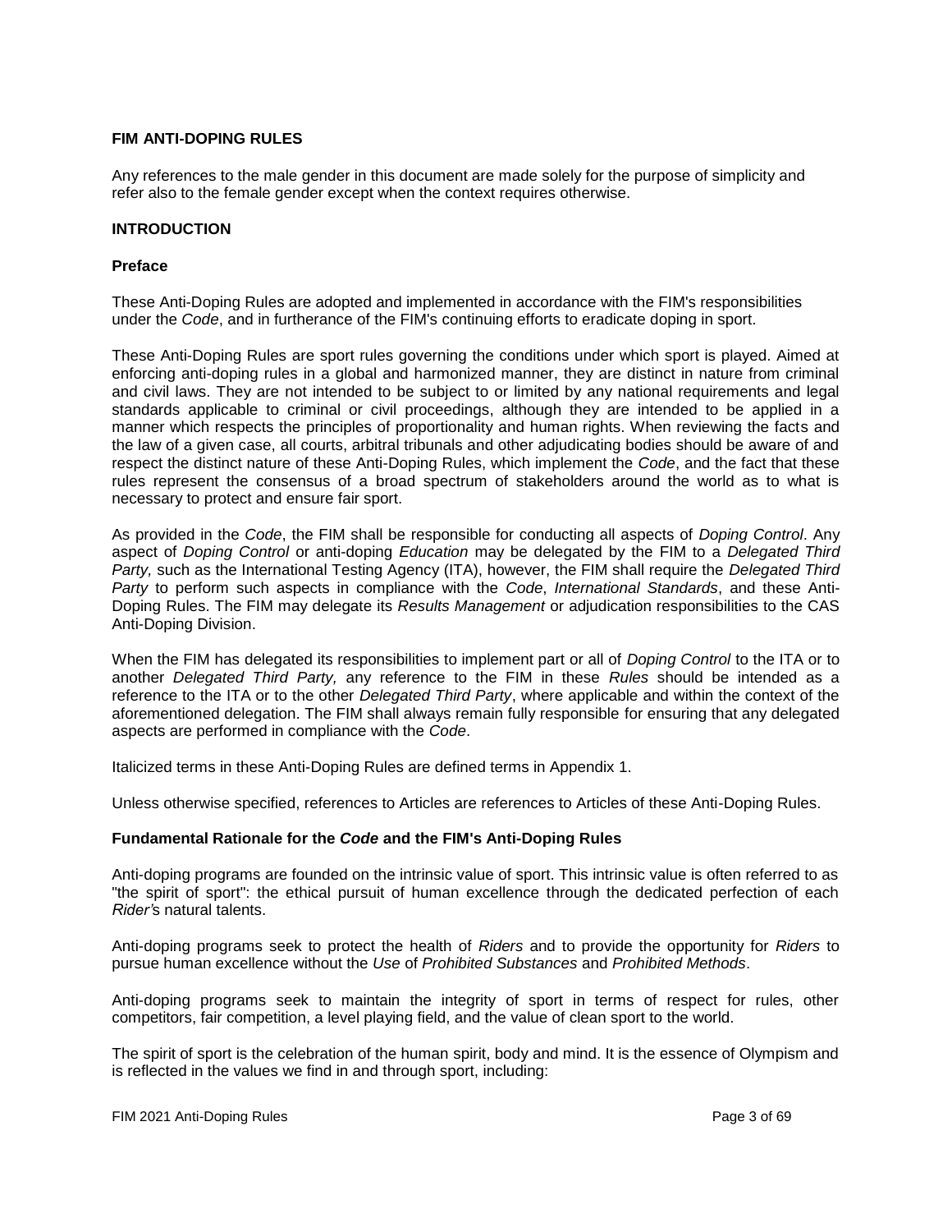**FIM ANTI-DOPING RULES**

Any references to the male gender in this document are made solely for the purpose of simplicity and refer also to the female gender except when the context requires otherwise.

**INTRODUCTION**

**Preface**

These Anti-Doping Rules are adopted and implemented in accordance with the FIM's responsibilities under the *Code*, and in furtherance of the FIM's continuing efforts to eradicate doping in sport.

These Anti-Doping Rules are sport rules governing the conditions under which sport is played. Aimed at enforcing anti-doping rules in a global and harmonized manner, they are distinct in nature from criminal and civil laws. They are not intended to be subject to or limited by any national requirements and legal standards applicable to criminal or civil proceedings, although they are intended to be applied in a manner which respects the principles of proportionality and human rights. When reviewing the facts and the law of a given case, all courts, arbitral tribunals and other adjudicating bodies should be aware of and respect the distinct nature of these Anti-Doping Rules, which implement the *Code*, and the fact that these rules represent the consensus of a broad spectrum of stakeholders around the world as to what is necessary to protect and ensure fair sport.

As provided in the *Code*, the FIM shall be responsible for conducting all aspects of *Doping Control*. Any aspect of *Doping Control* or anti-doping *Education* may be delegated by the FIM to a *Delegated Third Party,* such as the International Testing Agency (ITA), however, the FIM shall require the *Delegated Third Party* to perform such aspects in compliance with the *Code*, *International Standards*, and these Anti-Doping Rules. The FIM may delegate its *Results Management* or adjudication responsibilities to the CAS Anti-Doping Division.

When the FIM has delegated its responsibilities to implement part or all of *Doping Control* to the ITA or to another *Delegated Third Party,* any reference to the FIM in these *Rules* should be intended as a reference to the ITA or to the other *Delegated Third Party*, where applicable and within the context of the aforementioned delegation. The FIM shall always remain fully responsible for ensuring that any delegated aspects are performed in compliance with the *Code*.

Italicized terms in these Anti-Doping Rules are defined terms in Appendix 1.

Unless otherwise specified, references to Articles are references to Articles of these Anti-Doping Rules.

**Fundamental Rationale for the *Code* and the FIM's Anti-Doping Rules**

Anti-doping programs are founded on the intrinsic value of sport. This intrinsic value is often referred to as "the spirit of sport": the ethical pursuit of human excellence through the dedicated perfection of each *Rider'*s natural talents.

Anti-doping programs seek to protect the health of *Riders* and to provide the opportunity for *Riders* to pursue human excellence without the *Use* of *Prohibited Substances* and *Prohibited Methods*.

Anti-doping programs seek to maintain the integrity of sport in terms of respect for rules, other competitors, fair competition, a level playing field, and the value of clean sport to the world.

The spirit of sport is the celebration of the human spirit, body and mind. It is the essence of Olympism and is reflected in the values we find in and through sport, including: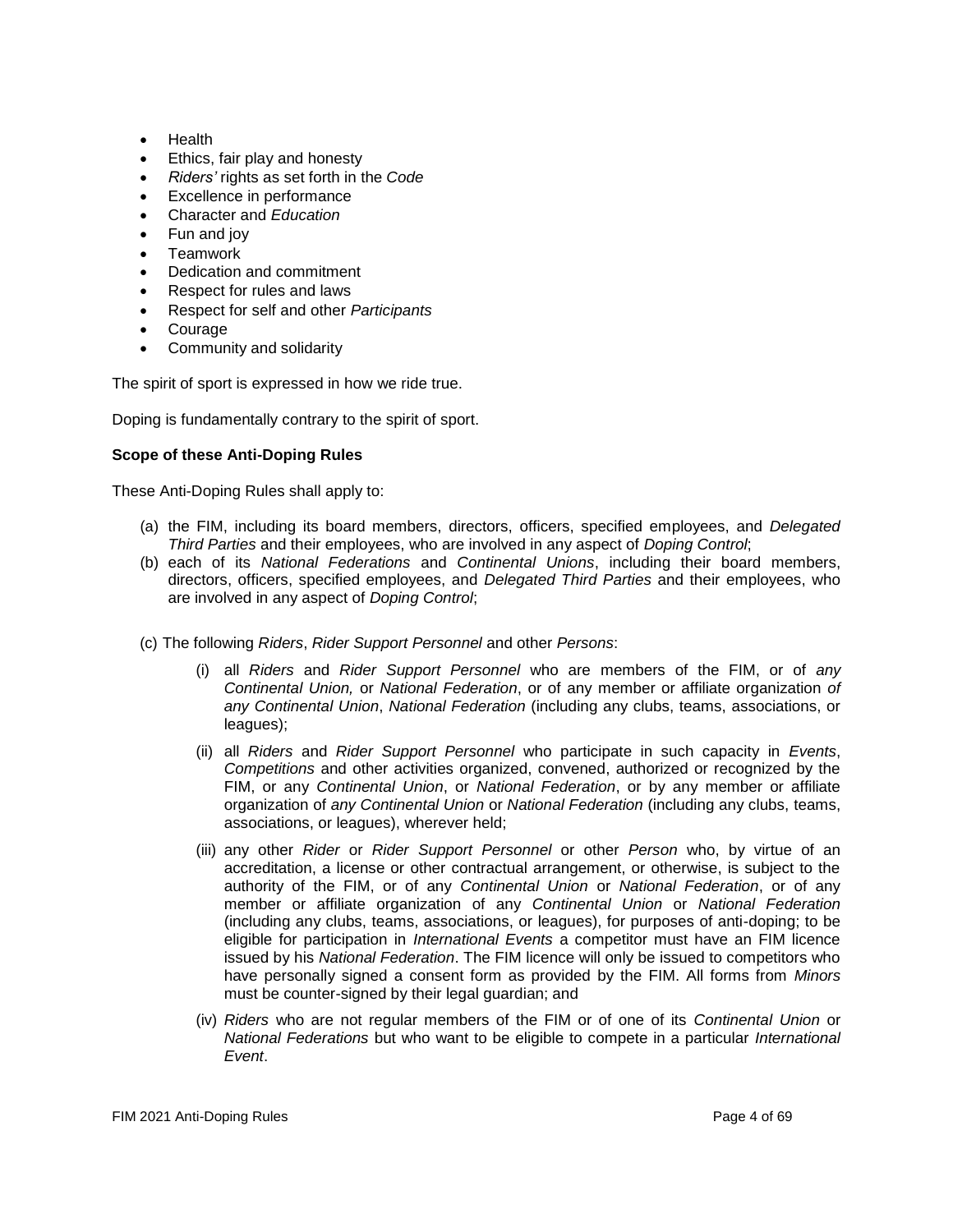- Health
- Ethics, fair play and honesty
- *Riders'* rights as set forth in the *Code*
- Excellence in performance
- Character and *Education*
- Fun and joy
- Teamwork
- Dedication and commitment
- Respect for rules and laws
- Respect for self and other *Participants*
- Courage
- Community and solidarity

The spirit of sport is expressed in how we ride true.

Doping is fundamentally contrary to the spirit of sport.

**Scope of these Anti-Doping Rules**

These Anti-Doping Rules shall apply to:

(a) the FIM, including its board members, directors, officers, specified employees, and *Delegated Third Parties* and their employees, who are involved in any aspect of *Doping Control*;

(b) each of its *National Federations* and *Continental Unions*, including their board members, directors, officers, specified employees, and *Delegated Third Parties* and their employees, who are involved in any aspect of *Doping Control*;

(c) The following *Riders*, *Rider Support Personnel* and other *Persons*:

   (i) all *Riders* and *Rider Support Personnel* who are members of the FIM, or of *any Continental Union,* or *National Federation*, or of any member or affiliate organization *of any Continental Union*, *National Federation* (including any clubs, teams, associations, or leagues);

   (ii) all *Riders* and *Rider Support Personnel* who participate in such capacity in *Events*, *Competitions* and other activities organized, convened, authorized or recognized by the FIM, or any *Continental Union*, or *National Federation*, or by any member or affiliate organization of *any Continental Union* or *National Federation* (including any clubs, teams, associations, or leagues), wherever held;

   (iii) any other *Rider* or *Rider Support Personnel* or other *Person* who, by virtue of an accreditation, a license or other contractual arrangement, or otherwise, is subject to the authority of the FIM, or of any *Continental Union* or *National Federation*, or of any member or affiliate organization of any *Continental Union* or *National Federation* (including any clubs, teams, associations, or leagues), for purposes of anti-doping; to be eligible for participation in *International Events* a competitor must have an FIM licence issued by his *National Federation*. The FIM licence will only be issued to competitors who have personally signed a consent form as provided by the FIM. All forms from *Minors* must be counter-signed by their legal guardian; and

   (iv) *Riders* who are not regular members of the FIM or of one of its *Continental Union* or *National Federations* but who want to be eligible to compete in a particular *International Event*.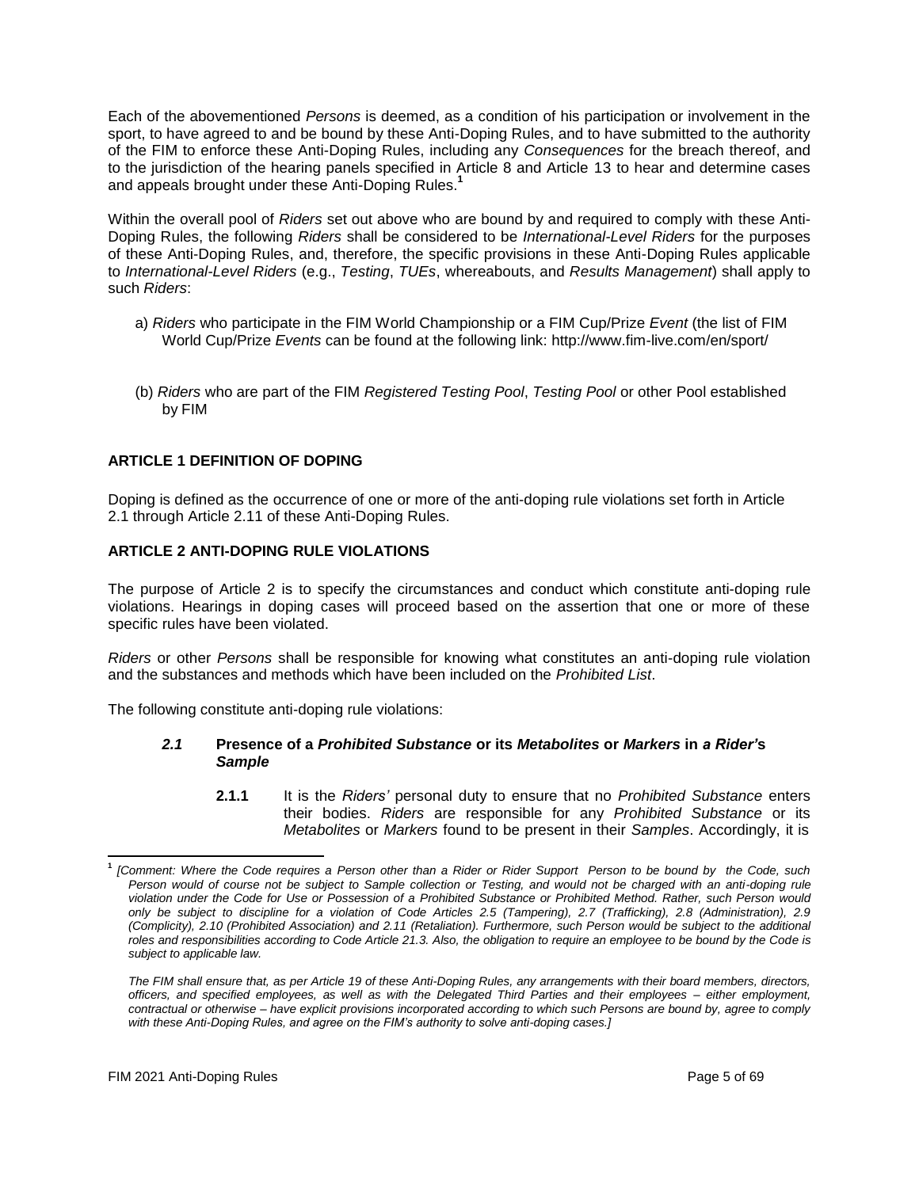Each of the abovementioned *Persons* is deemed, as a condition of his participation or involvement in the sport, to have agreed to and be bound by these Anti-Doping Rules, and to have submitted to the authority of the FIM to enforce these Anti-Doping Rules, including any *Consequences* for the breach thereof, and to the jurisdiction of the hearing panels specified in Article 8 and Article 13 to hear and determine cases and appeals brought under these Anti-Doping Rules.[1]

Within the overall pool of *Riders* set out above who are bound by and required to comply with these Anti-Doping Rules, the following *Riders* shall be considered to be *International-Level Riders* for the purposes of these Anti-Doping Rules, and, therefore, the specific provisions in these Anti-Doping Rules applicable to *International-Level Riders* (e.g., *Testing*, *TUEs*, whereabouts, and *Results Management*) shall apply to such *Riders*:

a) *Riders* who participate in the FIM World Championship or a FIM Cup/Prize *Event* (the list of FIM World Cup/Prize *Events* can be found at the following link: http://www.fim-live.com/en/sport/

(b) *Riders* who are part of the FIM *Registered Testing Pool*, *Testing Pool* or other Pool established by FIM

## ARTICLE 1 DEFINITION OF DOPING

Doping is defined as the occurrence of one or more of the anti-doping rule violations set forth in Article 2.1 through Article 2.11 of these Anti-Doping Rules.

## ARTICLE 2 ANTI-DOPING RULE VIOLATIONS

The purpose of Article 2 is to specify the circumstances and conduct which constitute anti-doping rule violations. Hearings in doping cases will proceed based on the assertion that one or more of these specific rules have been violated.

*Riders* or other *Persons* shall be responsible for knowing what constitutes an anti-doping rule violation and the substances and methods which have been included on the *Prohibited List*.

The following constitute anti-doping rule violations:

### *2.1* Presence of a *Prohibited Substance* or its *Metabolites* or *Markers* in *a Rider'*s *Sample*

**2.1.1** It is the *Riders'* personal duty to ensure that no *Prohibited Substance* enters their bodies. *Riders* are responsible for any *Prohibited Substance* or its *Metabolites* or *Markers* found to be present in their *Samples*. Accordingly, it is

---

[1] *[Comment: Where the Code requires a Person other than a Rider or Rider Support Person to be bound by the Code, such Person would of course not be subject to Sample collection or Testing, and would not be charged with an anti-doping rule violation under the Code for Use or Possession of a Prohibited Substance or Prohibited Method. Rather, such Person would only be subject to discipline for a violation of Code Articles 2.5 (Tampering), 2.7 (Trafficking), 2.8 (Administration), 2.9 (Complicity), 2.10 (Prohibited Association) and 2.11 (Retaliation). Furthermore, such Person would be subject to the additional roles and responsibilities according to Code Article 21.3. Also, the obligation to require an employee to be bound by the Code is subject to applicable law.*

*The FIM shall ensure that, as per Article 19 of these Anti-Doping Rules, any arrangements with their board members, directors, officers, and specified employees, as well as with the Delegated Third Parties and their employees – either employment, contractual or otherwise – have explicit provisions incorporated according to which such Persons are bound by, agree to comply with these Anti-Doping Rules, and agree on the FIM's authority to solve anti-doping cases.]*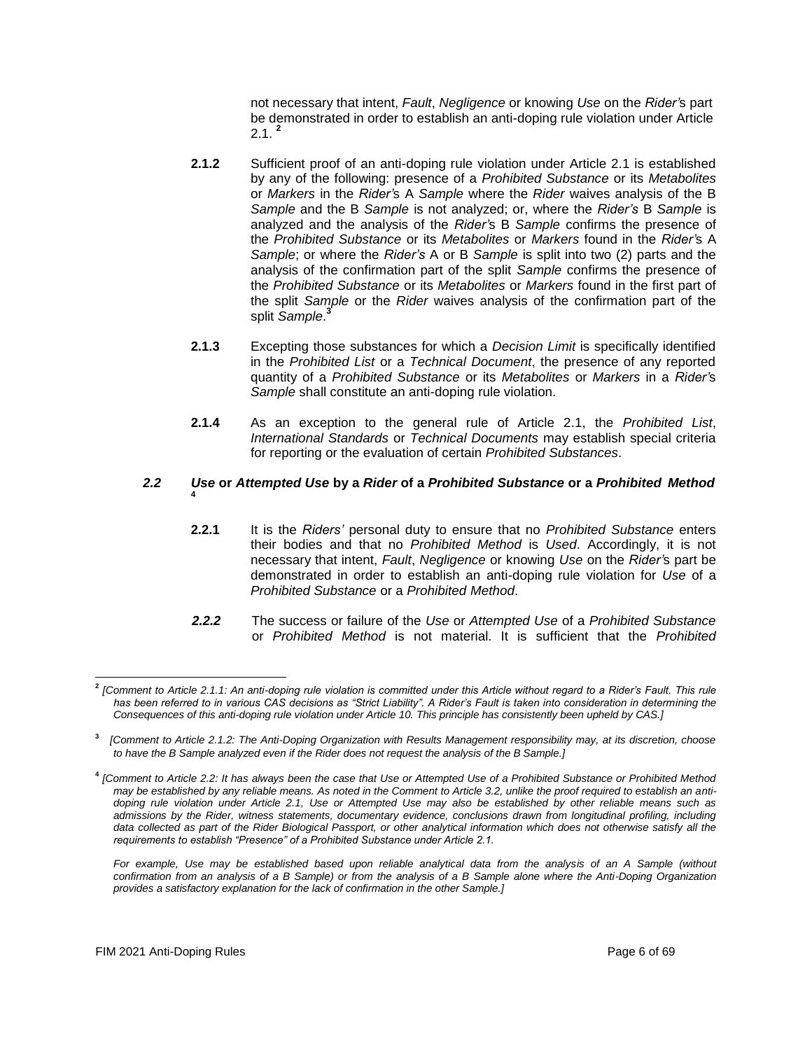not necessary that intent, *Fault*, *Negligence* or knowing *Use* on the *Rider'*s part be demonstrated in order to establish an anti-doping rule violation under Article 2.1. [2]

**2.1.2** Sufficient proof of an anti-doping rule violation under Article 2.1 is established by any of the following: presence of a *Prohibited Substance* or its *Metabolites* or *Markers* in the *Rider'*s A *Sample* where the *Rider* waives analysis of the B *Sample* and the B *Sample* is not analyzed; or, where the *Rider's* B *Sample* is analyzed and the analysis of the *Rider'*s B *Sample* confirms the presence of the *Prohibited Substance* or its *Metabolites* or *Markers* found in the *Rider'*s A *Sample*; or where the *Rider's* A or B *Sample* is split into two (2) parts and the analysis of the confirmation part of the split *Sample* confirms the presence of the *Prohibited Substance* or its *Metabolites* or *Markers* found in the first part of the split *Sample* or the *Rider* waives analysis of the confirmation part of the split *Sample*.[3]

**2.1.3** Excepting those substances for which a *Decision Limit* is specifically identified in the *Prohibited List* or a *Technical Document*, the presence of any reported quantity of a *Prohibited Substance* or its *Metabolites* or *Markers* in a *Rider'*s *Sample* shall constitute an anti-doping rule violation.

**2.1.4** As an exception to the general rule of Article 2.1, the *Prohibited List*, *International Standards* or *Technical Documents* may establish special criteria for reporting or the evaluation of certain *Prohibited Substances*.

### *2.2* *Use* or *Attempted Use* by a *Rider* of a *Prohibited Substance* or a *Prohibited Method* [4]

**2.2.1** It is the *Riders'* personal duty to ensure that no *Prohibited Substance* enters their bodies and that no *Prohibited Method* is *Used*. Accordingly, it is not necessary that intent, *Fault*, *Negligence* or knowing *Use* on the *Rider'*s part be demonstrated in order to establish an anti-doping rule violation for *Use* of a *Prohibited Substance* or a *Prohibited Method*.

***2.2.2*** The success or failure of the *Use* or *Attempted Use* of a *Prohibited Substance* or *Prohibited Method* is not material. It is sufficient that the *Prohibited*

---

[2] *[Comment to Article 2.1.1: An anti-doping rule violation is committed under this Article without regard to a Rider's Fault. This rule has been referred to in various CAS decisions as "Strict Liability". A Rider's Fault is taken into consideration in determining the Consequences of this anti-doping rule violation under Article 10. This principle has consistently been upheld by CAS.]*

[3] *[Comment to Article 2.1.2: The Anti-Doping Organization with Results Management responsibility may, at its discretion, choose to have the B Sample analyzed even if the Rider does not request the analysis of the B Sample.]*

[4] *[Comment to Article 2.2: It has always been the case that Use or Attempted Use of a Prohibited Substance or Prohibited Method may be established by any reliable means. As noted in the Comment to Article 3.2, unlike the proof required to establish an anti-doping rule violation under Article 2.1, Use or Attempted Use may also be established by other reliable means such as admissions by the Rider, witness statements, documentary evidence, conclusions drawn from longitudinal profiling, including data collected as part of the Rider Biological Passport, or other analytical information which does not otherwise satisfy all the requirements to establish "Presence" of a Prohibited Substance under Article 2.1.*

*For example, Use may be established based upon reliable analytical data from the analysis of an A Sample (without confirmation from an analysis of a B Sample) or from the analysis of a B Sample alone where the Anti-Doping Organization provides a satisfactory explanation for the lack of confirmation in the other Sample.]*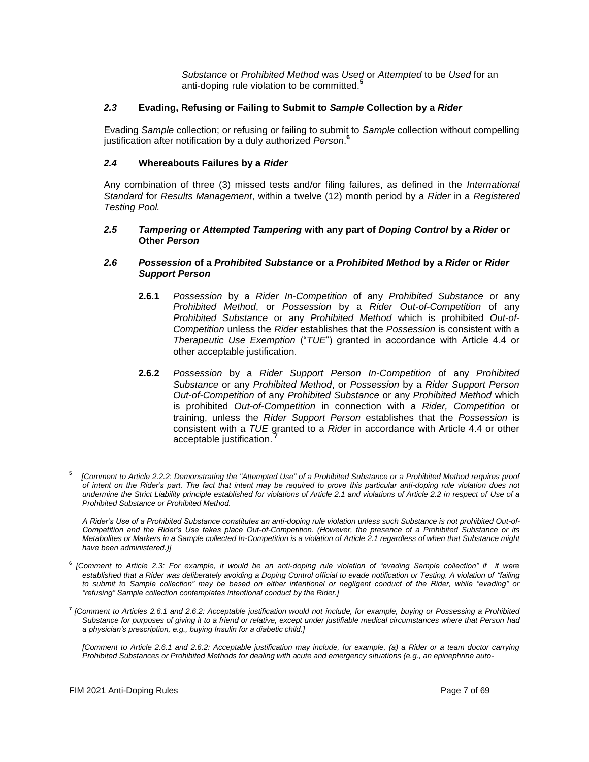*Substance* or *Prohibited Method* was *Used* or *Attempted* to be *Used* for an anti-doping rule violation to be committed.[5]

### *2.3* Evading, Refusing or Failing to Submit to *Sample* Collection by a *Rider*

Evading *Sample* collection; or refusing or failing to submit to *Sample* collection without compelling justification after notification by a duly authorized *Person*.[6]

### *2.4* Whereabouts Failures by a *Rider*

Any combination of three (3) missed tests and/or filing failures, as defined in the *International Standard* for *Results Management*, within a twelve (12) month period by a *Rider* in a *Registered Testing Pool.*

### *2.5* *Tampering* or *Attempted Tampering* with any part of *Doping Control* by a *Rider* or Other *Person*

### *2.6* *Possession* of a *Prohibited Substance* or a *Prohibited Method* by a *Rider* or *Rider Support Person*

**2.6.1** *Possession* by a *Rider In-Competition* of any *Prohibited Substance* or any *Prohibited Method*, or *Possession* by a *Rider Out-of-Competition* of any *Prohibited Substance* or any *Prohibited Method* which is prohibited *Out-of-Competition* unless the *Rider* establishes that the *Possession* is consistent with a *Therapeutic Use Exemption* ("*TUE*") granted in accordance with Article 4.4 or other acceptable justification.

**2.6.2** *Possession* by a *Rider Support Person In-Competition* of any *Prohibited Substance* or any *Prohibited Method*, or *Possession* by a *Rider Support Person Out-of-Competition* of any *Prohibited Substance* or any *Prohibited Method* which is prohibited *Out-of-Competition* in connection with a *Rider, Competition* or training, unless the *Rider Support Person* establishes that the *Possession* is consistent with a *TUE* granted to a *Rider* in accordance with Article 4.4 or other acceptable justification.[7]

---

[5] *[Comment to Article 2.2.2: Demonstrating the "Attempted Use" of a Prohibited Substance or a Prohibited Method requires proof of intent on the Rider's part. The fact that intent may be required to prove this particular anti-doping rule violation does not undermine the Strict Liability principle established for violations of Article 2.1 and violations of Article 2.2 in respect of Use of a Prohibited Substance or Prohibited Method.*

*A Rider's Use of a Prohibited Substance constitutes an anti-doping rule violation unless such Substance is not prohibited Out-of-Competition and the Rider's Use takes place Out-of-Competition. (However, the presence of a Prohibited Substance or its Metabolites or Markers in a Sample collected In-Competition is a violation of Article 2.1 regardless of when that Substance might have been administered.)]*

[6] *[Comment to Article 2.3: For example, it would be an anti-doping rule violation of "evading Sample collection" if it were established that a Rider was deliberately avoiding a Doping Control official to evade notification or Testing. A violation of "failing to submit to Sample collection" may be based on either intentional or negligent conduct of the Rider, while "evading" or "refusing" Sample collection contemplates intentional conduct by the Rider.]*

[7] *[Comment to Articles 2.6.1 and 2.6.2: Acceptable justification would not include, for example, buying or Possessing a Prohibited Substance for purposes of giving it to a friend or relative, except under justifiable medical circumstances where that Person had a physician's prescription, e.g., buying Insulin for a diabetic child.]*

*[Comment to Article 2.6.1 and 2.6.2: Acceptable justification may include, for example, (a) a Rider or a team doctor carrying Prohibited Substances or Prohibited Methods for dealing with acute and emergency situations (e.g., an epinephrine auto-*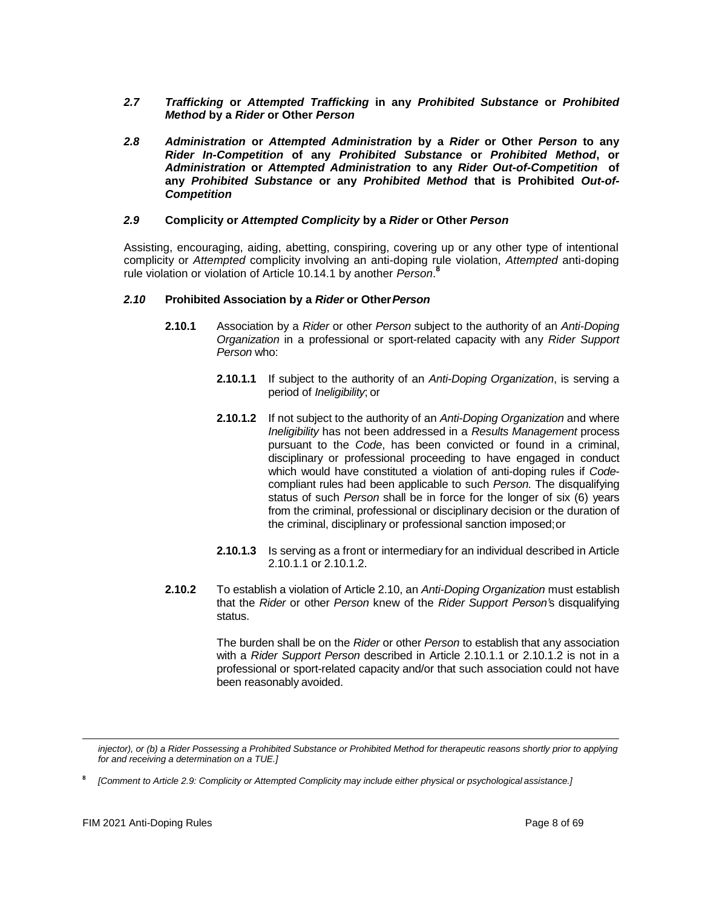### *2.7* ***Trafficking*** **or** ***Attempted Trafficking*** **in any** ***Prohibited Substance*** **or** ***Prohibited Method*** **by a** ***Rider*** **or Other** ***Person***

### *2.8* ***Administration*** **or** ***Attempted Administration*** **by a** ***Rider*** **or Other** ***Person*** **to any** ***Rider In-Competition*** **of any** ***Prohibited Substance*** **or** ***Prohibited Method*****, or** ***Administration*** **or** ***Attempted Administration*** **to any** ***Rider Out-of-Competition*** **of any** ***Prohibited Substance*** **or any** ***Prohibited Method*** **that is Prohibited** ***Out-of-Competition***

### *2.9* **Complicity or** ***Attempted Complicity*** **by a** ***Rider*** **or Other** ***Person***

Assisting, encouraging, aiding, abetting, conspiring, covering up or any other type of intentional complicity or *Attempted* complicity involving an anti-doping rule violation, *Attempted* anti-doping rule violation or violation of Article 10.14.1 by another *Person*.[8]

### *2.10* **Prohibited Association by a** ***Rider*** **or Other** ***Person***

**2.10.1** Association by a *Rider* or other *Person* subject to the authority of an *Anti-Doping Organization* in a professional or sport-related capacity with any *Rider Support Person* who:

**2.10.1.1** If subject to the authority of an *Anti-Doping Organization*, is serving a period of *Ineligibility*; or

**2.10.1.2** If not subject to the authority of an *Anti-Doping Organization* and where *Ineligibility* has not been addressed in a *Results Management* process pursuant to the *Code*, has been convicted or found in a criminal, disciplinary or professional proceeding to have engaged in conduct which would have constituted a violation of anti-doping rules if *Code*-compliant rules had been applicable to such *Person.* The disqualifying status of such *Person* shall be in force for the longer of six (6) years from the criminal, professional or disciplinary decision or the duration of the criminal, disciplinary or professional sanction imposed; or

**2.10.1.3** Is serving as a front or intermediary for an individual described in Article 2.10.1.1 or 2.10.1.2.

**2.10.2** To establish a violation of Article 2.10, an *Anti-Doping Organization* must establish that the *Rider* or other *Person* knew of the *Rider Support Person'*s disqualifying status.

The burden shall be on the *Rider* or other *Person* to establish that any association with a *Rider Support Person* described in Article 2.10.1.1 or 2.10.1.2 is not in a professional or sport-related capacity and/or that such association could not have been reasonably avoided.

---

*injector), or (b) a Rider Possessing a Prohibited Substance or Prohibited Method for therapeutic reasons shortly prior to applying for and receiving a determination on a TUE.]*

[8] *[Comment to Article 2.9: Complicity or Attempted Complicity may include either physical or psychological assistance.]*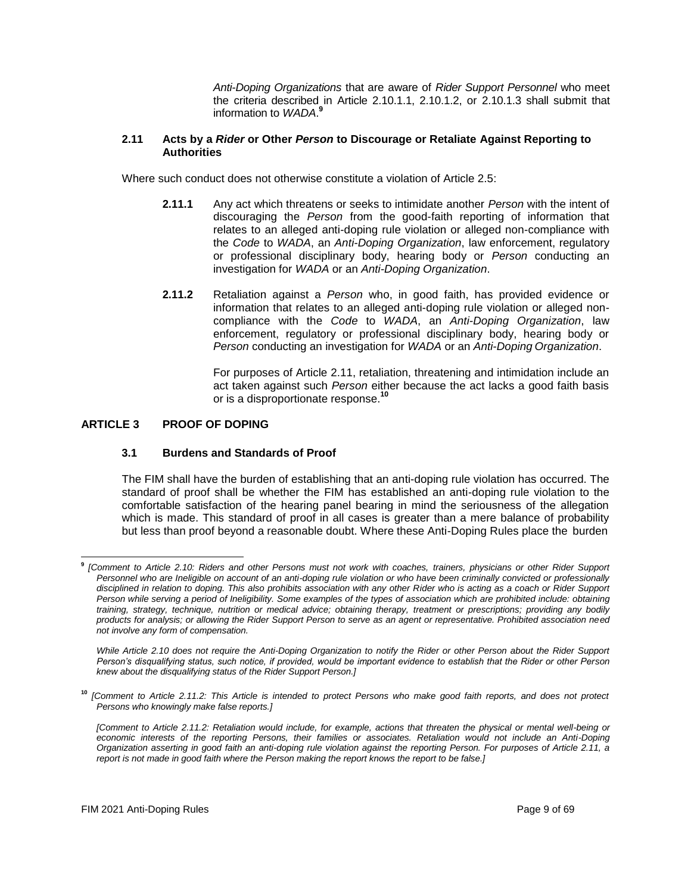*Anti-Doping Organizations* that are aware of *Rider Support Personnel* who meet the criteria described in Article 2.10.1.1, 2.10.1.2, or 2.10.1.3 shall submit that information to *WADA*.[9]

### 2.11 Acts by a *Rider* or Other *Person* to Discourage or Retaliate Against Reporting to Authorities

Where such conduct does not otherwise constitute a violation of Article 2.5:

**2.11.1** Any act which threatens or seeks to intimidate another *Person* with the intent of discouraging the *Person* from the good-faith reporting of information that relates to an alleged anti-doping rule violation or alleged non-compliance with the *Code* to *WADA*, an *Anti-Doping Organization*, law enforcement, regulatory or professional disciplinary body, hearing body or *Person* conducting an investigation for *WADA* or an *Anti-Doping Organization*.

**2.11.2** Retaliation against a *Person* who, in good faith, has provided evidence or information that relates to an alleged anti-doping rule violation or alleged non-compliance with the *Code* to *WADA*, an *Anti-Doping Organization*, law enforcement, regulatory or professional disciplinary body, hearing body or *Person* conducting an investigation for *WADA* or an *Anti-Doping Organization*.

For purposes of Article 2.11, retaliation, threatening and intimidation include an act taken against such *Person* either because the act lacks a good faith basis or is a disproportionate response.[10]

## ARTICLE 3 PROOF OF DOPING

### 3.1 Burdens and Standards of Proof

The FIM shall have the burden of establishing that an anti-doping rule violation has occurred. The standard of proof shall be whether the FIM has established an anti-doping rule violation to the comfortable satisfaction of the hearing panel bearing in mind the seriousness of the allegation which is made. This standard of proof in all cases is greater than a mere balance of probability but less than proof beyond a reasonable doubt. Where these Anti-Doping Rules place the burden

---

[9] *[Comment to Article 2.10: Riders and other Persons must not work with coaches, trainers, physicians or other Rider Support Personnel who are Ineligible on account of an anti-doping rule violation or who have been criminally convicted or professionally disciplined in relation to doping. This also prohibits association with any other Rider who is acting as a coach or Rider Support Person while serving a period of Ineligibility. Some examples of the types of association which are prohibited include: obtaining training, strategy, technique, nutrition or medical advice; obtaining therapy, treatment or prescriptions; providing any bodily products for analysis; or allowing the Rider Support Person to serve as an agent or representative. Prohibited association need not involve any form of compensation.*

*While Article 2.10 does not require the Anti-Doping Organization to notify the Rider or other Person about the Rider Support Person's disqualifying status, such notice, if provided, would be important evidence to establish that the Rider or other Person knew about the disqualifying status of the Rider Support Person.]*

[10] *[Comment to Article 2.11.2: This Article is intended to protect Persons who make good faith reports, and does not protect Persons who knowingly make false reports.]*

*[Comment to Article 2.11.2: Retaliation would include, for example, actions that threaten the physical or mental well-being or economic interests of the reporting Persons, their families or associates. Retaliation would not include an Anti-Doping Organization asserting in good faith an anti-doping rule violation against the reporting Person. For purposes of Article 2.11, a report is not made in good faith where the Person making the report knows the report to be false.]*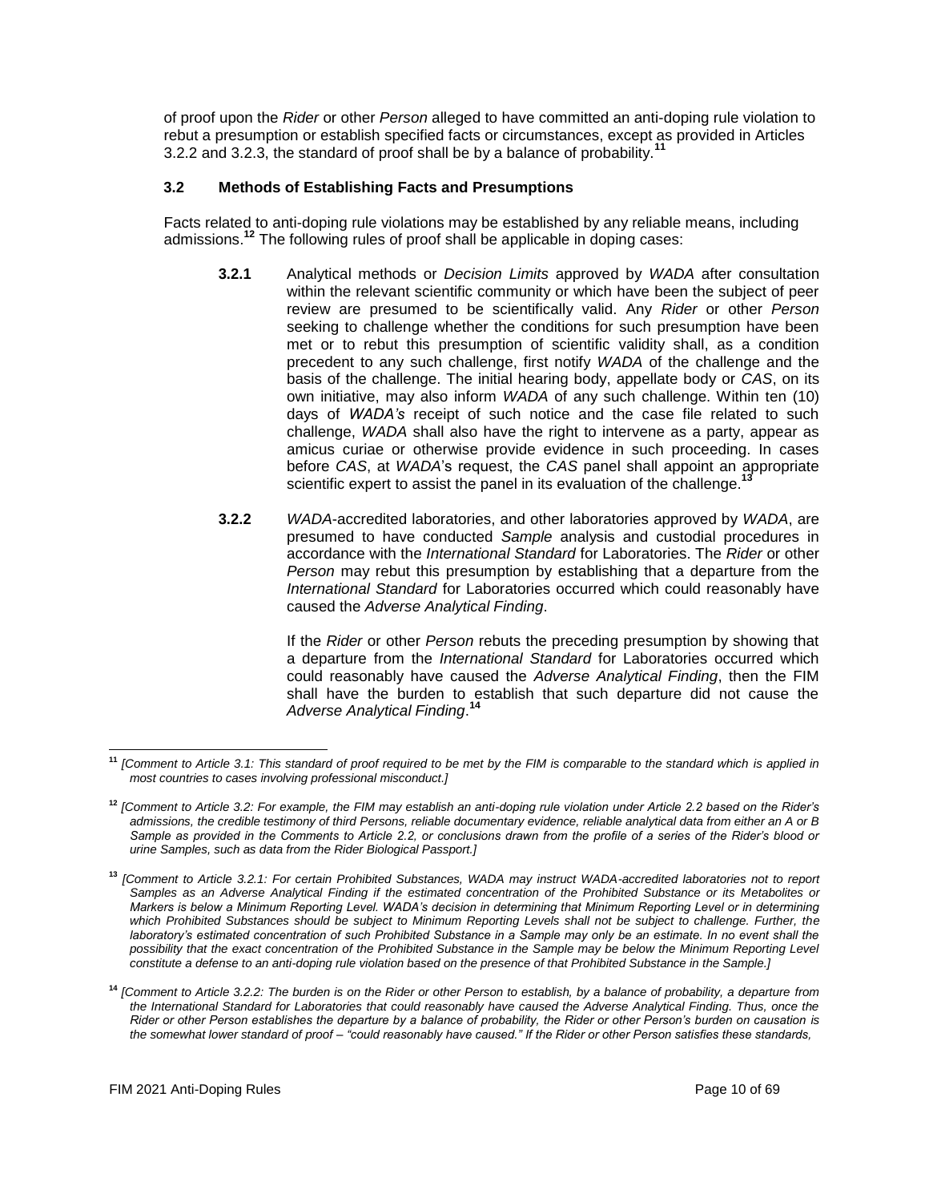of proof upon the *Rider* or other *Person* alleged to have committed an anti-doping rule violation to rebut a presumption or establish specified facts or circumstances, except as provided in Articles 3.2.2 and 3.2.3, the standard of proof shall be by a balance of probability.[11]

### 3.2 Methods of Establishing Facts and Presumptions

Facts related to anti-doping rule violations may be established by any reliable means, including admissions.[12] The following rules of proof shall be applicable in doping cases:

**3.2.1** Analytical methods or *Decision Limits* approved by *WADA* after consultation within the relevant scientific community or which have been the subject of peer review are presumed to be scientifically valid. Any *Rider* or other *Person* seeking to challenge whether the conditions for such presumption have been met or to rebut this presumption of scientific validity shall, as a condition precedent to any such challenge, first notify *WADA* of the challenge and the basis of the challenge. The initial hearing body, appellate body or *CAS*, on its own initiative, may also inform *WADA* of any such challenge. Within ten (10) days of *WADA's* receipt of such notice and the case file related to such challenge, *WADA* shall also have the right to intervene as a party, appear as amicus curiae or otherwise provide evidence in such proceeding. In cases before *CAS*, at *WADA*'s request, the *CAS* panel shall appoint an appropriate scientific expert to assist the panel in its evaluation of the challenge.[13]

**3.2.2** *WADA*-accredited laboratories, and other laboratories approved by *WADA*, are presumed to have conducted *Sample* analysis and custodial procedures in accordance with the *International Standard* for Laboratories. The *Rider* or other *Person* may rebut this presumption by establishing that a departure from the *International Standard* for Laboratories occurred which could reasonably have caused the *Adverse Analytical Finding*.

If the *Rider* or other *Person* rebuts the preceding presumption by showing that a departure from the *International Standard* for Laboratories occurred which could reasonably have caused the *Adverse Analytical Finding*, then the FIM shall have the burden to establish that such departure did not cause the *Adverse Analytical Finding*.[14]

---

[11] *[Comment to Article 3.1: This standard of proof required to be met by the FIM is comparable to the standard which is applied in most countries to cases involving professional misconduct.]*

[12] *[Comment to Article 3.2: For example, the FIM may establish an anti-doping rule violation under Article 2.2 based on the Rider's admissions, the credible testimony of third Persons, reliable documentary evidence, reliable analytical data from either an A or B Sample as provided in the Comments to Article 2.2, or conclusions drawn from the profile of a series of the Rider's blood or urine Samples, such as data from the Rider Biological Passport.]*

[13] *[Comment to Article 3.2.1: For certain Prohibited Substances, WADA may instruct WADA-accredited laboratories not to report Samples as an Adverse Analytical Finding if the estimated concentration of the Prohibited Substance or its Metabolites or Markers is below a Minimum Reporting Level. WADA's decision in determining that Minimum Reporting Level or in determining which Prohibited Substances should be subject to Minimum Reporting Levels shall not be subject to challenge. Further, the laboratory's estimated concentration of such Prohibited Substance in a Sample may only be an estimate. In no event shall the possibility that the exact concentration of the Prohibited Substance in the Sample may be below the Minimum Reporting Level constitute a defense to an anti-doping rule violation based on the presence of that Prohibited Substance in the Sample.]*

[14] *[Comment to Article 3.2.2: The burden is on the Rider or other Person to establish, by a balance of probability, a departure from the International Standard for Laboratories that could reasonably have caused the Adverse Analytical Finding. Thus, once the Rider or other Person establishes the departure by a balance of probability, the Rider or other Person's burden on causation is the somewhat lower standard of proof – "could reasonably have caused." If the Rider or other Person satisfies these standards,*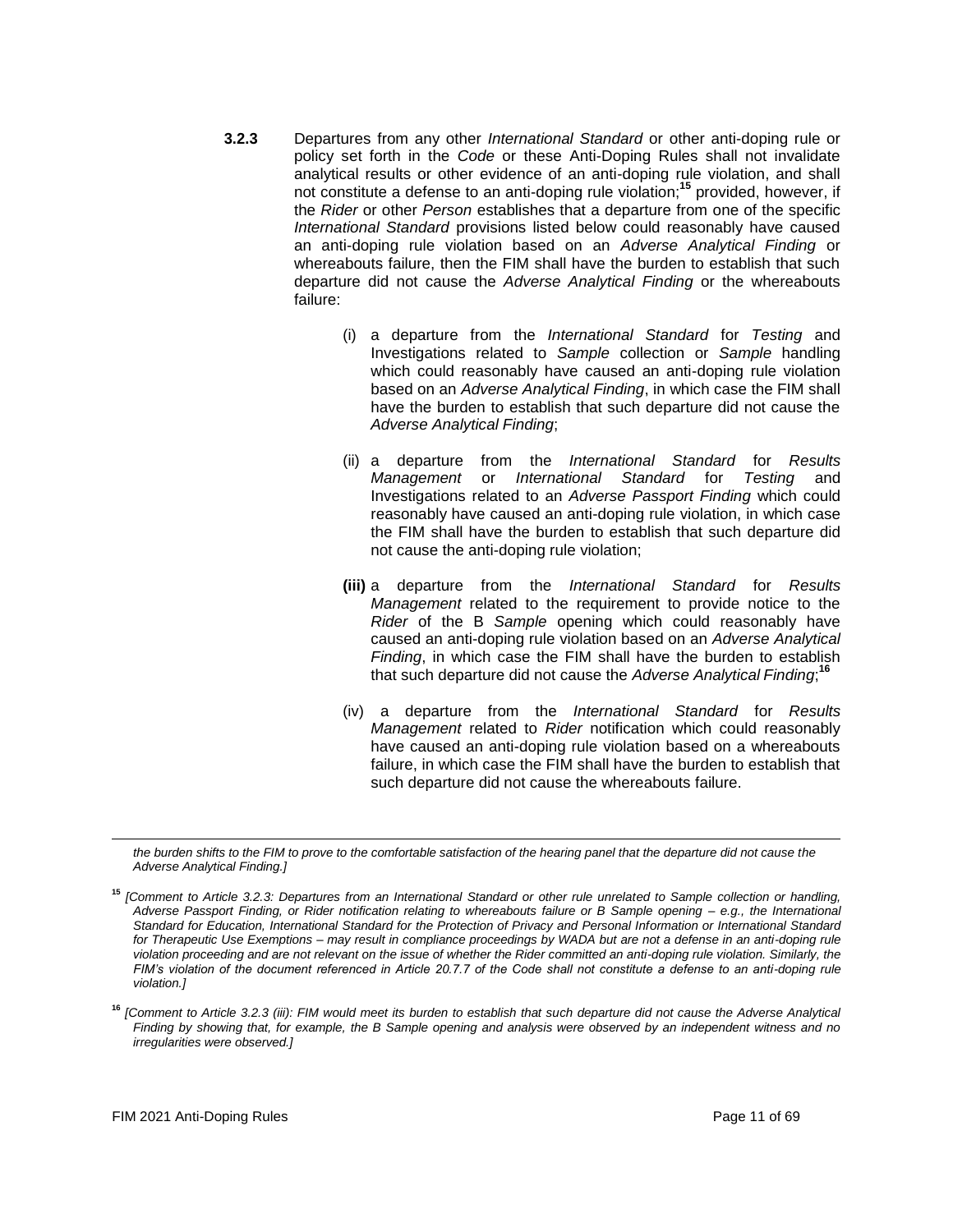**3.2.3** Departures from any other *International Standard* or other anti-doping rule or policy set forth in the *Code* or these Anti-Doping Rules shall not invalidate analytical results or other evidence of an anti-doping rule violation, and shall not constitute a defense to an anti-doping rule violation;[15] provided, however, if the *Rider* or other *Person* establishes that a departure from one of the specific *International Standard* provisions listed below could reasonably have caused an anti-doping rule violation based on an *Adverse Analytical Finding* or whereabouts failure, then the FIM shall have the burden to establish that such departure did not cause the *Adverse Analytical Finding* or the whereabouts failure:

(i) a departure from the *International Standard* for *Testing* and Investigations related to *Sample* collection or *Sample* handling which could reasonably have caused an anti-doping rule violation based on an *Adverse Analytical Finding*, in which case the FIM shall have the burden to establish that such departure did not cause the *Adverse Analytical Finding*;

(ii) a departure from the *International Standard* for *Results Management* or *International Standard* for *Testing* and Investigations related to an *Adverse Passport Finding* which could reasonably have caused an anti-doping rule violation, in which case the FIM shall have the burden to establish that such departure did not cause the anti-doping rule violation;

**(iii)** a departure from the *International Standard* for *Results Management* related to the requirement to provide notice to the *Rider* of the B *Sample* opening which could reasonably have caused an anti-doping rule violation based on an *Adverse Analytical Finding*, in which case the FIM shall have the burden to establish that such departure did not cause the *Adverse Analytical Finding*;[16]

(iv) a departure from the *International Standard* for *Results Management* related to *Rider* notification which could reasonably have caused an anti-doping rule violation based on a whereabouts failure, in which case the FIM shall have the burden to establish that such departure did not cause the whereabouts failure.

---

*the burden shifts to the FIM to prove to the comfortable satisfaction of the hearing panel that the departure did not cause the Adverse Analytical Finding.]*

[15] *[Comment to Article 3.2.3: Departures from an International Standard or other rule unrelated to Sample collection or handling, Adverse Passport Finding, or Rider notification relating to whereabouts failure or B Sample opening – e.g., the International Standard for Education, International Standard for the Protection of Privacy and Personal Information or International Standard for Therapeutic Use Exemptions – may result in compliance proceedings by WADA but are not a defense in an anti-doping rule violation proceeding and are not relevant on the issue of whether the Rider committed an anti-doping rule violation. Similarly, the FIM's violation of the document referenced in Article 20.7.7 of the Code shall not constitute a defense to an anti-doping rule violation.]*

[16] *[Comment to Article 3.2.3 (iii): FIM would meet its burden to establish that such departure did not cause the Adverse Analytical Finding by showing that, for example, the B Sample opening and analysis were observed by an independent witness and no irregularities were observed.]*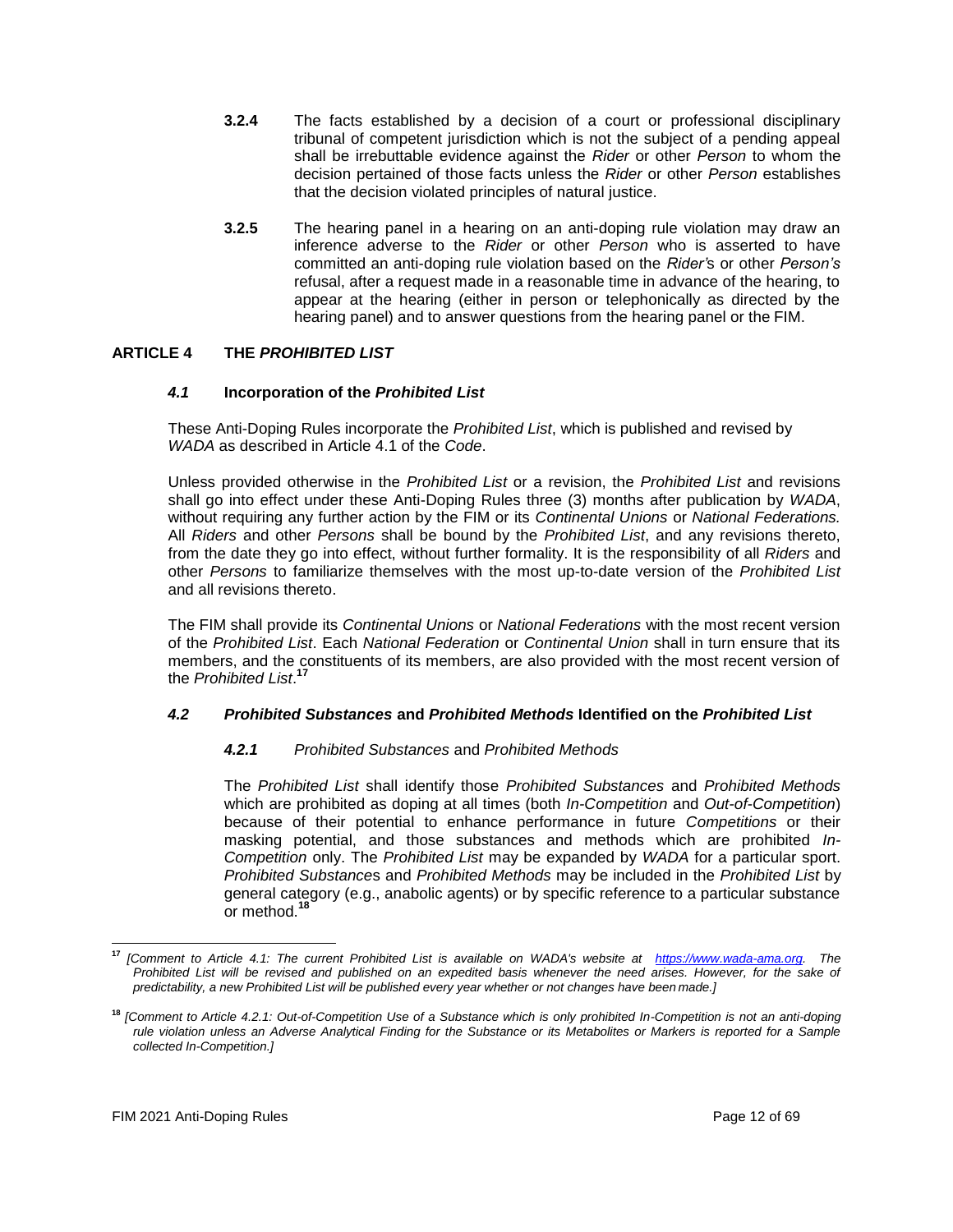**3.2.4** The facts established by a decision of a court or professional disciplinary tribunal of competent jurisdiction which is not the subject of a pending appeal shall be irrebuttable evidence against the *Rider* or other *Person* to whom the decision pertained of those facts unless the *Rider* or other *Person* establishes that the decision violated principles of natural justice.

**3.2.5** The hearing panel in a hearing on an anti-doping rule violation may draw an inference adverse to the *Rider* or other *Person* who is asserted to have committed an anti-doping rule violation based on the *Rider'*s or other *Person's* refusal, after a request made in a reasonable time in advance of the hearing, to appear at the hearing (either in person or telephonically as directed by the hearing panel) and to answer questions from the hearing panel or the FIM.

## ARTICLE 4 THE *PROHIBITED LIST*

### *4.1* Incorporation of the *Prohibited List*

These Anti-Doping Rules incorporate the *Prohibited List*, which is published and revised by *WADA* as described in Article 4.1 of the *Code*.

Unless provided otherwise in the *Prohibited List* or a revision, the *Prohibited List* and revisions shall go into effect under these Anti-Doping Rules three (3) months after publication by *WADA*, without requiring any further action by the FIM or its *Continental Unions* or *National Federations.* All *Riders* and other *Persons* shall be bound by the *Prohibited List*, and any revisions thereto, from the date they go into effect, without further formality. It is the responsibility of all *Riders* and other *Persons* to familiarize themselves with the most up-to-date version of the *Prohibited List* and all revisions thereto.

The FIM shall provide its *Continental Unions* or *National Federations* with the most recent version of the *Prohibited List*. Each *National Federation* or *Continental Union* shall in turn ensure that its members, and the constituents of its members, are also provided with the most recent version of the *Prohibited List*.[17]

### *4.2 Prohibited Substances* and *Prohibited Methods* Identified on the *Prohibited List*

#### *4.2.1 Prohibited Substances* and *Prohibited Methods*

The *Prohibited List* shall identify those *Prohibited Substances* and *Prohibited Methods* which are prohibited as doping at all times (both *In-Competition* and *Out-of-Competition*) because of their potential to enhance performance in future *Competitions* or their masking potential, and those substances and methods which are prohibited *In-Competition* only. The *Prohibited List* may be expanded by *WADA* for a particular sport. *Prohibited Substance*s and *Prohibited Methods* may be included in the *Prohibited List* by general category (e.g., anabolic agents) or by specific reference to a particular substance or method.[18]

---

[17] *[Comment to Article 4.1: The current Prohibited List is available on WADA's website at https://www.wada-ama.org. The Prohibited List will be revised and published on an expedited basis whenever the need arises. However, for the sake of predictability, a new Prohibited List will be published every year whether or not changes have been made.]*

[18] *[Comment to Article 4.2.1: Out-of-Competition Use of a Substance which is only prohibited In-Competition is not an anti-doping rule violation unless an Adverse Analytical Finding for the Substance or its Metabolites or Markers is reported for a Sample collected In-Competition.]*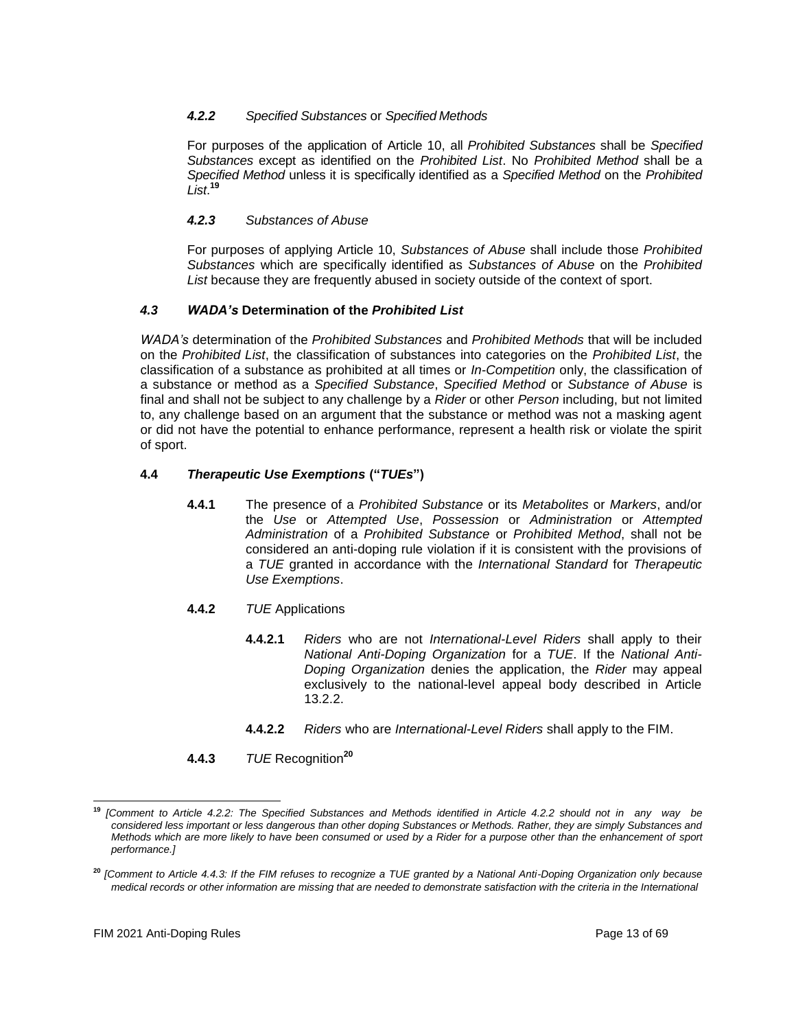#### *4.2.2* *Specified Substances* or *Specified Methods*

For purposes of the application of Article 10, all *Prohibited Substances* shall be *Specified Substances* except as identified on the *Prohibited List*. No *Prohibited Method* shall be a *Specified Method* unless it is specifically identified as a *Specified Method* on the *Prohibited List*.[19]

#### *4.2.3* *Substances of Abuse*

For purposes of applying Article 10, *Substances of Abuse* shall include those *Prohibited Substances* which are specifically identified as *Substances of Abuse* on the *Prohibited List* because they are frequently abused in society outside of the context of sport.

### *4.3* *WADA's* Determination of the *Prohibited List*

*WADA's* determination of the *Prohibited Substances* and *Prohibited Methods* that will be included on the *Prohibited List*, the classification of substances into categories on the *Prohibited List*, the classification of a substance as prohibited at all times or *In-Competition* only, the classification of a substance or method as a *Specified Substance*, *Specified Method* or *Substance of Abuse* is final and shall not be subject to any challenge by a *Rider* or other *Person* including, but not limited to, any challenge based on an argument that the substance or method was not a masking agent or did not have the potential to enhance performance, represent a health risk or violate the spirit of sport.

### 4.4 *Therapeutic Use Exemptions* ("*TUEs*")

**4.4.1** The presence of a *Prohibited Substance* or its *Metabolites* or *Markers*, and/or the *Use* or *Attempted Use*, *Possession* or *Administration* or *Attempted Administration* of a *Prohibited Substance* or *Prohibited Method*, shall not be considered an anti-doping rule violation if it is consistent with the provisions of a *TUE* granted in accordance with the *International Standard* for *Therapeutic Use Exemptions*.

**4.4.2** *TUE* Applications

**4.4.2.1** *Riders* who are not *International-Level Riders* shall apply to their *National Anti-Doping Organization* for a *TUE*. If the *National Anti-Doping Organization* denies the application, the *Rider* may appeal exclusively to the national-level appeal body described in Article 13.2.2.

**4.4.2.2** *Riders* who are *International-Level Riders* shall apply to the FIM.

**4.4.3** *TUE* Recognition[20]

---

[19] *[Comment to Article 4.2.2: The Specified Substances and Methods identified in Article 4.2.2 should not in any way be considered less important or less dangerous than other doping Substances or Methods. Rather, they are simply Substances and Methods which are more likely to have been consumed or used by a Rider for a purpose other than the enhancement of sport performance.]*

[20] *[Comment to Article 4.4.3: If the FIM refuses to recognize a TUE granted by a National Anti-Doping Organization only because medical records or other information are missing that are needed to demonstrate satisfaction with the criteria in the International*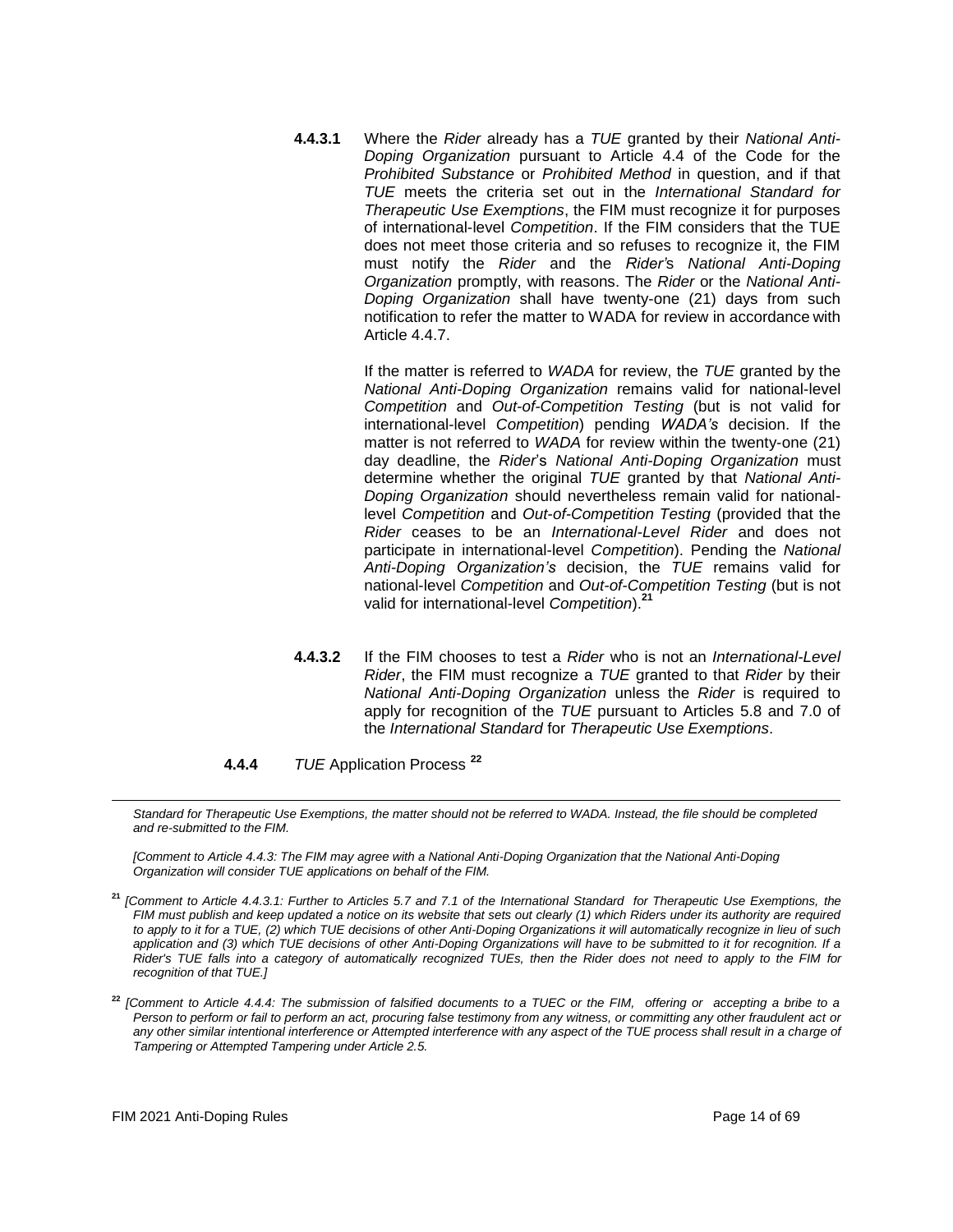**4.4.3.1** Where the *Rider* already has a *TUE* granted by their *National Anti-Doping Organization* pursuant to Article 4.4 of the Code for the *Prohibited Substance* or *Prohibited Method* in question, and if that *TUE* meets the criteria set out in the *International Standard for Therapeutic Use Exemptions*, the FIM must recognize it for purposes of international-level *Competition*. If the FIM considers that the TUE does not meet those criteria and so refuses to recognize it, the FIM must notify the *Rider* and the *Rider's National Anti-Doping Organization* promptly, with reasons. The *Rider* or the *National Anti-Doping Organization* shall have twenty-one (21) days from such notification to refer the matter to WADA for review in accordance with Article 4.4.7.

If the matter is referred to *WADA* for review, the *TUE* granted by the *National Anti-Doping Organization* remains valid for national-level *Competition* and *Out-of-Competition Testing* (but is not valid for international-level *Competition*) pending *WADA's* decision. If the matter is not referred to *WADA* for review within the twenty-one (21) day deadline, the *Rider*'s *National Anti-Doping Organization* must determine whether the original *TUE* granted by that *National Anti-Doping Organization* should nevertheless remain valid for national-level *Competition* and *Out-of-Competition Testing* (provided that the *Rider* ceases to be an *International-Level Rider* and does not participate in international-level *Competition*). Pending the *National Anti-Doping Organization's* decision, the *TUE* remains valid for national-level *Competition* and *Out-of-Competition Testing* (but is not valid for international-level *Competition*).[21]

**4.4.3.2** If the FIM chooses to test a *Rider* who is not an *International-Level Rider*, the FIM must recognize a *TUE* granted to that *Rider* by their *National Anti-Doping Organization* unless the *Rider* is required to apply for recognition of the *TUE* pursuant to Articles 5.8 and 7.0 of the *International Standard* for *Therapeutic Use Exemptions*.

**4.4.4** *TUE* Application Process [22]

---

*Standard for Therapeutic Use Exemptions, the matter should not be referred to WADA. Instead, the file should be completed and re-submitted to the FIM.*

*[Comment to Article 4.4.3: The FIM may agree with a National Anti-Doping Organization that the National Anti-Doping Organization will consider TUE applications on behalf of the FIM.*

[21] *[Comment to Article 4.4.3.1: Further to Articles 5.7 and 7.1 of the International Standard for Therapeutic Use Exemptions, the FIM must publish and keep updated a notice on its website that sets out clearly (1) which Riders under its authority are required to apply to it for a TUE, (2) which TUE decisions of other Anti-Doping Organizations it will automatically recognize in lieu of such application and (3) which TUE decisions of other Anti-Doping Organizations will have to be submitted to it for recognition. If a Rider's TUE falls into a category of automatically recognized TUEs, then the Rider does not need to apply to the FIM for recognition of that TUE.]*

[22] *[Comment to Article 4.4.4: The submission of falsified documents to a TUEC or the FIM, offering or accepting a bribe to a Person to perform or fail to perform an act, procuring false testimony from any witness, or committing any other fraudulent act or any other similar intentional interference or Attempted interference with any aspect of the TUE process shall result in a charge of Tampering or Attempted Tampering under Article 2.5.*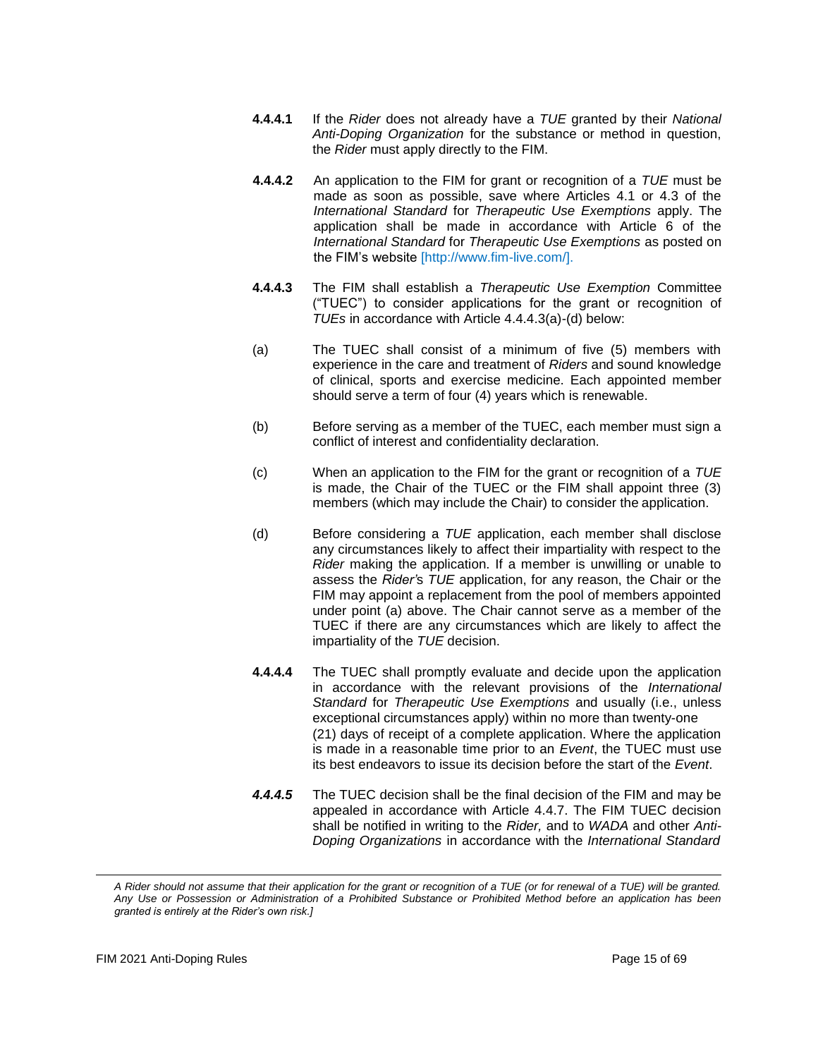**4.4.4.1** If the *Rider* does not already have a *TUE* granted by their *National Anti-Doping Organization* for the substance or method in question, the *Rider* must apply directly to the FIM.

**4.4.4.2** An application to the FIM for grant or recognition of a *TUE* must be made as soon as possible, save where Articles 4.1 or 4.3 of the *International Standard* for *Therapeutic Use Exemptions* apply. The application shall be made in accordance with Article 6 of the *International Standard* for *Therapeutic Use Exemptions* as posted on the FIM's website [http://www.fim-live.com/].

**4.4.4.3** The FIM shall establish a *Therapeutic Use Exemption* Committee ("TUEC") to consider applications for the grant or recognition of *TUEs* in accordance with Article 4.4.4.3(a)-(d) below:

(a) The TUEC shall consist of a minimum of five (5) members with experience in the care and treatment of *Riders* and sound knowledge of clinical, sports and exercise medicine. Each appointed member should serve a term of four (4) years which is renewable.

(b) Before serving as a member of the TUEC, each member must sign a conflict of interest and confidentiality declaration.

(c) When an application to the FIM for the grant or recognition of a *TUE* is made, the Chair of the TUEC or the FIM shall appoint three (3) members (which may include the Chair) to consider the application.

(d) Before considering a *TUE* application, each member shall disclose any circumstances likely to affect their impartiality with respect to the *Rider* making the application. If a member is unwilling or unable to assess the *Rider's TUE* application, for any reason, the Chair or the FIM may appoint a replacement from the pool of members appointed under point (a) above. The Chair cannot serve as a member of the TUEC if there are any circumstances which are likely to affect the impartiality of the *TUE* decision.

**4.4.4.4** The TUEC shall promptly evaluate and decide upon the application in accordance with the relevant provisions of the *International Standard* for *Therapeutic Use Exemptions* and usually (i.e., unless exceptional circumstances apply) within no more than twenty-one (21) days of receipt of a complete application. Where the application is made in a reasonable time prior to an *Event*, the TUEC must use its best endeavors to issue its decision before the start of the *Event*.

***4.4.4.5*** The TUEC decision shall be the final decision of the FIM and may be appealed in accordance with Article 4.4.7. The FIM TUEC decision shall be notified in writing to the *Rider,* and to *WADA* and other *Anti-Doping Organizations* in accordance with the *International Standard*

---

*A Rider should not assume that their application for the grant or recognition of a TUE (or for renewal of a TUE) will be granted. Any Use or Possession or Administration of a Prohibited Substance or Prohibited Method before an application has been granted is entirely at the Rider's own risk.]*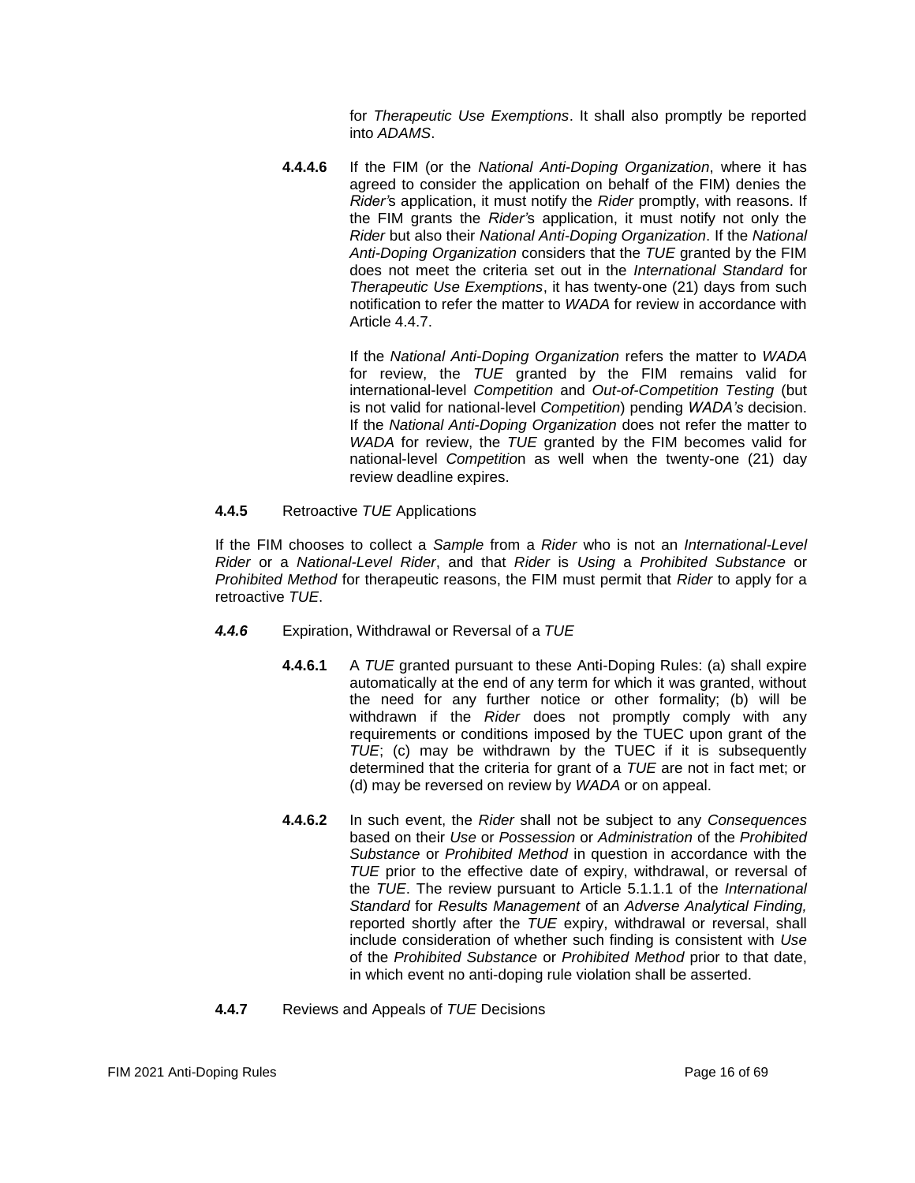for *Therapeutic Use Exemptions*. It shall also promptly be reported into *ADAMS*.

**4.4.4.6** If the FIM (or the *National Anti-Doping Organization*, where it has agreed to consider the application on behalf of the FIM) denies the *Rider'*s application, it must notify the *Rider* promptly, with reasons. If the FIM grants the *Rider'*s application, it must notify not only the *Rider* but also their *National Anti-Doping Organization*. If the *National Anti-Doping Organization* considers that the *TUE* granted by the FIM does not meet the criteria set out in the *International Standard* for *Therapeutic Use Exemptions*, it has twenty-one (21) days from such notification to refer the matter to *WADA* for review in accordance with Article 4.4.7.

If the *National Anti-Doping Organization* refers the matter to *WADA* for review, the *TUE* granted by the FIM remains valid for international-level *Competition* and *Out-of-Competition Testing* (but is not valid for national-level *Competition*) pending *WADA's* decision. If the *National Anti-Doping Organization* does not refer the matter to *WADA* for review, the *TUE* granted by the FIM becomes valid for national-level *Competitio*n as well when the twenty-one (21) day review deadline expires.

**4.4.5** Retroactive *TUE* Applications

If the FIM chooses to collect a *Sample* from a *Rider* who is not an *International-Level Rider* or a *National-Level Rider*, and that *Rider* is *Using* a *Prohibited Substance* or *Prohibited Method* for therapeutic reasons, the FIM must permit that *Rider* to apply for a retroactive *TUE*.

***4.4.6*** Expiration, Withdrawal or Reversal of a *TUE*

**4.4.6.1** A *TUE* granted pursuant to these Anti-Doping Rules: (a) shall expire automatically at the end of any term for which it was granted, without the need for any further notice or other formality; (b) will be withdrawn if the *Rider* does not promptly comply with any requirements or conditions imposed by the TUEC upon grant of the *TUE*; (c) may be withdrawn by the TUEC if it is subsequently determined that the criteria for grant of a *TUE* are not in fact met; or (d) may be reversed on review by *WADA* or on appeal.

**4.4.6.2** In such event, the *Rider* shall not be subject to any *Consequences* based on their *Use* or *Possession* or *Administration* of the *Prohibited Substance* or *Prohibited Method* in question in accordance with the *TUE* prior to the effective date of expiry, withdrawal, or reversal of the *TUE*. The review pursuant to Article 5.1.1.1 of the *International Standard* for *Results Management* of an *Adverse Analytical Finding,* reported shortly after the *TUE* expiry, withdrawal or reversal, shall include consideration of whether such finding is consistent with *Use* of the *Prohibited Substance* or *Prohibited Method* prior to that date, in which event no anti-doping rule violation shall be asserted.

**4.4.7** Reviews and Appeals of *TUE* Decisions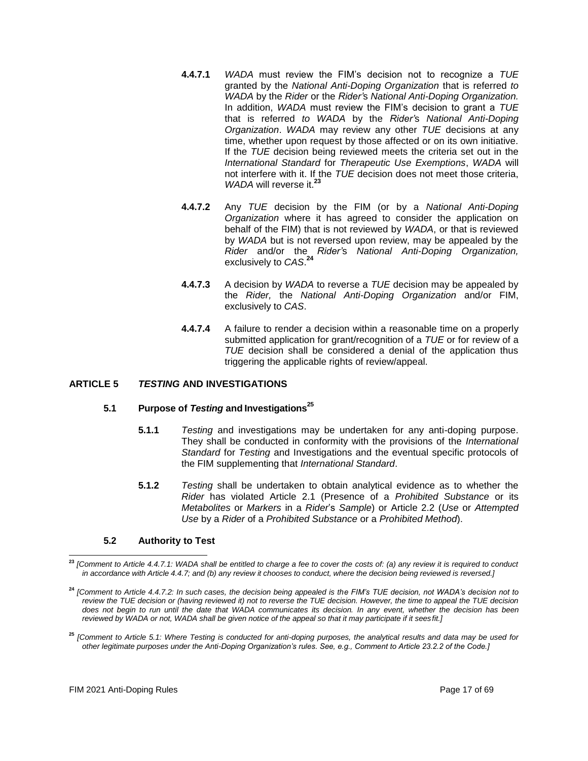**4.4.7.1** *WADA* must review the FIM's decision not to recognize a *TUE* granted by the *National Anti-Doping Organization* that is referred *to WADA* by the *Rider* or the *Rider's National Anti-Doping Organization.* In addition, *WADA* must review the FIM's decision to grant a *TUE* that is referred *to WADA* by the *Rider's National Anti-Doping Organization*. *WADA* may review any other *TUE* decisions at any time, whether upon request by those affected or on its own initiative. If the *TUE* decision being reviewed meets the criteria set out in the *International Standard* for *Therapeutic Use Exemptions*, *WADA* will not interfere with it. If the *TUE* decision does not meet those criteria, *WADA* will reverse it.[23]

**4.4.7.2** Any *TUE* decision by the FIM (or by a *National Anti-Doping Organization* where it has agreed to consider the application on behalf of the FIM) that is not reviewed by *WADA*, or that is reviewed by *WADA* but is not reversed upon review, may be appealed by the *Rider* and/or the *Rider's National Anti-Doping Organization,* exclusively to *CAS*.[24]

**4.4.7.3** A decision by *WADA* to reverse a *TUE* decision may be appealed by the *Rider,* the *National Anti-Doping Organization* and/or FIM, exclusively to *CAS*.

**4.4.7.4** A failure to render a decision within a reasonable time on a properly submitted application for grant/recognition of a *TUE* or for review of a *TUE* decision shall be considered a denial of the application thus triggering the applicable rights of review/appeal.

## ARTICLE 5 *TESTING* AND INVESTIGATIONS

### 5.1 Purpose of *Testing* and Investigations[25]

**5.1.1** *Testing* and investigations may be undertaken for any anti-doping purpose. They shall be conducted in conformity with the provisions of the *International Standard* for *Testing* and Investigations and the eventual specific protocols of the FIM supplementing that *International Standard*.

**5.1.2** *Testing* shall be undertaken to obtain analytical evidence as to whether the *Rider* has violated Article 2.1 (Presence of a *Prohibited Substance* or its *Metabolites* or *Markers* in a *Rider*'s *Sample*) or Article 2.2 (*Use* or *Attempted Use* by a *Rider* of a *Prohibited Substance* or a *Prohibited Method*).

### 5.2 Authority to Test

---

[23] *[Comment to Article 4.4.7.1: WADA shall be entitled to charge a fee to cover the costs of: (a) any review it is required to conduct in accordance with Article 4.4.7; and (b) any review it chooses to conduct, where the decision being reviewed is reversed.]*

[24] *[Comment to Article 4.4.7.2: In such cases, the decision being appealed is the FIM's TUE decision, not WADA's decision not to review the TUE decision or (having reviewed it) not to reverse the TUE decision. However, the time to appeal the TUE decision does not begin to run until the date that WADA communicates its decision. In any event, whether the decision has been reviewed by WADA or not, WADA shall be given notice of the appeal so that it may participate if it sees fit.]*

[25] *[Comment to Article 5.1: Where Testing is conducted for anti-doping purposes, the analytical results and data may be used for other legitimate purposes under the Anti-Doping Organization's rules. See, e.g., Comment to Article 23.2.2 of the Code.]*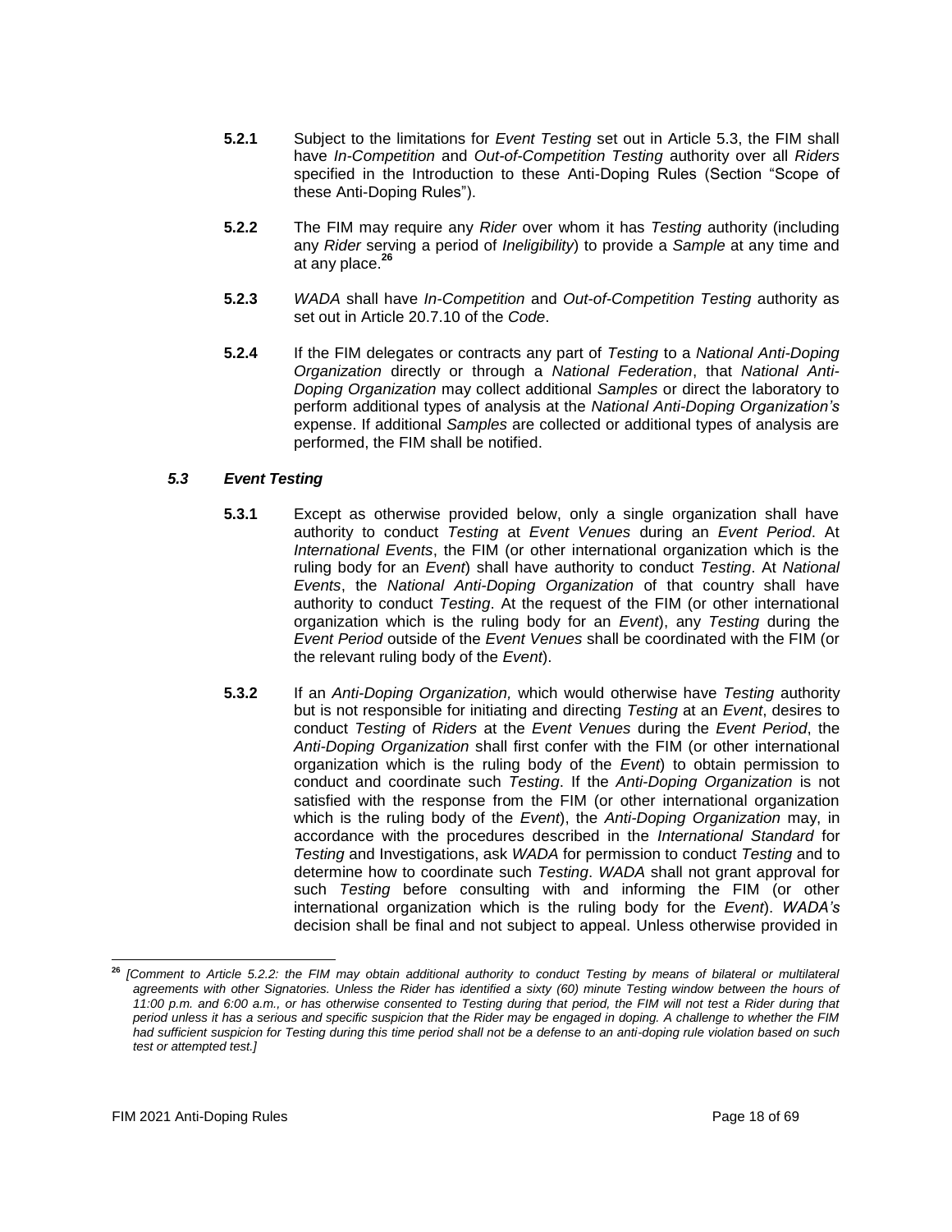**5.2.1** Subject to the limitations for *Event Testing* set out in Article 5.3, the FIM shall have *In-Competition* and *Out-of-Competition Testing* authority over all *Riders* specified in the Introduction to these Anti-Doping Rules (Section "Scope of these Anti-Doping Rules").

**5.2.2** The FIM may require any *Rider* over whom it has *Testing* authority (including any *Rider* serving a period of *Ineligibility*) to provide a *Sample* at any time and at any place.[26]

**5.2.3** *WADA* shall have *In-Competition* and *Out-of-Competition Testing* authority as set out in Article 20.7.10 of the *Code*.

**5.2.4** If the FIM delegates or contracts any part of *Testing* to a *National Anti-Doping Organization* directly or through a *National Federation*, that *National Anti-Doping Organization* may collect additional *Samples* or direct the laboratory to perform additional types of analysis at the *National Anti-Doping Organization's* expense. If additional *Samples* are collected or additional types of analysis are performed, the FIM shall be notified.

### *5.3 Event Testing*

**5.3.1** Except as otherwise provided below, only a single organization shall have authority to conduct *Testing* at *Event Venues* during an *Event Period*. At *International Events*, the FIM (or other international organization which is the ruling body for an *Event*) shall have authority to conduct *Testing*. At *National Events*, the *National Anti-Doping Organization* of that country shall have authority to conduct *Testing*. At the request of the FIM (or other international organization which is the ruling body for an *Event*), any *Testing* during the *Event Period* outside of the *Event Venues* shall be coordinated with the FIM (or the relevant ruling body of the *Event*).

**5.3.2** If an *Anti-Doping Organization,* which would otherwise have *Testing* authority but is not responsible for initiating and directing *Testing* at an *Event*, desires to conduct *Testing* of *Riders* at the *Event Venues* during the *Event Period*, the *Anti-Doping Organization* shall first confer with the FIM (or other international organization which is the ruling body of the *Event*) to obtain permission to conduct and coordinate such *Testing*. If the *Anti-Doping Organization* is not satisfied with the response from the FIM (or other international organization which is the ruling body of the *Event*), the *Anti-Doping Organization* may, in accordance with the procedures described in the *International Standard* for *Testing* and Investigations, ask *WADA* for permission to conduct *Testing* and to determine how to coordinate such *Testing*. *WADA* shall not grant approval for such *Testing* before consulting with and informing the FIM (or other international organization which is the ruling body for the *Event*). *WADA's* decision shall be final and not subject to appeal. Unless otherwise provided in

---

[26] *[Comment to Article 5.2.2: the FIM may obtain additional authority to conduct Testing by means of bilateral or multilateral agreements with other Signatories. Unless the Rider has identified a sixty (60) minute Testing window between the hours of 11:00 p.m. and 6:00 a.m., or has otherwise consented to Testing during that period, the FIM will not test a Rider during that period unless it has a serious and specific suspicion that the Rider may be engaged in doping. A challenge to whether the FIM had sufficient suspicion for Testing during this time period shall not be a defense to an anti-doping rule violation based on such test or attempted test.]*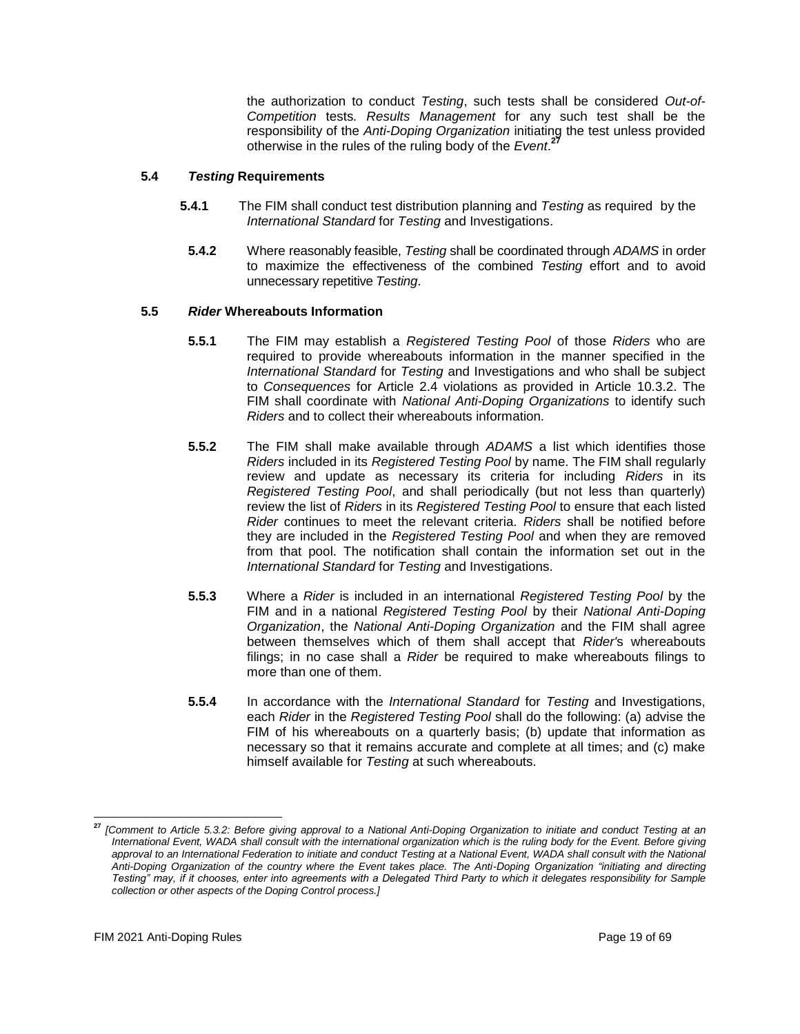the authorization to conduct *Testing*, such tests shall be considered *Out-of-Competition* tests*. Results Management* for any such test shall be the responsibility of the *Anti-Doping Organization* initiating the test unless provided otherwise in the rules of the ruling body of the *Event*.[27]

### 5.4 *Testing* Requirements

**5.4.1** The FIM shall conduct test distribution planning and *Testing* as required by the *International Standard* for *Testing* and Investigations.

**5.4.2** Where reasonably feasible, *Testing* shall be coordinated through *ADAMS* in order to maximize the effectiveness of the combined *Testing* effort and to avoid unnecessary repetitive *Testing*.

### 5.5 *Rider* Whereabouts Information

**5.5.1** The FIM may establish a *Registered Testing Pool* of those *Riders* who are required to provide whereabouts information in the manner specified in the *International Standard* for *Testing* and Investigations and who shall be subject to *Consequences* for Article 2.4 violations as provided in Article 10.3.2. The FIM shall coordinate with *National Anti-Doping Organizations* to identify such *Riders* and to collect their whereabouts information.

**5.5.2** The FIM shall make available through *ADAMS* a list which identifies those *Riders* included in its *Registered Testing Pool* by name. The FIM shall regularly review and update as necessary its criteria for including *Riders* in its *Registered Testing Pool*, and shall periodically (but not less than quarterly) review the list of *Riders* in its *Registered Testing Pool* to ensure that each listed *Rider* continues to meet the relevant criteria. *Riders* shall be notified before they are included in the *Registered Testing Pool* and when they are removed from that pool. The notification shall contain the information set out in the *International Standard* for *Testing* and Investigations.

**5.5.3** Where a *Rider* is included in an international *Registered Testing Pool* by the FIM and in a national *Registered Testing Pool* by their *National Anti-Doping Organization*, the *National Anti-Doping Organization* and the FIM shall agree between themselves which of them shall accept that *Rider'*s whereabouts filings; in no case shall a *Rider* be required to make whereabouts filings to more than one of them.

**5.5.4** In accordance with the *International Standard* for *Testing* and Investigations, each *Rider* in the *Registered Testing Pool* shall do the following: (a) advise the FIM of his whereabouts on a quarterly basis; (b) update that information as necessary so that it remains accurate and complete at all times; and (c) make himself available for *Testing* at such whereabouts.

---

[27] *[Comment to Article 5.3.2: Before giving approval to a National Anti-Doping Organization to initiate and conduct Testing at an International Event, WADA shall consult with the international organization which is the ruling body for the Event. Before giving approval to an International Federation to initiate and conduct Testing at a National Event, WADA shall consult with the National Anti-Doping Organization of the country where the Event takes place. The Anti-Doping Organization "initiating and directing Testing" may, if it chooses, enter into agreements with a Delegated Third Party to which it delegates responsibility for Sample collection or other aspects of the Doping Control process.]*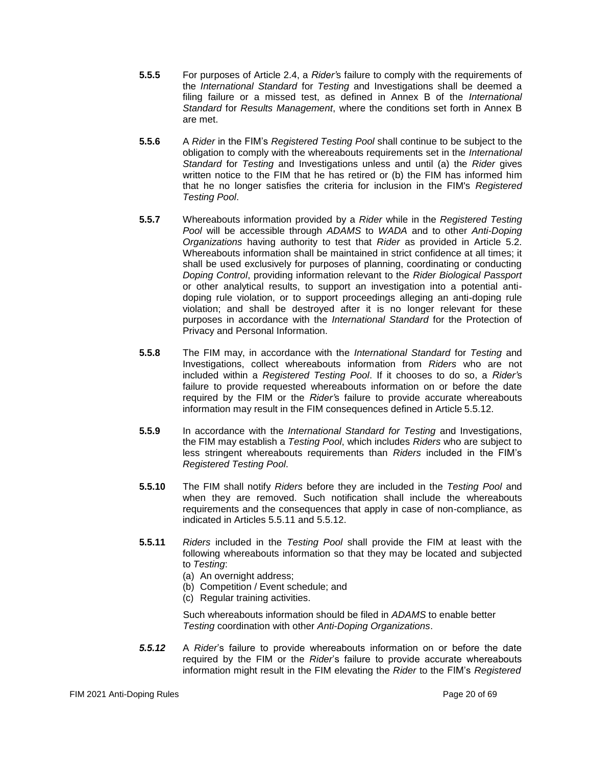**5.5.5** For purposes of Article 2.4, a *Rider's* failure to comply with the requirements of the *International Standard* for *Testing* and Investigations shall be deemed a filing failure or a missed test, as defined in Annex B of the *International Standard* for *Results Management*, where the conditions set forth in Annex B are met.

**5.5.6** A *Rider* in the FIM's *Registered Testing Pool* shall continue to be subject to the obligation to comply with the whereabouts requirements set in the *International Standard* for *Testing* and Investigations unless and until (a) the *Rider* gives written notice to the FIM that he has retired or (b) the FIM has informed him that he no longer satisfies the criteria for inclusion in the FIM's *Registered Testing Pool*.

**5.5.7** Whereabouts information provided by a *Rider* while in the *Registered Testing Pool* will be accessible through *ADAMS* to *WADA* and to other *Anti-Doping Organizations* having authority to test that *Rider* as provided in Article 5.2. Whereabouts information shall be maintained in strict confidence at all times; it shall be used exclusively for purposes of planning, coordinating or conducting *Doping Control*, providing information relevant to the *Rider Biological Passport* or other analytical results, to support an investigation into a potential anti-doping rule violation, or to support proceedings alleging an anti-doping rule violation; and shall be destroyed after it is no longer relevant for these purposes in accordance with the *International Standard* for the Protection of Privacy and Personal Information.

**5.5.8** The FIM may, in accordance with the *International Standard* for *Testing* and Investigations, collect whereabouts information from *Riders* who are not included within a *Registered Testing Pool*. If it chooses to do so, a *Rider's* failure to provide requested whereabouts information on or before the date required by the FIM or the *Rider's* failure to provide accurate whereabouts information may result in the FIM consequences defined in Article 5.5.12.

**5.5.9** In accordance with the *International Standard for Testing* and Investigations, the FIM may establish a *Testing Pool*, which includes *Riders* who are subject to less stringent whereabouts requirements than *Riders* included in the FIM's *Registered Testing Pool*.

**5.5.10** The FIM shall notify *Riders* before they are included in the *Testing Pool* and when they are removed. Such notification shall include the whereabouts requirements and the consequences that apply in case of non-compliance, as indicated in Articles 5.5.11 and 5.5.12.

**5.5.11** *Riders* included in the *Testing Pool* shall provide the FIM at least with the following whereabouts information so that they may be located and subjected to *Testing*:

(a) An overnight address;
(b) Competition / Event schedule; and
(c) Regular training activities.

Such whereabouts information should be filed in *ADAMS* to enable better *Testing* coordination with other *Anti-Doping Organizations*.

***5.5.12*** A *Rider*'s failure to provide whereabouts information on or before the date required by the FIM or the *Rider*'s failure to provide accurate whereabouts information might result in the FIM elevating the *Rider* to the FIM's *Registered*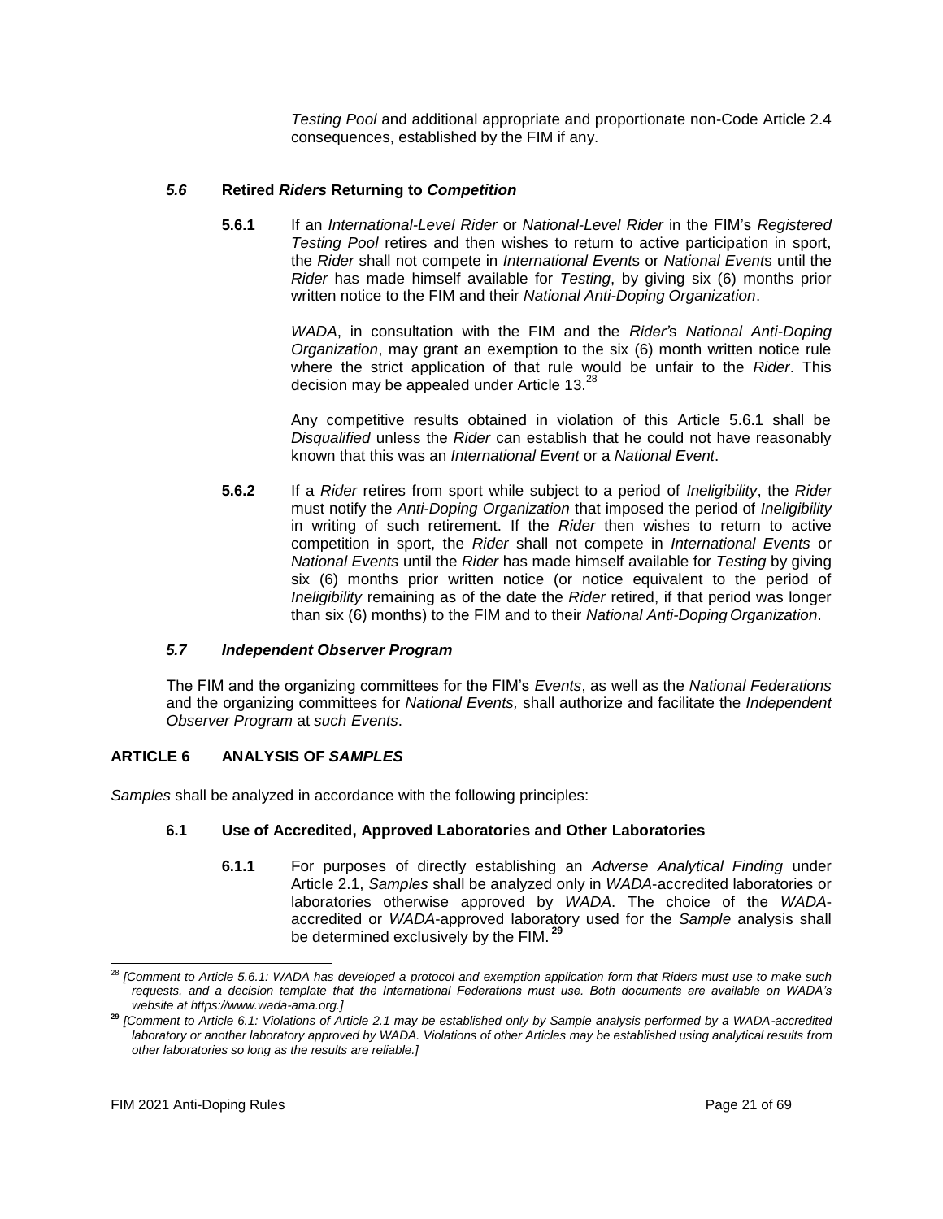*Testing Pool* and additional appropriate and proportionate non-Code Article 2.4 consequences, established by the FIM if any.

### *5.6* Retired *Riders* Returning to *Competition*

**5.6.1** If an *International-Level Rider* or *National-Level Rider* in the FIM's *Registered Testing Pool* retires and then wishes to return to active participation in sport, the *Rider* shall not compete in *International Event*s or *National Event*s until the *Rider* has made himself available for *Testing*, by giving six (6) months prior written notice to the FIM and their *National Anti-Doping Organization*.

*WADA*, in consultation with the FIM and the *Rider'*s *National Anti-Doping Organization*, may grant an exemption to the six (6) month written notice rule where the strict application of that rule would be unfair to the *Rider*. This decision may be appealed under Article 13.[28]

Any competitive results obtained in violation of this Article 5.6.1 shall be *Disqualified* unless the *Rider* can establish that he could not have reasonably known that this was an *International Event* or a *National Event*.

**5.6.2** If a *Rider* retires from sport while subject to a period of *Ineligibility*, the *Rider* must notify the *Anti-Doping Organization* that imposed the period of *Ineligibility* in writing of such retirement. If the *Rider* then wishes to return to active competition in sport, the *Rider* shall not compete in *International Events* or *National Events* until the *Rider* has made himself available for *Testing* by giving six (6) months prior written notice (or notice equivalent to the period of *Ineligibility* remaining as of the date the *Rider* retired, if that period was longer than six (6) months) to the FIM and to their *National Anti-Doping Organization*.

### *5.7 Independent Observer Program*

The FIM and the organizing committees for the FIM's *Events*, as well as the *National Federations* and the organizing committees for *National Events,* shall authorize and facilitate the *Independent Observer Program* at *such Events*.

## ARTICLE 6 ANALYSIS OF *SAMPLES*

*Samples* shall be analyzed in accordance with the following principles:

### 6.1 Use of Accredited, Approved Laboratories and Other Laboratories

**6.1.1** For purposes of directly establishing an *Adverse Analytical Finding* under Article 2.1, *Samples* shall be analyzed only in *WADA*-accredited laboratories or laboratories otherwise approved by *WADA*. The choice of the *WADA*-accredited or *WADA*-approved laboratory used for the *Sample* analysis shall be determined exclusively by the FIM.[29]

---

[28] *[Comment to Article 5.6.1: WADA has developed a protocol and exemption application form that Riders must use to make such requests, and a decision template that the International Federations must use. Both documents are available on WADA's website at https://www.wada-ama.org.]*

[29] *[Comment to Article 6.1: Violations of Article 2.1 may be established only by Sample analysis performed by a WADA-accredited laboratory or another laboratory approved by WADA. Violations of other Articles may be established using analytical results from other laboratories so long as the results are reliable.]*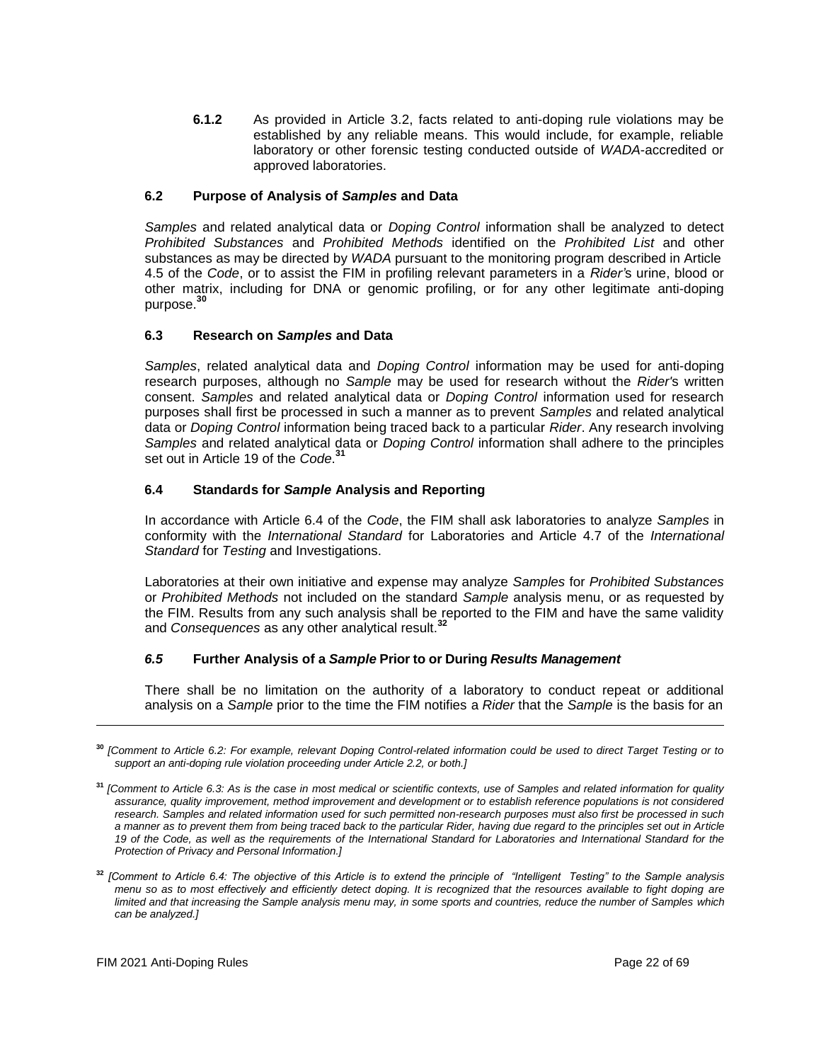**6.1.2** As provided in Article 3.2, facts related to anti-doping rule violations may be established by any reliable means. This would include, for example, reliable laboratory or other forensic testing conducted outside of *WADA*-accredited or approved laboratories.

### 6.2 Purpose of Analysis of *Samples* and Data

*Samples* and related analytical data or *Doping Control* information shall be analyzed to detect *Prohibited Substances* and *Prohibited Methods* identified on the *Prohibited List* and other substances as may be directed by *WADA* pursuant to the monitoring program described in Article 4.5 of the *Code*, or to assist the FIM in profiling relevant parameters in a *Rider's* urine, blood or other matrix, including for DNA or genomic profiling, or for any other legitimate anti-doping purpose.[30]

### 6.3 Research on *Samples* and Data

*Samples*, related analytical data and *Doping Control* information may be used for anti-doping research purposes, although no *Sample* may be used for research without the *Rider's* written consent. *Samples* and related analytical data or *Doping Control* information used for research purposes shall first be processed in such a manner as to prevent *Samples* and related analytical data or *Doping Control* information being traced back to a particular *Rider*. Any research involving *Samples* and related analytical data or *Doping Control* information shall adhere to the principles set out in Article 19 of the *Code*.[31]

### 6.4 Standards for *Sample* Analysis and Reporting

In accordance with Article 6.4 of the *Code*, the FIM shall ask laboratories to analyze *Samples* in conformity with the *International Standard* for Laboratories and Article 4.7 of the *International Standard* for *Testing* and Investigations.

Laboratories at their own initiative and expense may analyze *Samples* for *Prohibited Substances* or *Prohibited Methods* not included on the standard *Sample* analysis menu, or as requested by the FIM. Results from any such analysis shall be reported to the FIM and have the same validity and *Consequences* as any other analytical result.[32]

### *6.5* Further Analysis of a *Sample* Prior to or During *Results Management*

There shall be no limitation on the authority of a laboratory to conduct repeat or additional analysis on a *Sample* prior to the time the FIM notifies a *Rider* that the *Sample* is the basis for an

---

[30] *[Comment to Article 6.2: For example, relevant Doping Control-related information could be used to direct Target Testing or to support an anti-doping rule violation proceeding under Article 2.2, or both.]*

[31] *[Comment to Article 6.3: As is the case in most medical or scientific contexts, use of Samples and related information for quality assurance, quality improvement, method improvement and development or to establish reference populations is not considered research. Samples and related information used for such permitted non-research purposes must also first be processed in such a manner as to prevent them from being traced back to the particular Rider, having due regard to the principles set out in Article 19 of the Code, as well as the requirements of the International Standard for Laboratories and International Standard for the Protection of Privacy and Personal Information.]*

[32] *[Comment to Article 6.4: The objective of this Article is to extend the principle of "Intelligent Testing" to the Sample analysis menu so as to most effectively and efficiently detect doping. It is recognized that the resources available to fight doping are limited and that increasing the Sample analysis menu may, in some sports and countries, reduce the number of Samples which can be analyzed.]*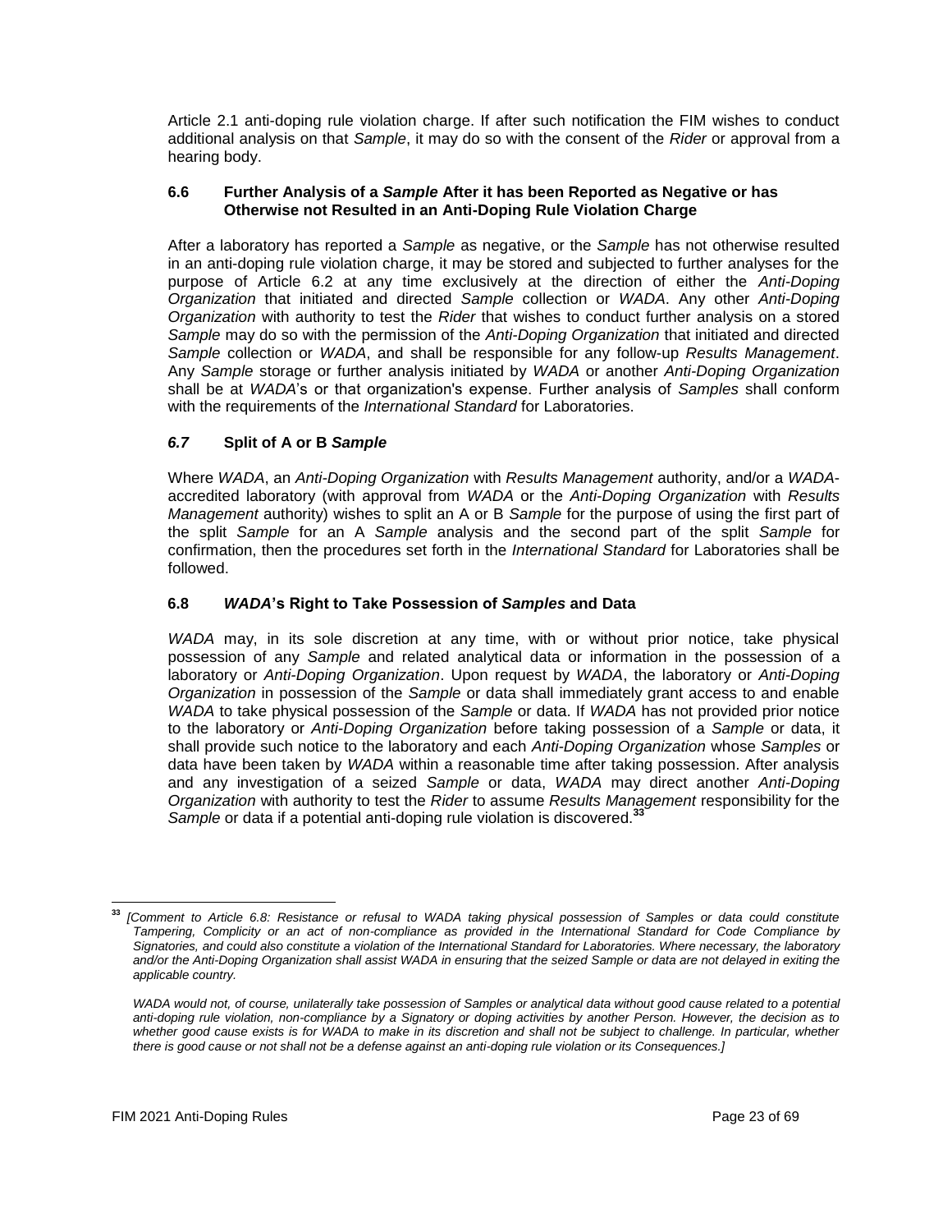Article 2.1 anti-doping rule violation charge. If after such notification the FIM wishes to conduct additional analysis on that *Sample*, it may do so with the consent of the *Rider* or approval from a hearing body.

### 6.6 Further Analysis of a *Sample* After it has been Reported as Negative or has Otherwise not Resulted in an Anti-Doping Rule Violation Charge

After a laboratory has reported a *Sample* as negative, or the *Sample* has not otherwise resulted in an anti-doping rule violation charge, it may be stored and subjected to further analyses for the purpose of Article 6.2 at any time exclusively at the direction of either the *Anti-Doping Organization* that initiated and directed *Sample* collection or *WADA*. Any other *Anti-Doping Organization* with authority to test the *Rider* that wishes to conduct further analysis on a stored *Sample* may do so with the permission of the *Anti-Doping Organization* that initiated and directed *Sample* collection or *WADA*, and shall be responsible for any follow-up *Results Management*. Any *Sample* storage or further analysis initiated by *WADA* or another *Anti-Doping Organization* shall be at *WADA*'s or that organization's expense. Further analysis of *Samples* shall conform with the requirements of the *International Standard* for Laboratories.

### *6.7* Split of A or B *Sample*

Where *WADA*, an *Anti-Doping Organization* with *Results Management* authority, and/or a *WADA*-accredited laboratory (with approval from *WADA* or the *Anti-Doping Organization* with *Results Management* authority) wishes to split an A or B *Sample* for the purpose of using the first part of the split *Sample* for an A *Sample* analysis and the second part of the split *Sample* for confirmation, then the procedures set forth in the *International Standard* for Laboratories shall be followed.

### 6.8 *WADA*'s Right to Take Possession of *Samples* and Data

*WADA* may, in its sole discretion at any time, with or without prior notice, take physical possession of any *Sample* and related analytical data or information in the possession of a laboratory or *Anti-Doping Organization*. Upon request by *WADA*, the laboratory or *Anti-Doping Organization* in possession of the *Sample* or data shall immediately grant access to and enable *WADA* to take physical possession of the *Sample* or data. If *WADA* has not provided prior notice to the laboratory or *Anti-Doping Organization* before taking possession of a *Sample* or data, it shall provide such notice to the laboratory and each *Anti-Doping Organization* whose *Samples* or data have been taken by *WADA* within a reasonable time after taking possession. After analysis and any investigation of a seized *Sample* or data, *WADA* may direct another *Anti-Doping Organization* with authority to test the *Rider* to assume *Results Management* responsibility for the *Sample* or data if a potential anti-doping rule violation is discovered.[33]

---

[33] *[Comment to Article 6.8: Resistance or refusal to WADA taking physical possession of Samples or data could constitute Tampering, Complicity or an act of non-compliance as provided in the International Standard for Code Compliance by Signatories, and could also constitute a violation of the International Standard for Laboratories. Where necessary, the laboratory and/or the Anti-Doping Organization shall assist WADA in ensuring that the seized Sample or data are not delayed in exiting the applicable country.*

*WADA would not, of course, unilaterally take possession of Samples or analytical data without good cause related to a potential anti-doping rule violation, non-compliance by a Signatory or doping activities by another Person. However, the decision as to whether good cause exists is for WADA to make in its discretion and shall not be subject to challenge. In particular, whether there is good cause or not shall not be a defense against an anti-doping rule violation or its Consequences.]*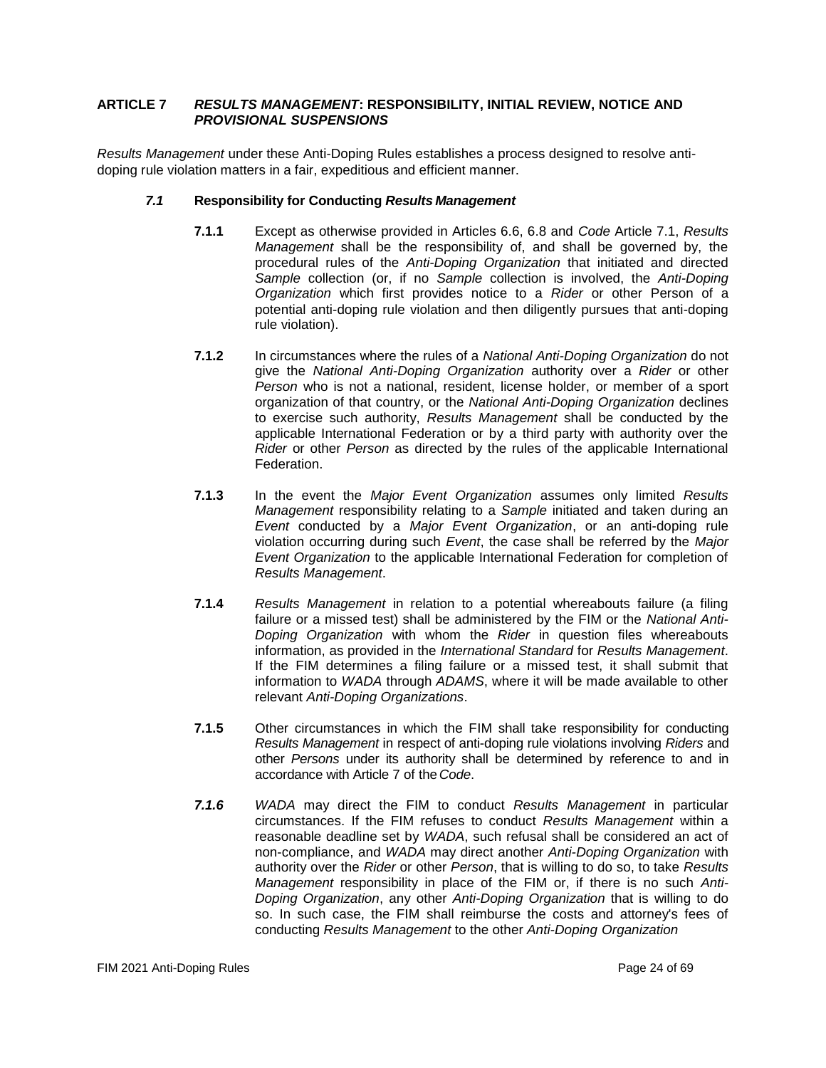## ARTICLE 7 *RESULTS MANAGEMENT*: RESPONSIBILITY, INITIAL REVIEW, NOTICE AND *PROVISIONAL SUSPENSIONS*

*Results Management* under these Anti-Doping Rules establishes a process designed to resolve anti-doping rule violation matters in a fair, expeditious and efficient manner.

### *7.1* Responsibility for Conducting *Results Management*

**7.1.1** Except as otherwise provided in Articles 6.6, 6.8 and *Code* Article 7.1, *Results Management* shall be the responsibility of, and shall be governed by, the procedural rules of the *Anti-Doping Organization* that initiated and directed *Sample* collection (or, if no *Sample* collection is involved, the *Anti-Doping Organization* which first provides notice to a *Rider* or other Person of a potential anti-doping rule violation and then diligently pursues that anti-doping rule violation).

**7.1.2** In circumstances where the rules of a *National Anti-Doping Organization* do not give the *National Anti-Doping Organization* authority over a *Rider* or other *Person* who is not a national, resident, license holder, or member of a sport organization of that country, or the *National Anti-Doping Organization* declines to exercise such authority, *Results Management* shall be conducted by the applicable International Federation or by a third party with authority over the *Rider* or other *Person* as directed by the rules of the applicable International Federation.

**7.1.3** In the event the *Major Event Organization* assumes only limited *Results Management* responsibility relating to a *Sample* initiated and taken during an *Event* conducted by a *Major Event Organization*, or an anti-doping rule violation occurring during such *Event*, the case shall be referred by the *Major Event Organization* to the applicable International Federation for completion of *Results Management*.

**7.1.4** *Results Management* in relation to a potential whereabouts failure (a filing failure or a missed test) shall be administered by the FIM or the *National Anti-Doping Organization* with whom the *Rider* in question files whereabouts information, as provided in the *International Standard* for *Results Management*. If the FIM determines a filing failure or a missed test, it shall submit that information to *WADA* through *ADAMS*, where it will be made available to other relevant *Anti-Doping Organizations*.

**7.1.5** Other circumstances in which the FIM shall take responsibility for conducting *Results Management* in respect of anti-doping rule violations involving *Riders* and other *Persons* under its authority shall be determined by reference to and in accordance with Article 7 of the *Code*.

***7.1.6*** *WADA* may direct the FIM to conduct *Results Management* in particular circumstances. If the FIM refuses to conduct *Results Management* within a reasonable deadline set by *WADA*, such refusal shall be considered an act of non-compliance, and *WADA* may direct another *Anti-Doping Organization* with authority over the *Rider* or other *Person*, that is willing to do so, to take *Results Management* responsibility in place of the FIM or, if there is no such *Anti-Doping Organization*, any other *Anti-Doping Organization* that is willing to do so. In such case, the FIM shall reimburse the costs and attorney's fees of conducting *Results Management* to the other *Anti-Doping Organization*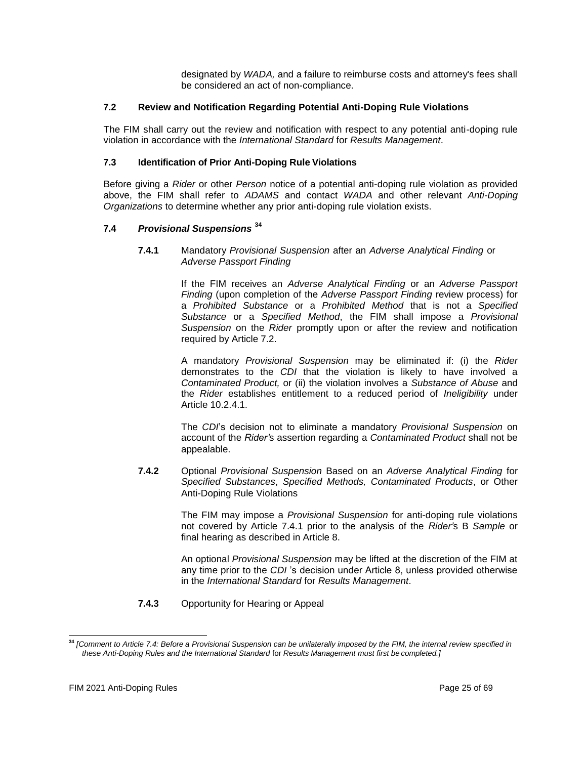designated by *WADA,* and a failure to reimburse costs and attorney's fees shall be considered an act of non-compliance.

### 7.2 Review and Notification Regarding Potential Anti-Doping Rule Violations

The FIM shall carry out the review and notification with respect to any potential anti-doping rule violation in accordance with the *International Standard* for *Results Management*.

### 7.3 Identification of Prior Anti-Doping Rule Violations

Before giving a *Rider* or other *Person* notice of a potential anti-doping rule violation as provided above, the FIM shall refer to *ADAMS* and contact *WADA* and other relevant *Anti-Doping Organizations* to determine whether any prior anti-doping rule violation exists.

### 7.4 *Provisional Suspensions* [34]

**7.4.1** Mandatory *Provisional Suspension* after an *Adverse Analytical Finding* or *Adverse Passport Finding*

If the FIM receives an *Adverse Analytical Finding* or an *Adverse Passport Finding* (upon completion of the *Adverse Passport Finding* review process) for a *Prohibited Substance* or a *Prohibited Method* that is not a *Specified Substance* or a *Specified Method*, the FIM shall impose a *Provisional Suspension* on the *Rider* promptly upon or after the review and notification required by Article 7.2.

A mandatory *Provisional Suspension* may be eliminated if: (i) the *Rider* demonstrates to the *CDI* that the violation is likely to have involved a *Contaminated Product,* or (ii) the violation involves a *Substance of Abuse* and the *Rider* establishes entitlement to a reduced period of *Ineligibility* under Article 10.2.4.1.

The *CDI*'s decision not to eliminate a mandatory *Provisional Suspension* on account of the *Rider'*s assertion regarding a *Contaminated Product* shall not be appealable.

**7.4.2** Optional *Provisional Suspension* Based on an *Adverse Analytical Finding* for *Specified Substances*, *Specified Methods, Contaminated Products*, or Other Anti-Doping Rule Violations

The FIM may impose a *Provisional Suspension* for anti-doping rule violations not covered by Article 7.4.1 prior to the analysis of the *Rider'*s B *Sample* or final hearing as described in Article 8.

An optional *Provisional Suspension* may be lifted at the discretion of the FIM at any time prior to the *CDI* 's decision under Article 8, unless provided otherwise in the *International Standard* for *Results Management*.

**7.4.3** Opportunity for Hearing or Appeal

---

[34] *[Comment to Article 7.4: Before a Provisional Suspension can be unilaterally imposed by the FIM, the internal review specified in these Anti-Doping Rules and the International Standard* for *Results Management must first be completed.]*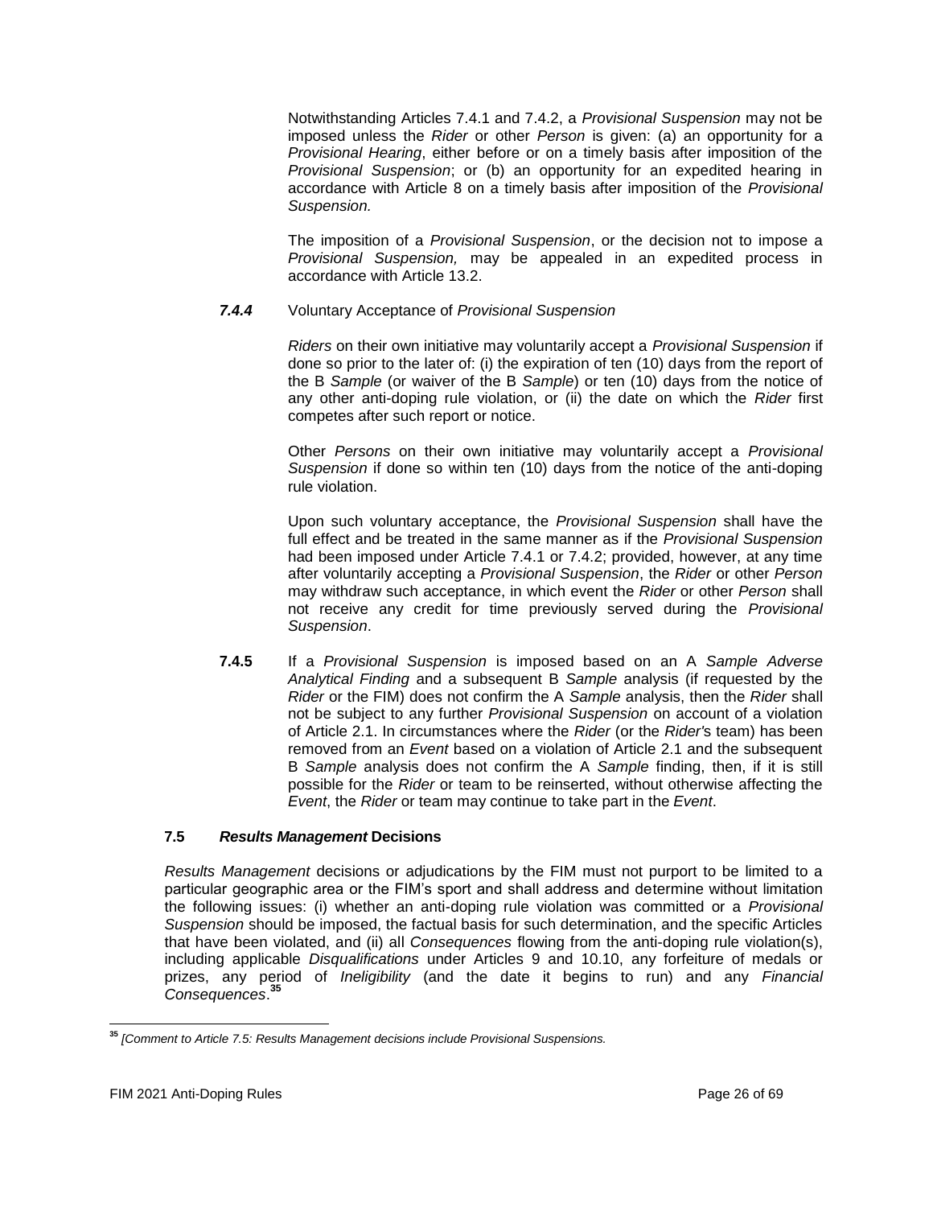Notwithstanding Articles 7.4.1 and 7.4.2, a *Provisional Suspension* may not be imposed unless the *Rider* or other *Person* is given: (a) an opportunity for a *Provisional Hearing*, either before or on a timely basis after imposition of the *Provisional Suspension*; or (b) an opportunity for an expedited hearing in accordance with Article 8 on a timely basis after imposition of the *Provisional Suspension.*

The imposition of a *Provisional Suspension*, or the decision not to impose a *Provisional Suspension,* may be appealed in an expedited process in accordance with Article 13.2.

***7.4.4*** Voluntary Acceptance of *Provisional Suspension*

*Riders* on their own initiative may voluntarily accept a *Provisional Suspension* if done so prior to the later of: (i) the expiration of ten (10) days from the report of the B *Sample* (or waiver of the B *Sample*) or ten (10) days from the notice of any other anti-doping rule violation, or (ii) the date on which the *Rider* first competes after such report or notice.

Other *Persons* on their own initiative may voluntarily accept a *Provisional Suspension* if done so within ten (10) days from the notice of the anti-doping rule violation.

Upon such voluntary acceptance, the *Provisional Suspension* shall have the full effect and be treated in the same manner as if the *Provisional Suspension* had been imposed under Article 7.4.1 or 7.4.2; provided, however, at any time after voluntarily accepting a *Provisional Suspension*, the *Rider* or other *Person* may withdraw such acceptance, in which event the *Rider* or other *Person* shall not receive any credit for time previously served during the *Provisional Suspension*.

**7.4.5** If a *Provisional Suspension* is imposed based on an A *Sample Adverse Analytical Finding* and a subsequent B *Sample* analysis (if requested by the *Rider* or the FIM) does not confirm the A *Sample* analysis, then the *Rider* shall not be subject to any further *Provisional Suspension* on account of a violation of Article 2.1. In circumstances where the *Rider* (or the *Rider'*s team) has been removed from an *Event* based on a violation of Article 2.1 and the subsequent B *Sample* analysis does not confirm the A *Sample* finding, then, if it is still possible for the *Rider* or team to be reinserted, without otherwise affecting the *Event*, the *Rider* or team may continue to take part in the *Event*.

### 7.5 *Results Management* Decisions

*Results Management* decisions or adjudications by the FIM must not purport to be limited to a particular geographic area or the FIM's sport and shall address and determine without limitation the following issues: (i) whether an anti-doping rule violation was committed or a *Provisional Suspension* should be imposed, the factual basis for such determination, and the specific Articles that have been violated, and (ii) all *Consequences* flowing from the anti-doping rule violation(s), including applicable *Disqualifications* under Articles 9 and 10.10, any forfeiture of medals or prizes, any period of *Ineligibility* (and the date it begins to run) and any *Financial Consequences*.[35]

---

[35] *[Comment to Article 7.5: Results Management decisions include Provisional Suspensions.*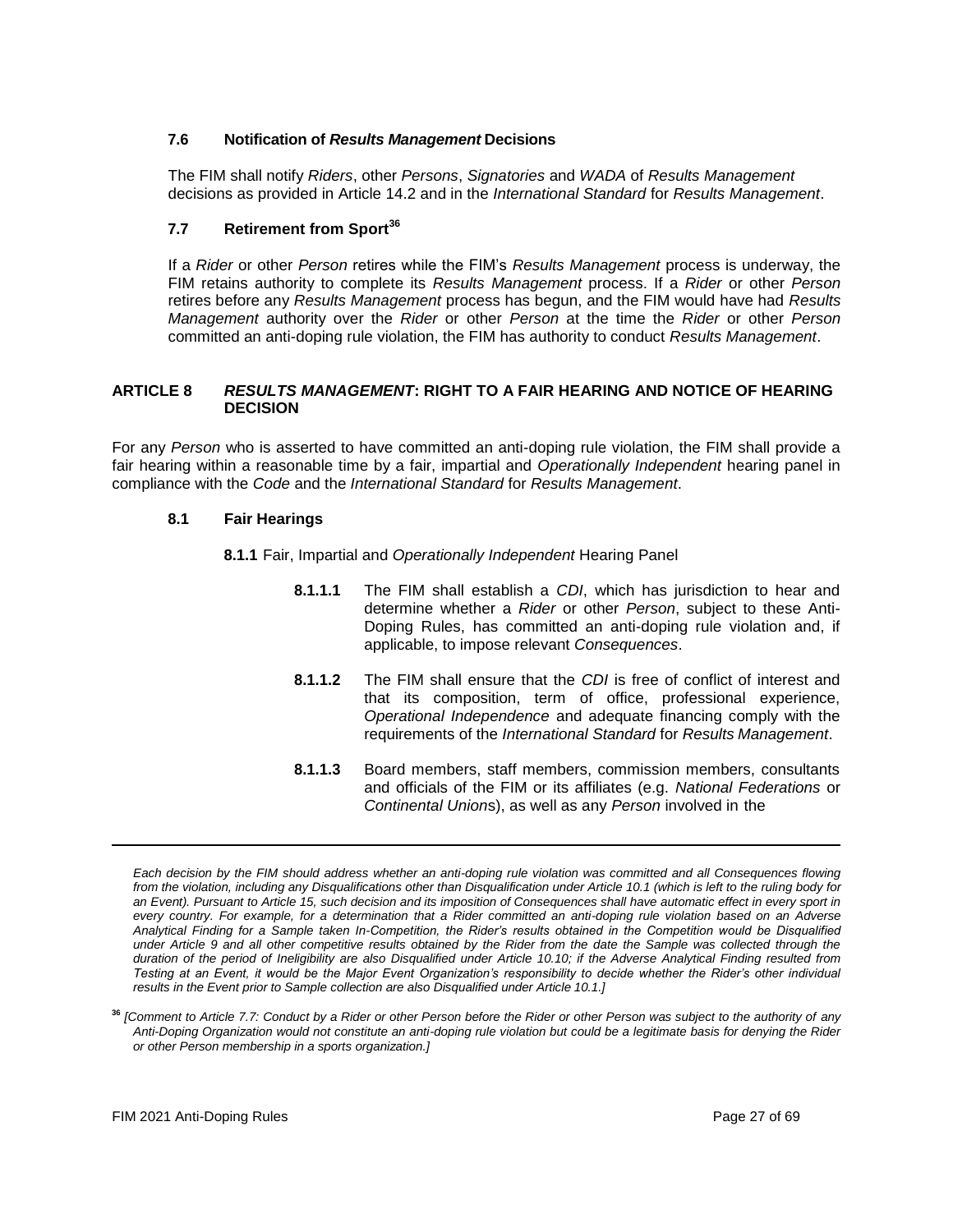### 7.6 Notification of *Results Management* Decisions

The FIM shall notify *Riders*, other *Persons*, *Signatories* and *WADA* of *Results Management* decisions as provided in Article 14.2 and in the *International Standard* for *Results Management*.

### 7.7 Retirement from Sport[36]

If a *Rider* or other *Person* retires while the FIM's *Results Management* process is underway, the FIM retains authority to complete its *Results Management* process. If a *Rider* or other *Person* retires before any *Results Management* process has begun, and the FIM would have had *Results Management* authority over the *Rider* or other *Person* at the time the *Rider* or other *Person* committed an anti-doping rule violation, the FIM has authority to conduct *Results Management*.

## ARTICLE 8 *RESULTS MANAGEMENT*: RIGHT TO A FAIR HEARING AND NOTICE OF HEARING DECISION

For any *Person* who is asserted to have committed an anti-doping rule violation, the FIM shall provide a fair hearing within a reasonable time by a fair, impartial and *Operationally Independent* hearing panel in compliance with the *Code* and the *International Standard* for *Results Management*.

### 8.1 Fair Hearings

**8.1.1** Fair, Impartial and *Operationally Independent* Hearing Panel

**8.1.1.1** The FIM shall establish a *CDI*, which has jurisdiction to hear and determine whether a *Rider* or other *Person*, subject to these Anti-Doping Rules, has committed an anti-doping rule violation and, if applicable, to impose relevant *Consequences*.

**8.1.1.2** The FIM shall ensure that the *CDI* is free of conflict of interest and that its composition, term of office, professional experience, *Operational Independence* and adequate financing comply with the requirements of the *International Standard* for *Results Management*.

**8.1.1.3** Board members, staff members, commission members, consultants and officials of the FIM or its affiliates (e.g. *National Federations* or *Continental Union*s), as well as any *Person* involved in the

---

*Each decision by the FIM should address whether an anti-doping rule violation was committed and all Consequences flowing from the violation, including any Disqualifications other than Disqualification under Article 10.1 (which is left to the ruling body for an Event). Pursuant to Article 15, such decision and its imposition of Consequences shall have automatic effect in every sport in every country. For example, for a determination that a Rider committed an anti-doping rule violation based on an Adverse Analytical Finding for a Sample taken In-Competition, the Rider's results obtained in the Competition would be Disqualified under Article 9 and all other competitive results obtained by the Rider from the date the Sample was collected through the duration of the period of Ineligibility are also Disqualified under Article 10.10; if the Adverse Analytical Finding resulted from Testing at an Event, it would be the Major Event Organization's responsibility to decide whether the Rider's other individual results in the Event prior to Sample collection are also Disqualified under Article 10.1.]*

[36] *[Comment to Article 7.7: Conduct by a Rider or other Person before the Rider or other Person was subject to the authority of any Anti-Doping Organization would not constitute an anti-doping rule violation but could be a legitimate basis for denying the Rider or other Person membership in a sports organization.]*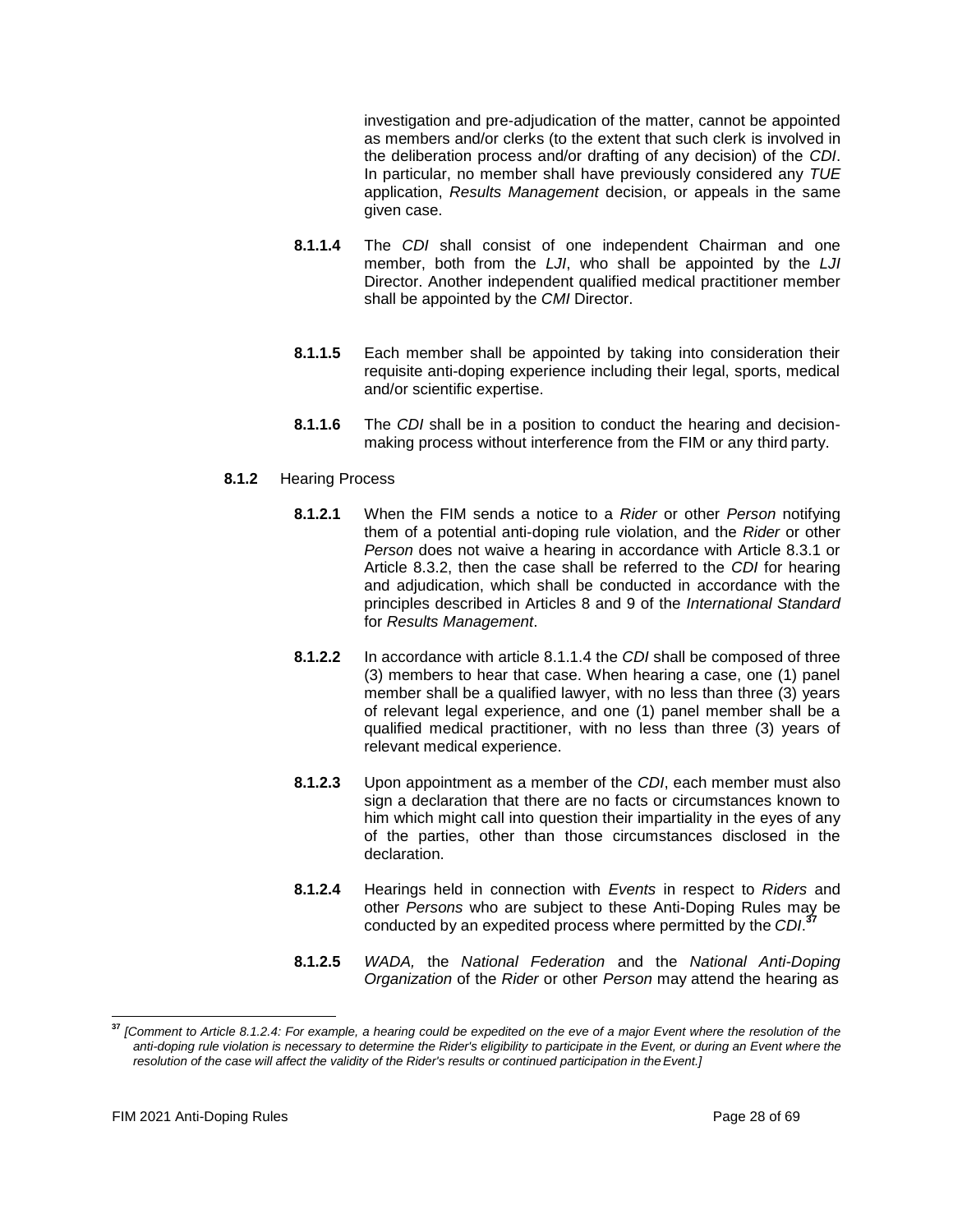investigation and pre-adjudication of the matter, cannot be appointed as members and/or clerks (to the extent that such clerk is involved in the deliberation process and/or drafting of any decision) of the *CDI*. In particular, no member shall have previously considered any *TUE* application, *Results Management* decision, or appeals in the same given case.

**8.1.1.4** The *CDI* shall consist of one independent Chairman and one member, both from the *LJI*, who shall be appointed by the *LJI* Director. Another independent qualified medical practitioner member shall be appointed by the *CMI* Director.

**8.1.1.5** Each member shall be appointed by taking into consideration their requisite anti-doping experience including their legal, sports, medical and/or scientific expertise.

**8.1.1.6** The *CDI* shall be in a position to conduct the hearing and decision-making process without interference from the FIM or any third party.

**8.1.2** Hearing Process

**8.1.2.1** When the FIM sends a notice to a *Rider* or other *Person* notifying them of a potential anti-doping rule violation, and the *Rider* or other *Person* does not waive a hearing in accordance with Article 8.3.1 or Article 8.3.2, then the case shall be referred to the *CDI* for hearing and adjudication, which shall be conducted in accordance with the principles described in Articles 8 and 9 of the *International Standard* for *Results Management*.

**8.1.2.2** In accordance with article 8.1.1.4 the *CDI* shall be composed of three (3) members to hear that case. When hearing a case, one (1) panel member shall be a qualified lawyer, with no less than three (3) years of relevant legal experience, and one (1) panel member shall be a qualified medical practitioner, with no less than three (3) years of relevant medical experience.

**8.1.2.3** Upon appointment as a member of the *CDI*, each member must also sign a declaration that there are no facts or circumstances known to him which might call into question their impartiality in the eyes of any of the parties, other than those circumstances disclosed in the declaration.

**8.1.2.4** Hearings held in connection with *Events* in respect to *Riders* and other *Persons* who are subject to these Anti-Doping Rules may be conducted by an expedited process where permitted by the *CDI*.[37]

**8.1.2.5** *WADA,* the *National Federation* and the *National Anti-Doping Organization* of the *Rider* or other *Person* may attend the hearing as

---

[37] *[Comment to Article 8.1.2.4: For example, a hearing could be expedited on the eve of a major Event where the resolution of the anti-doping rule violation is necessary to determine the Rider's eligibility to participate in the Event, or during an Event where the resolution of the case will affect the validity of the Rider's results or continued participation in the Event.]*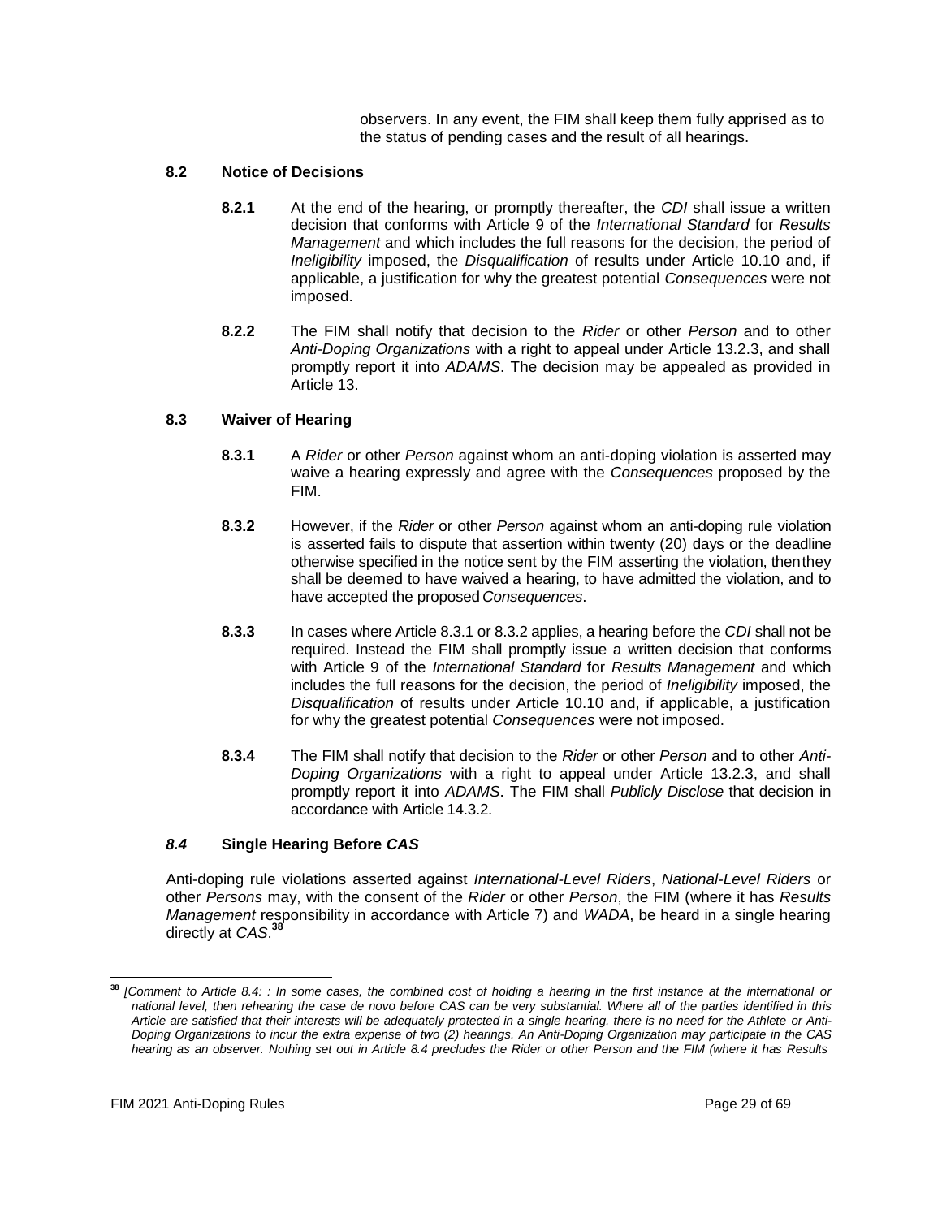observers. In any event, the FIM shall keep them fully apprised as to the status of pending cases and the result of all hearings.

### 8.2 Notice of Decisions

**8.2.1** At the end of the hearing, or promptly thereafter, the *CDI* shall issue a written decision that conforms with Article 9 of the *International Standard* for *Results Management* and which includes the full reasons for the decision, the period of *Ineligibility* imposed, the *Disqualification* of results under Article 10.10 and, if applicable, a justification for why the greatest potential *Consequences* were not imposed.

**8.2.2** The FIM shall notify that decision to the *Rider* or other *Person* and to other *Anti-Doping Organizations* with a right to appeal under Article 13.2.3, and shall promptly report it into *ADAMS*. The decision may be appealed as provided in Article 13.

### 8.3 Waiver of Hearing

**8.3.1** A *Rider* or other *Person* against whom an anti-doping violation is asserted may waive a hearing expressly and agree with the *Consequences* proposed by the FIM.

**8.3.2** However, if the *Rider* or other *Person* against whom an anti-doping rule violation is asserted fails to dispute that assertion within twenty (20) days or the deadline otherwise specified in the notice sent by the FIM asserting the violation, then they shall be deemed to have waived a hearing, to have admitted the violation, and to have accepted the proposed *Consequences*.

**8.3.3** In cases where Article 8.3.1 or 8.3.2 applies, a hearing before the *CDI* shall not be required. Instead the FIM shall promptly issue a written decision that conforms with Article 9 of the *International Standard* for *Results Management* and which includes the full reasons for the decision, the period of *Ineligibility* imposed, the *Disqualification* of results under Article 10.10 and, if applicable, a justification for why the greatest potential *Consequences* were not imposed.

**8.3.4** The FIM shall notify that decision to the *Rider* or other *Person* and to other *Anti-Doping Organizations* with a right to appeal under Article 13.2.3, and shall promptly report it into *ADAMS*. The FIM shall *Publicly Disclose* that decision in accordance with Article 14.3.2.

### *8.4* Single Hearing Before *CAS*

Anti-doping rule violations asserted against *International-Level Riders*, *National-Level Riders* or other *Persons* may, with the consent of the *Rider* or other *Person*, the FIM (where it has *Results Management* responsibility in accordance with Article 7) and *WADA*, be heard in a single hearing directly at *CAS*.[38]

---

[38] *[Comment to Article 8.4: : In some cases, the combined cost of holding a hearing in the first instance at the international or national level, then rehearing the case de novo before CAS can be very substantial. Where all of the parties identified in this Article are satisfied that their interests will be adequately protected in a single hearing, there is no need for the Athlete or Anti-Doping Organizations to incur the extra expense of two (2) hearings. An Anti-Doping Organization may participate in the CAS hearing as an observer. Nothing set out in Article 8.4 precludes the Rider or other Person and the FIM (where it has Results*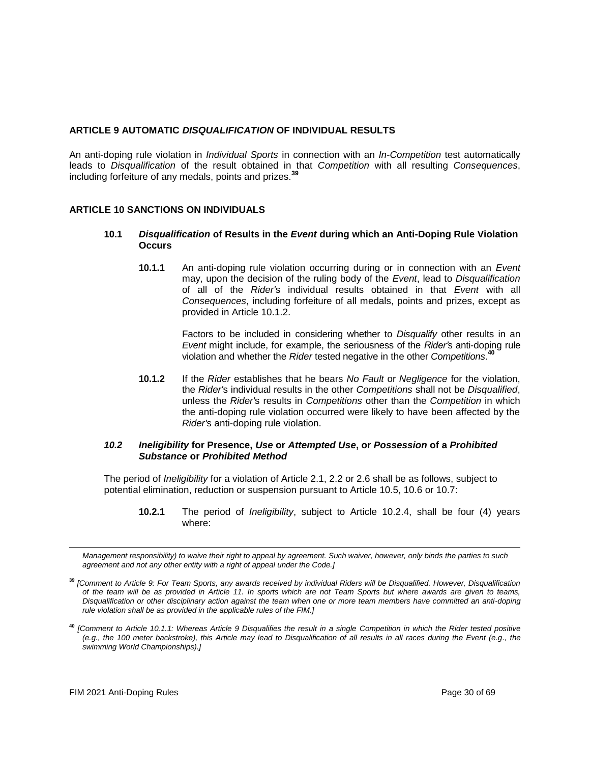## ARTICLE 9 AUTOMATIC *DISQUALIFICATION* OF INDIVIDUAL RESULTS

An anti-doping rule violation in *Individual Sports* in connection with an *In-Competition* test automatically leads to *Disqualification* of the result obtained in that *Competition* with all resulting *Consequences*, including forfeiture of any medals, points and prizes.[39]

## ARTICLE 10 SANCTIONS ON INDIVIDUALS

### 10.1 *Disqualification* of Results in the *Event* during which an Anti-Doping Rule Violation Occurs

**10.1.1** An anti-doping rule violation occurring during or in connection with an *Event* may, upon the decision of the ruling body of the *Event*, lead to *Disqualification* of all of the *Rider's* individual results obtained in that *Event* with all *Consequences*, including forfeiture of all medals, points and prizes, except as provided in Article 10.1.2.

Factors to be included in considering whether to *Disqualify* other results in an *Event* might include, for example, the seriousness of the *Rider's* anti-doping rule violation and whether the *Rider* tested negative in the other *Competitions*.[40]

**10.1.2** If the *Rider* establishes that he bears *No Fault* or *Negligence* for the violation, the *Rider's* individual results in the other *Competitions* shall not be *Disqualified*, unless the *Rider's* results in *Competitions* other than the *Competition* in which the anti-doping rule violation occurred were likely to have been affected by the *Rider's* anti-doping rule violation.

### *10.2 Ineligibility* for Presence, *Use* or *Attempted Use*, or *Possession* of a *Prohibited Substance* or *Prohibited Method*

The period of *Ineligibility* for a violation of Article 2.1, 2.2 or 2.6 shall be as follows, subject to potential elimination, reduction or suspension pursuant to Article 10.5, 10.6 or 10.7:

**10.2.1** The period of *Ineligibility*, subject to Article 10.2.4, shall be four (4) years where:

---

*Management responsibility) to waive their right to appeal by agreement. Such waiver, however, only binds the parties to such agreement and not any other entity with a right of appeal under the Code.]*

[39] *[Comment to Article 9: For Team Sports, any awards received by individual Riders will be Disqualified. However, Disqualification of the team will be as provided in Article 11. In sports which are not Team Sports but where awards are given to teams, Disqualification or other disciplinary action against the team when one or more team members have committed an anti-doping rule violation shall be as provided in the applicable rules of the FIM.]*

[40] *[Comment to Article 10.1.1: Whereas Article 9 Disqualifies the result in a single Competition in which the Rider tested positive (e.g., the 100 meter backstroke), this Article may lead to Disqualification of all results in all races during the Event (e.g., the swimming World Championships).]*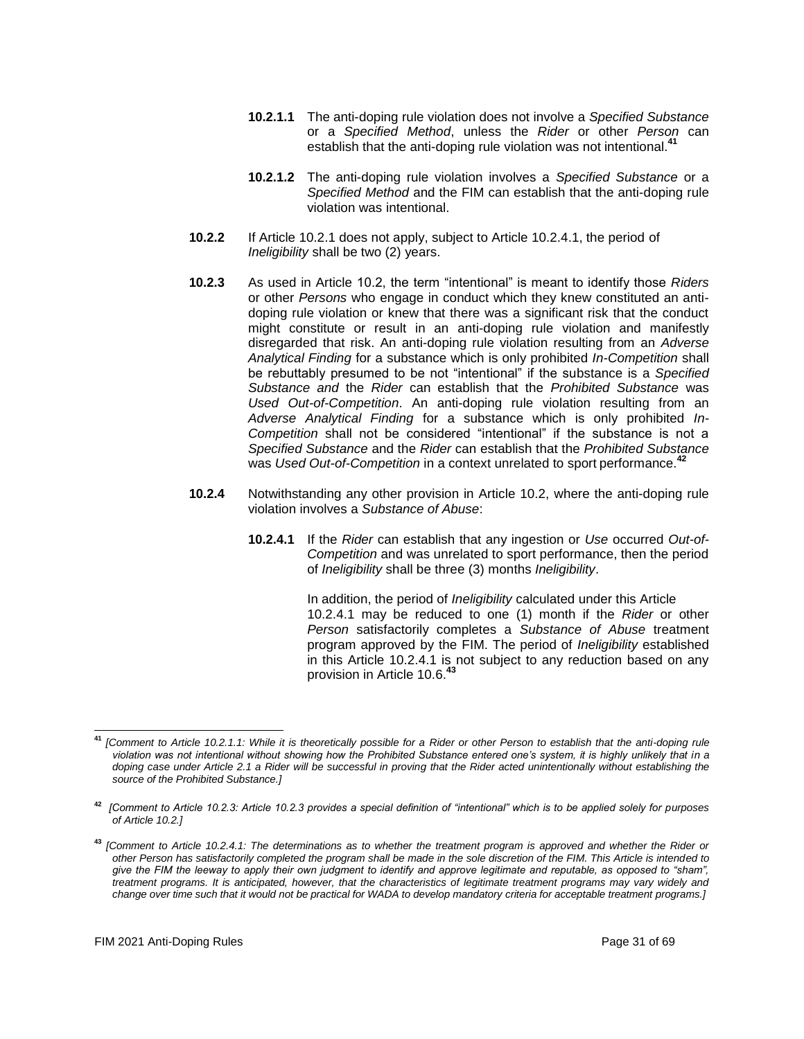**10.2.1.1** The anti-doping rule violation does not involve a *Specified Substance* or a *Specified Method*, unless the *Rider* or other *Person* can establish that the anti-doping rule violation was not intentional.[41]

**10.2.1.2** The anti-doping rule violation involves a *Specified Substance* or a *Specified Method* and the FIM can establish that the anti-doping rule violation was intentional.

**10.2.2** If Article 10.2.1 does not apply, subject to Article 10.2.4.1, the period of *Ineligibility* shall be two (2) years.

**10.2.3** As used in Article 10.2, the term "intentional" is meant to identify those *Riders* or other *Persons* who engage in conduct which they knew constituted an anti-doping rule violation or knew that there was a significant risk that the conduct might constitute or result in an anti-doping rule violation and manifestly disregarded that risk. An anti-doping rule violation resulting from an *Adverse Analytical Finding* for a substance which is only prohibited *In-Competition* shall be rebuttably presumed to be not "intentional" if the substance is a *Specified Substance and* the *Rider* can establish that the *Prohibited Substance* was *Used Out-of-Competition*. An anti-doping rule violation resulting from an *Adverse Analytical Finding* for a substance which is only prohibited *In-Competition* shall not be considered "intentional" if the substance is not a *Specified Substance* and the *Rider* can establish that the *Prohibited Substance* was *Used Out-of-Competition* in a context unrelated to sport performance.[42]

**10.2.4** Notwithstanding any other provision in Article 10.2, where the anti-doping rule violation involves a *Substance of Abuse*:

**10.2.4.1** If the *Rider* can establish that any ingestion or *Use* occurred *Out-of-Competition* and was unrelated to sport performance, then the period of *Ineligibility* shall be three (3) months *Ineligibility*.

In addition, the period of *Ineligibility* calculated under this Article 10.2.4.1 may be reduced to one (1) month if the *Rider* or other *Person* satisfactorily completes a *Substance of Abuse* treatment program approved by the FIM. The period of *Ineligibility* established in this Article 10.2.4.1 is not subject to any reduction based on any provision in Article 10.6.[43]

---

[41] *[Comment to Article 10.2.1.1: While it is theoretically possible for a Rider or other Person to establish that the anti-doping rule violation was not intentional without showing how the Prohibited Substance entered one's system, it is highly unlikely that in a doping case under Article 2.1 a Rider will be successful in proving that the Rider acted unintentionally without establishing the source of the Prohibited Substance.]*

[42] *[Comment to Article 10.2.3: Article 10.2.3 provides a special definition of "intentional" which is to be applied solely for purposes of Article 10.2.]*

[43] *[Comment to Article 10.2.4.1: The determinations as to whether the treatment program is approved and whether the Rider or other Person has satisfactorily completed the program shall be made in the sole discretion of the FIM. This Article is intended to give the FIM the leeway to apply their own judgment to identify and approve legitimate and reputable, as opposed to "sham", treatment programs. It is anticipated, however, that the characteristics of legitimate treatment programs may vary widely and change over time such that it would not be practical for WADA to develop mandatory criteria for acceptable treatment programs.]*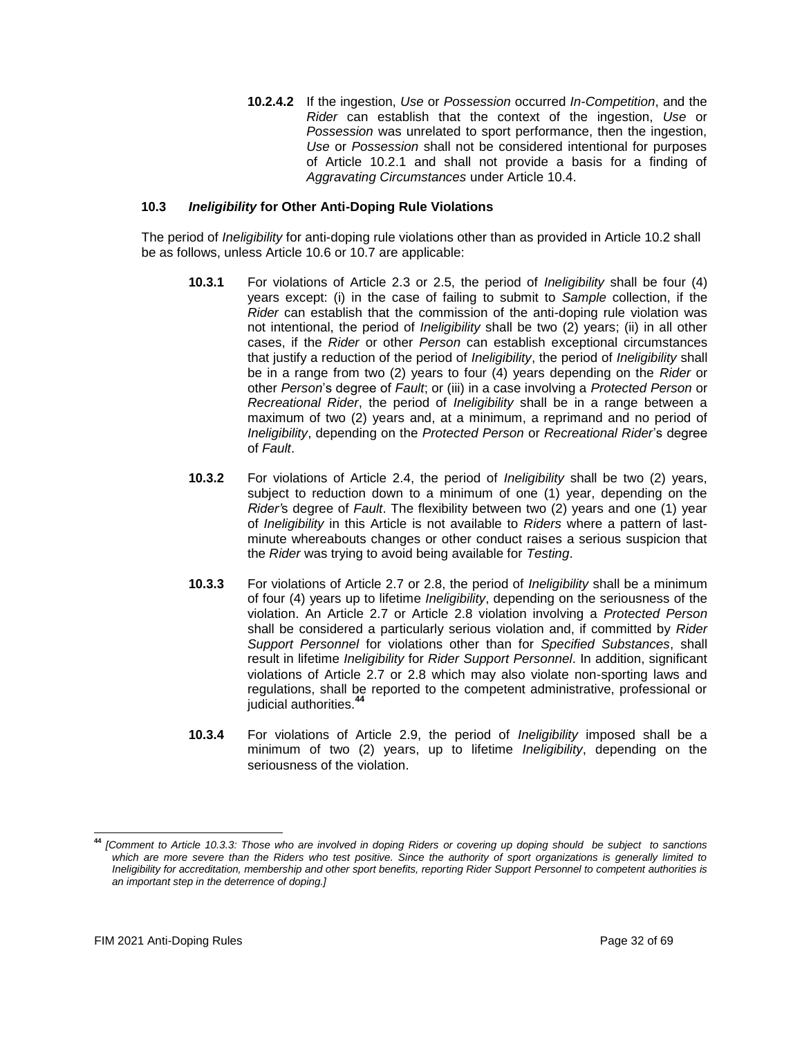**10.2.4.2** If the ingestion, *Use* or *Possession* occurred *In-Competition*, and the *Rider* can establish that the context of the ingestion, *Use* or *Possession* was unrelated to sport performance, then the ingestion, *Use* or *Possession* shall not be considered intentional for purposes of Article 10.2.1 and shall not provide a basis for a finding of *Aggravating Circumstances* under Article 10.4.

### 10.3 *Ineligibility* for Other Anti-Doping Rule Violations

The period of *Ineligibility* for anti-doping rule violations other than as provided in Article 10.2 shall be as follows, unless Article 10.6 or 10.7 are applicable:

**10.3.1** For violations of Article 2.3 or 2.5, the period of *Ineligibility* shall be four (4) years except: (i) in the case of failing to submit to *Sample* collection, if the *Rider* can establish that the commission of the anti-doping rule violation was not intentional, the period of *Ineligibility* shall be two (2) years; (ii) in all other cases, if the *Rider* or other *Person* can establish exceptional circumstances that justify a reduction of the period of *Ineligibility*, the period of *Ineligibility* shall be in a range from two (2) years to four (4) years depending on the *Rider* or other *Person*'s degree of *Fault*; or (iii) in a case involving a *Protected Person* or *Recreational Rider*, the period of *Ineligibility* shall be in a range between a maximum of two (2) years and, at a minimum, a reprimand and no period of *Ineligibility*, depending on the *Protected Person* or *Recreational Rider*'s degree of *Fault*.

**10.3.2** For violations of Article 2.4, the period of *Ineligibility* shall be two (2) years, subject to reduction down to a minimum of one (1) year, depending on the *Rider'*s degree of *Fault*. The flexibility between two (2) years and one (1) year of *Ineligibility* in this Article is not available to *Riders* where a pattern of last-minute whereabouts changes or other conduct raises a serious suspicion that the *Rider* was trying to avoid being available for *Testing*.

**10.3.3** For violations of Article 2.7 or 2.8, the period of *Ineligibility* shall be a minimum of four (4) years up to lifetime *Ineligibility*, depending on the seriousness of the violation. An Article 2.7 or Article 2.8 violation involving a *Protected Person* shall be considered a particularly serious violation and, if committed by *Rider Support Personnel* for violations other than for *Specified Substances*, shall result in lifetime *Ineligibility* for *Rider Support Personnel*. In addition, significant violations of Article 2.7 or 2.8 which may also violate non-sporting laws and regulations, shall be reported to the competent administrative, professional or judicial authorities.[44]

**10.3.4** For violations of Article 2.9, the period of *Ineligibility* imposed shall be a minimum of two (2) years, up to lifetime *Ineligibility*, depending on the seriousness of the violation.

---

[44] *[Comment to Article 10.3.3: Those who are involved in doping Riders or covering up doping should be subject to sanctions which are more severe than the Riders who test positive. Since the authority of sport organizations is generally limited to Ineligibility for accreditation, membership and other sport benefits, reporting Rider Support Personnel to competent authorities is an important step in the deterrence of doping.]*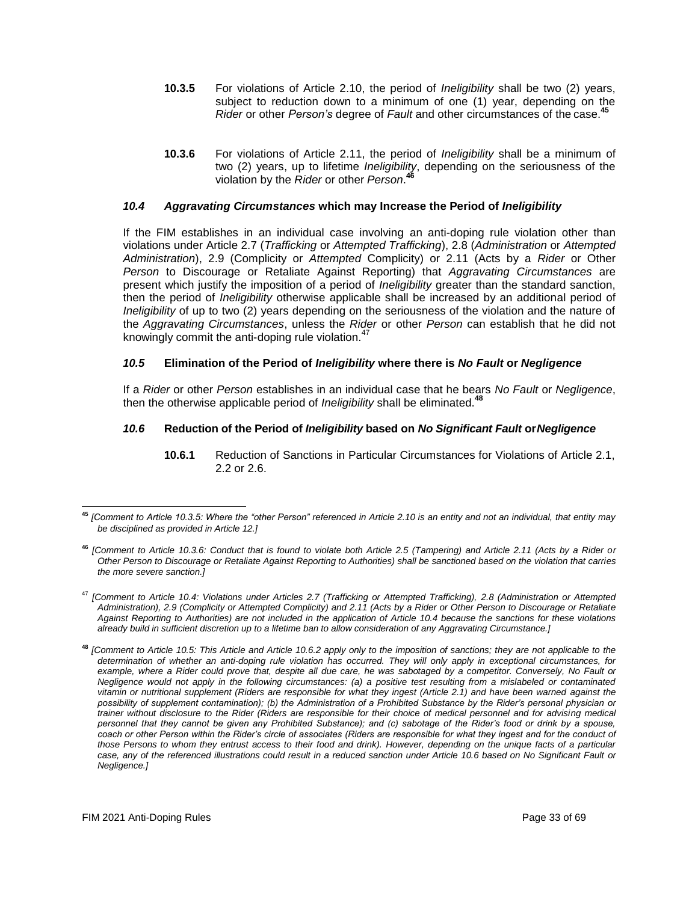**10.3.5** For violations of Article 2.10, the period of *Ineligibility* shall be two (2) years, subject to reduction down to a minimum of one (1) year, depending on the *Rider* or other *Person's* degree of *Fault* and other circumstances of the case.[45]

**10.3.6** For violations of Article 2.11, the period of *Ineligibility* shall be a minimum of two (2) years, up to lifetime *Ineligibility*, depending on the seriousness of the violation by the *Rider* or other *Person*.[46]

### *10.4* *Aggravating Circumstances* which may Increase the Period of *Ineligibility*

If the FIM establishes in an individual case involving an anti-doping rule violation other than violations under Article 2.7 (*Trafficking* or *Attempted Trafficking*), 2.8 (*Administration* or *Attempted Administration*), 2.9 (Complicity or *Attempted* Complicity) or 2.11 (Acts by a *Rider* or Other *Person* to Discourage or Retaliate Against Reporting) that *Aggravating Circumstances* are present which justify the imposition of a period of *Ineligibility* greater than the standard sanction, then the period of *Ineligibility* otherwise applicable shall be increased by an additional period of *Ineligibility* of up to two (2) years depending on the seriousness of the violation and the nature of the *Aggravating Circumstances*, unless the *Rider* or other *Person* can establish that he did not knowingly commit the anti-doping rule violation.[47]

### *10.5* Elimination of the Period of *Ineligibility* where there is *No Fault* or *Negligence*

If a *Rider* or other *Person* establishes in an individual case that he bears *No Fault* or *Negligence*, then the otherwise applicable period of *Ineligibility* shall be eliminated.[48]

### *10.6* Reduction of the Period of *Ineligibility* based on *No Significant Fault* or *Negligence*

**10.6.1** Reduction of Sanctions in Particular Circumstances for Violations of Article 2.1, 2.2 or 2.6.

---

[45] *[Comment to Article 10.3.5: Where the "other Person" referenced in Article 2.10 is an entity and not an individual, that entity may be disciplined as provided in Article 12.]*

[46] *[Comment to Article 10.3.6: Conduct that is found to violate both Article 2.5 (Tampering) and Article 2.11 (Acts by a Rider or Other Person to Discourage or Retaliate Against Reporting to Authorities) shall be sanctioned based on the violation that carries the more severe sanction.]*

[47] *[Comment to Article 10.4: Violations under Articles 2.7 (Trafficking or Attempted Trafficking), 2.8 (Administration or Attempted Administration), 2.9 (Complicity or Attempted Complicity) and 2.11 (Acts by a Rider or Other Person to Discourage or Retaliate Against Reporting to Authorities) are not included in the application of Article 10.4 because the sanctions for these violations already build in sufficient discretion up to a lifetime ban to allow consideration of any Aggravating Circumstance.]*

[48] *[Comment to Article 10.5: This Article and Article 10.6.2 apply only to the imposition of sanctions; they are not applicable to the determination of whether an anti-doping rule violation has occurred. They will only apply in exceptional circumstances, for example, where a Rider could prove that, despite all due care, he was sabotaged by a competitor. Conversely, No Fault or Negligence would not apply in the following circumstances: (a) a positive test resulting from a mislabeled or contaminated vitamin or nutritional supplement (Riders are responsible for what they ingest (Article 2.1) and have been warned against the possibility of supplement contamination); (b) the Administration of a Prohibited Substance by the Rider's personal physician or trainer without disclosure to the Rider (Riders are responsible for their choice of medical personnel and for advising medical personnel that they cannot be given any Prohibited Substance); and (c) sabotage of the Rider's food or drink by a spouse, coach or other Person within the Rider's circle of associates (Riders are responsible for what they ingest and for the conduct of those Persons to whom they entrust access to their food and drink). However, depending on the unique facts of a particular case, any of the referenced illustrations could result in a reduced sanction under Article 10.6 based on No Significant Fault or Negligence.]*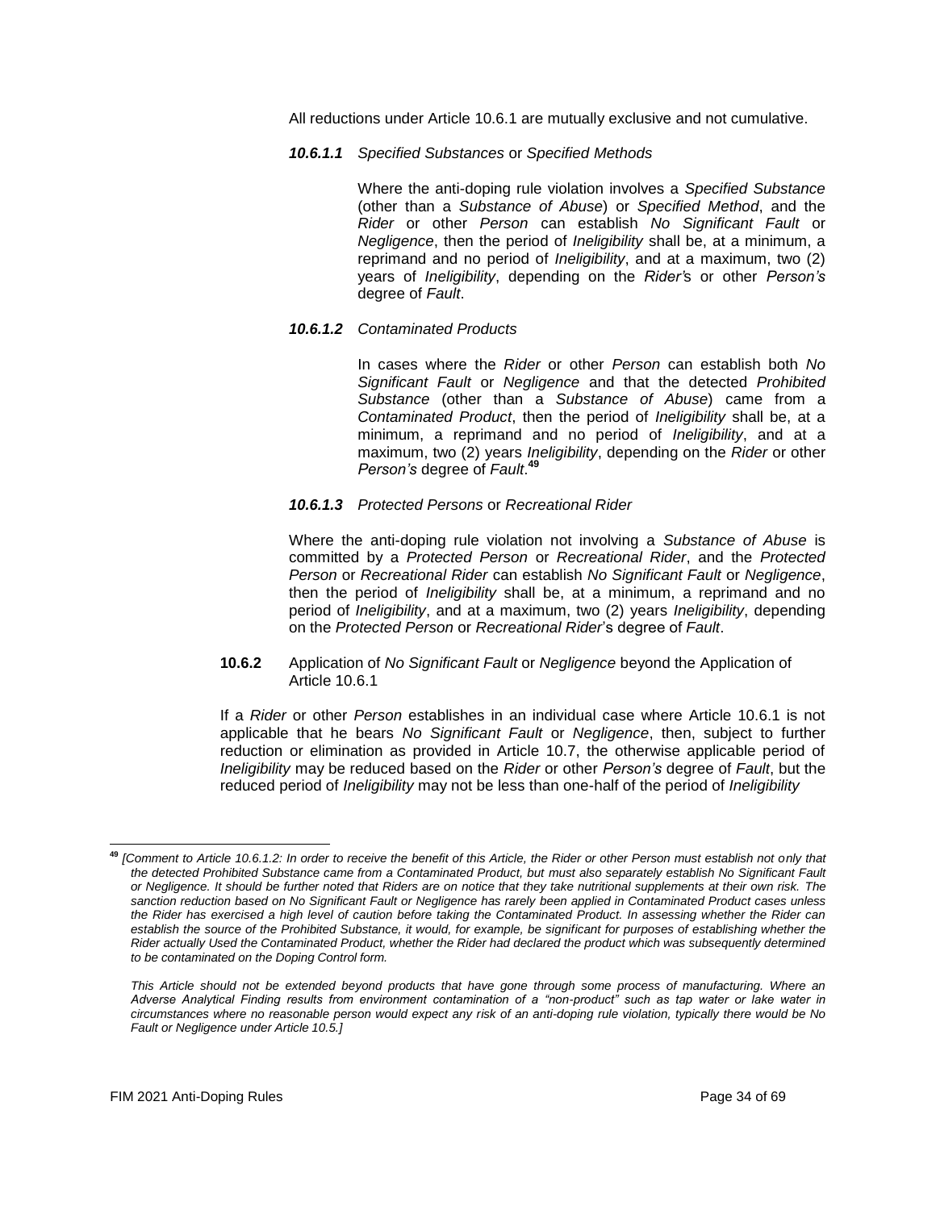All reductions under Article 10.6.1 are mutually exclusive and not cumulative.

***10.6.1.1*** *Specified Substances* or *Specified Methods*

Where the anti-doping rule violation involves a *Specified Substance* (other than a *Substance of Abuse*) or *Specified Method*, and the *Rider* or other *Person* can establish *No Significant Fault* or *Negligence*, then the period of *Ineligibility* shall be, at a minimum, a reprimand and no period of *Ineligibility*, and at a maximum, two (2) years of *Ineligibility*, depending on the *Rider'*s or other *Person's* degree of *Fault*.

***10.6.1.2*** *Contaminated Products*

In cases where the *Rider* or other *Person* can establish both *No Significant Fault* or *Negligence* and that the detected *Prohibited Substance* (other than a *Substance of Abuse*) came from a *Contaminated Product*, then the period of *Ineligibility* shall be, at a minimum, a reprimand and no period of *Ineligibility*, and at a maximum, two (2) years *Ineligibility*, depending on the *Rider* or other *Person's* degree of *Fault*.[49]

***10.6.1.3*** *Protected Persons* or *Recreational Rider*

Where the anti-doping rule violation not involving a *Substance of Abuse* is committed by a *Protected Person* or *Recreational Rider*, and the *Protected Person* or *Recreational Rider* can establish *No Significant Fault* or *Negligence*, then the period of *Ineligibility* shall be, at a minimum, a reprimand and no period of *Ineligibility*, and at a maximum, two (2) years *Ineligibility*, depending on the *Protected Person* or *Recreational Rider*'s degree of *Fault*.

**10.6.2** Application of *No Significant Fault* or *Negligence* beyond the Application of Article 10.6.1

If a *Rider* or other *Person* establishes in an individual case where Article 10.6.1 is not applicable that he bears *No Significant Fault* or *Negligence*, then, subject to further reduction or elimination as provided in Article 10.7, the otherwise applicable period of *Ineligibility* may be reduced based on the *Rider* or other *Person's* degree of *Fault*, but the reduced period of *Ineligibility* may not be less than one-half of the period of *Ineligibility*

---

[49] *[Comment to Article 10.6.1.2: In order to receive the benefit of this Article, the Rider or other Person must establish not only that the detected Prohibited Substance came from a Contaminated Product, but must also separately establish No Significant Fault or Negligence. It should be further noted that Riders are on notice that they take nutritional supplements at their own risk. The sanction reduction based on No Significant Fault or Negligence has rarely been applied in Contaminated Product cases unless the Rider has exercised a high level of caution before taking the Contaminated Product. In assessing whether the Rider can establish the source of the Prohibited Substance, it would, for example, be significant for purposes of establishing whether the Rider actually Used the Contaminated Product, whether the Rider had declared the product which was subsequently determined to be contaminated on the Doping Control form.*

*This Article should not be extended beyond products that have gone through some process of manufacturing. Where an Adverse Analytical Finding results from environment contamination of a "non-product" such as tap water or lake water in circumstances where no reasonable person would expect any risk of an anti-doping rule violation, typically there would be No Fault or Negligence under Article 10.5.]*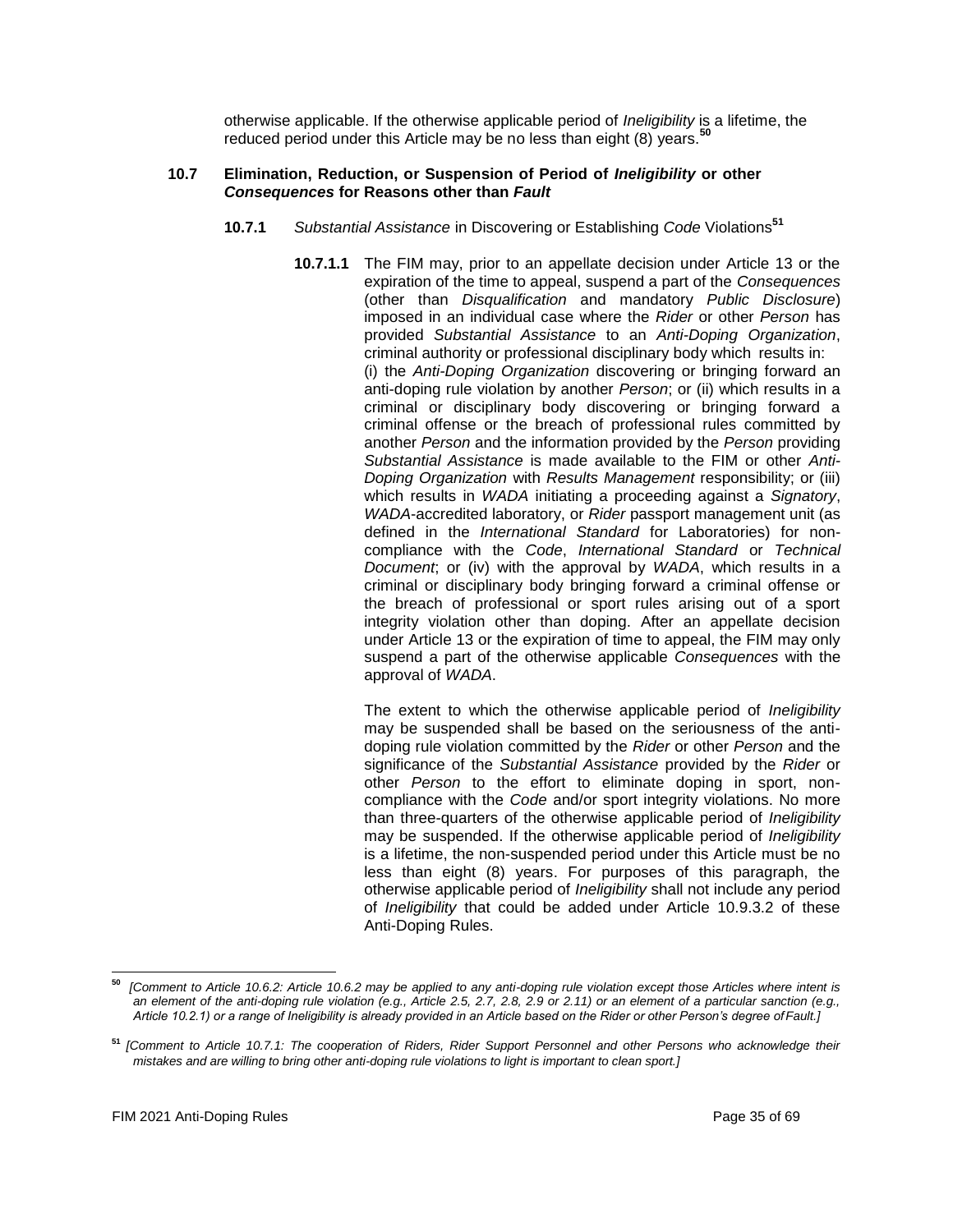otherwise applicable. If the otherwise applicable period of *Ineligibility* is a lifetime, the reduced period under this Article may be no less than eight (8) years.[50]

### 10.7 Elimination, Reduction, or Suspension of Period of *Ineligibility* or other *Consequences* for Reasons other than *Fault*

**10.7.1** *Substantial Assistance* in Discovering or Establishing *Code* Violations[51]

**10.7.1.1** The FIM may, prior to an appellate decision under Article 13 or the expiration of the time to appeal, suspend a part of the *Consequences* (other than *Disqualification* and mandatory *Public Disclosure*) imposed in an individual case where the *Rider* or other *Person* has provided *Substantial Assistance* to an *Anti-Doping Organization*, criminal authority or professional disciplinary body which results in: (i) the *Anti-Doping Organization* discovering or bringing forward an anti-doping rule violation by another *Person*; or (ii) which results in a criminal or disciplinary body discovering or bringing forward a criminal offense or the breach of professional rules committed by another *Person* and the information provided by the *Person* providing *Substantial Assistance* is made available to the FIM or other *Anti-Doping Organization* with *Results Management* responsibility; or (iii) which results in *WADA* initiating a proceeding against a *Signatory*, *WADA*-accredited laboratory, or *Rider* passport management unit (as defined in the *International Standard* for Laboratories) for non-compliance with the *Code*, *International Standard* or *Technical Document*; or (iv) with the approval by *WADA*, which results in a criminal or disciplinary body bringing forward a criminal offense or the breach of professional or sport rules arising out of a sport integrity violation other than doping. After an appellate decision under Article 13 or the expiration of time to appeal, the FIM may only suspend a part of the otherwise applicable *Consequences* with the approval of *WADA*.

The extent to which the otherwise applicable period of *Ineligibility* may be suspended shall be based on the seriousness of the anti-doping rule violation committed by the *Rider* or other *Person* and the significance of the *Substantial Assistance* provided by the *Rider* or other *Person* to the effort to eliminate doping in sport, non-compliance with the *Code* and/or sport integrity violations. No more than three-quarters of the otherwise applicable period of *Ineligibility* may be suspended. If the otherwise applicable period of *Ineligibility* is a lifetime, the non-suspended period under this Article must be no less than eight (8) years. For purposes of this paragraph, the otherwise applicable period of *Ineligibility* shall not include any period of *Ineligibility* that could be added under Article 10.9.3.2 of these Anti-Doping Rules.

---

[50] *[Comment to Article 10.6.2: Article 10.6.2 may be applied to any anti-doping rule violation except those Articles where intent is an element of the anti-doping rule violation (e.g., Article 2.5, 2.7, 2.8, 2.9 or 2.11) or an element of a particular sanction (e.g., Article 10.2.1) or a range of Ineligibility is already provided in an Article based on the Rider or other Person's degree of Fault.]*

[51] *[Comment to Article 10.7.1: The cooperation of Riders, Rider Support Personnel and other Persons who acknowledge their mistakes and are willing to bring other anti-doping rule violations to light is important to clean sport.]*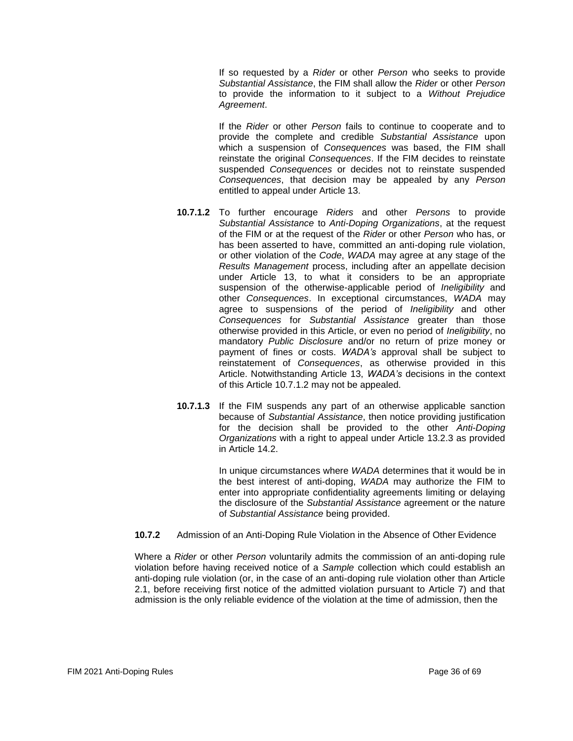If so requested by a *Rider* or other *Person* who seeks to provide *Substantial Assistance*, the FIM shall allow the *Rider* or other *Person* to provide the information to it subject to a *Without Prejudice Agreement*.

If the *Rider* or other *Person* fails to continue to cooperate and to provide the complete and credible *Substantial Assistance* upon which a suspension of *Consequences* was based, the FIM shall reinstate the original *Consequences*. If the FIM decides to reinstate suspended *Consequences* or decides not to reinstate suspended *Consequences*, that decision may be appealed by any *Person* entitled to appeal under Article 13.

**10.7.1.2** To further encourage *Riders* and other *Persons* to provide *Substantial Assistance* to *Anti-Doping Organizations*, at the request of the FIM or at the request of the *Rider* or other *Person* who has, or has been asserted to have, committed an anti-doping rule violation, or other violation of the *Code*, *WADA* may agree at any stage of the *Results Management* process, including after an appellate decision under Article 13, to what it considers to be an appropriate suspension of the otherwise-applicable period of *Ineligibility* and other *Consequences*. In exceptional circumstances, *WADA* may agree to suspensions of the period of *Ineligibility* and other *Consequences* for *Substantial Assistance* greater than those otherwise provided in this Article, or even no period of *Ineligibility*, no mandatory *Public Disclosure* and/or no return of prize money or payment of fines or costs. *WADA's* approval shall be subject to reinstatement of *Consequences*, as otherwise provided in this Article. Notwithstanding Article 13, *WADA's* decisions in the context of this Article 10.7.1.2 may not be appealed.

**10.7.1.3** If the FIM suspends any part of an otherwise applicable sanction because of *Substantial Assistance*, then notice providing justification for the decision shall be provided to the other *Anti-Doping Organizations* with a right to appeal under Article 13.2.3 as provided in Article 14.2.

In unique circumstances where *WADA* determines that it would be in the best interest of anti-doping, *WADA* may authorize the FIM to enter into appropriate confidentiality agreements limiting or delaying the disclosure of the *Substantial Assistance* agreement or the nature of *Substantial Assistance* being provided.

**10.7.2** Admission of an Anti-Doping Rule Violation in the Absence of Other Evidence

Where a *Rider* or other *Person* voluntarily admits the commission of an anti-doping rule violation before having received notice of a *Sample* collection which could establish an anti-doping rule violation (or, in the case of an anti-doping rule violation other than Article 2.1, before receiving first notice of the admitted violation pursuant to Article 7) and that admission is the only reliable evidence of the violation at the time of admission, then the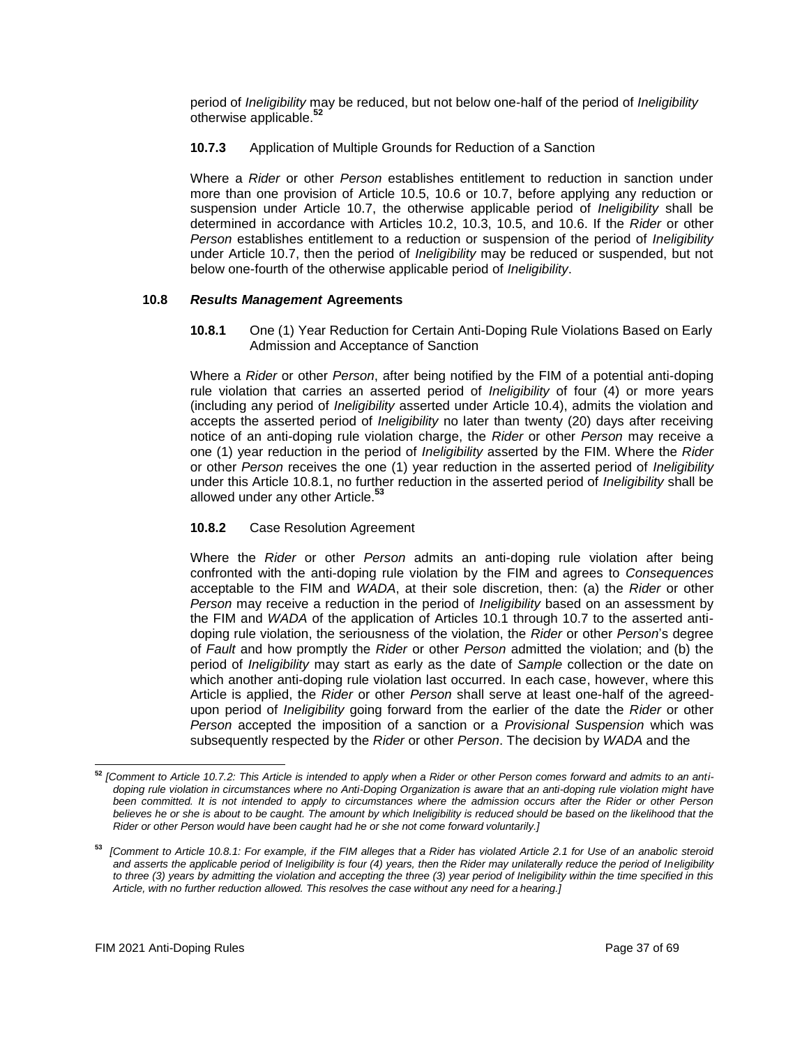period of *Ineligibility* may be reduced, but not below one-half of the period of *Ineligibility* otherwise applicable.[52]

**10.7.3** Application of Multiple Grounds for Reduction of a Sanction

Where a *Rider* or other *Person* establishes entitlement to reduction in sanction under more than one provision of Article 10.5, 10.6 or 10.7, before applying any reduction or suspension under Article 10.7, the otherwise applicable period of *Ineligibility* shall be determined in accordance with Articles 10.2, 10.3, 10.5, and 10.6. If the *Rider* or other *Person* establishes entitlement to a reduction or suspension of the period of *Ineligibility* under Article 10.7, then the period of *Ineligibility* may be reduced or suspended, but not below one-fourth of the otherwise applicable period of *Ineligibility*.

### 10.8 *Results Management* Agreements

**10.8.1** One (1) Year Reduction for Certain Anti-Doping Rule Violations Based on Early Admission and Acceptance of Sanction

Where a *Rider* or other *Person*, after being notified by the FIM of a potential anti-doping rule violation that carries an asserted period of *Ineligibility* of four (4) or more years (including any period of *Ineligibility* asserted under Article 10.4), admits the violation and accepts the asserted period of *Ineligibility* no later than twenty (20) days after receiving notice of an anti-doping rule violation charge, the *Rider* or other *Person* may receive a one (1) year reduction in the period of *Ineligibility* asserted by the FIM. Where the *Rider* or other *Person* receives the one (1) year reduction in the asserted period of *Ineligibility* under this Article 10.8.1, no further reduction in the asserted period of *Ineligibility* shall be allowed under any other Article.[53]

**10.8.2** Case Resolution Agreement

Where the *Rider* or other *Person* admits an anti-doping rule violation after being confronted with the anti-doping rule violation by the FIM and agrees to *Consequences* acceptable to the FIM and *WADA*, at their sole discretion, then: (a) the *Rider* or other *Person* may receive a reduction in the period of *Ineligibility* based on an assessment by the FIM and *WADA* of the application of Articles 10.1 through 10.7 to the asserted anti-doping rule violation, the seriousness of the violation, the *Rider* or other *Person*'s degree of *Fault* and how promptly the *Rider* or other *Person* admitted the violation; and (b) the period of *Ineligibility* may start as early as the date of *Sample* collection or the date on which another anti-doping rule violation last occurred. In each case, however, where this Article is applied, the *Rider* or other *Person* shall serve at least one-half of the agreed-upon period of *Ineligibility* going forward from the earlier of the date the *Rider* or other *Person* accepted the imposition of a sanction or a *Provisional Suspension* which was subsequently respected by the *Rider* or other *Person*. The decision by *WADA* and the

---

[52] *[Comment to Article 10.7.2: This Article is intended to apply when a Rider or other Person comes forward and admits to an anti-doping rule violation in circumstances where no Anti-Doping Organization is aware that an anti-doping rule violation might have been committed. It is not intended to apply to circumstances where the admission occurs after the Rider or other Person believes he or she is about to be caught. The amount by which Ineligibility is reduced should be based on the likelihood that the Rider or other Person would have been caught had he or she not come forward voluntarily.]*

[53] *[Comment to Article 10.8.1: For example, if the FIM alleges that a Rider has violated Article 2.1 for Use of an anabolic steroid and asserts the applicable period of Ineligibility is four (4) years, then the Rider may unilaterally reduce the period of Ineligibility to three (3) years by admitting the violation and accepting the three (3) year period of Ineligibility within the time specified in this Article, with no further reduction allowed. This resolves the case without any need for a hearing.]*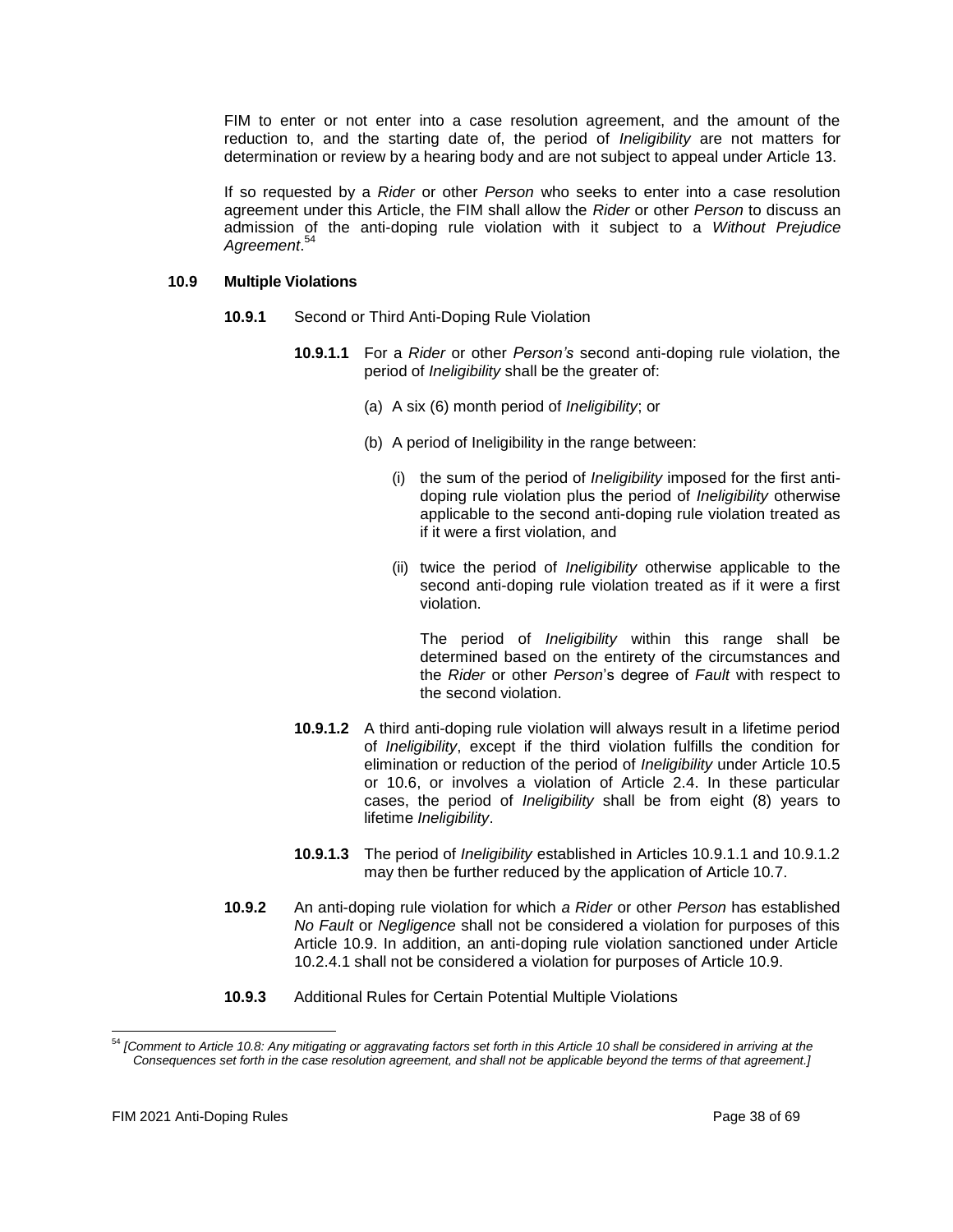FIM to enter or not enter into a case resolution agreement, and the amount of the reduction to, and the starting date of, the period of *Ineligibility* are not matters for determination or review by a hearing body and are not subject to appeal under Article 13.

If so requested by a *Rider* or other *Person* who seeks to enter into a case resolution agreement under this Article, the FIM shall allow the *Rider* or other *Person* to discuss an admission of the anti-doping rule violation with it subject to a *Without Prejudice Agreement*.[54]

**10.9 Multiple Violations**

**10.9.1** Second or Third Anti-Doping Rule Violation

**10.9.1.1** For a *Rider* or other *Person's* second anti-doping rule violation, the period of *Ineligibility* shall be the greater of:

(a) A six (6) month period of *Ineligibility*; or

(b) A period of Ineligibility in the range between:

(i) the sum of the period of *Ineligibility* imposed for the first anti-doping rule violation plus the period of *Ineligibility* otherwise applicable to the second anti-doping rule violation treated as if it were a first violation, and

(ii) twice the period of *Ineligibility* otherwise applicable to the second anti-doping rule violation treated as if it were a first violation.

The period of *Ineligibility* within this range shall be determined based on the entirety of the circumstances and the *Rider* or other *Person*'s degree of *Fault* with respect to the second violation.

**10.9.1.2** A third anti-doping rule violation will always result in a lifetime period of *Ineligibility*, except if the third violation fulfills the condition for elimination or reduction of the period of *Ineligibility* under Article 10.5 or 10.6, or involves a violation of Article 2.4. In these particular cases, the period of *Ineligibility* shall be from eight (8) years to lifetime *Ineligibility*.

**10.9.1.3** The period of *Ineligibility* established in Articles 10.9.1.1 and 10.9.1.2 may then be further reduced by the application of Article 10.7.

**10.9.2** An anti-doping rule violation for which *a Rider* or other *Person* has established *No Fault* or *Negligence* shall not be considered a violation for purposes of this Article 10.9. In addition, an anti-doping rule violation sanctioned under Article 10.2.4.1 shall not be considered a violation for purposes of Article 10.9.

**10.9.3** Additional Rules for Certain Potential Multiple Violations

[54] *[Comment to Article 10.8: Any mitigating or aggravating factors set forth in this Article 10 shall be considered in arriving at the Consequences set forth in the case resolution agreement, and shall not be applicable beyond the terms of that agreement.]*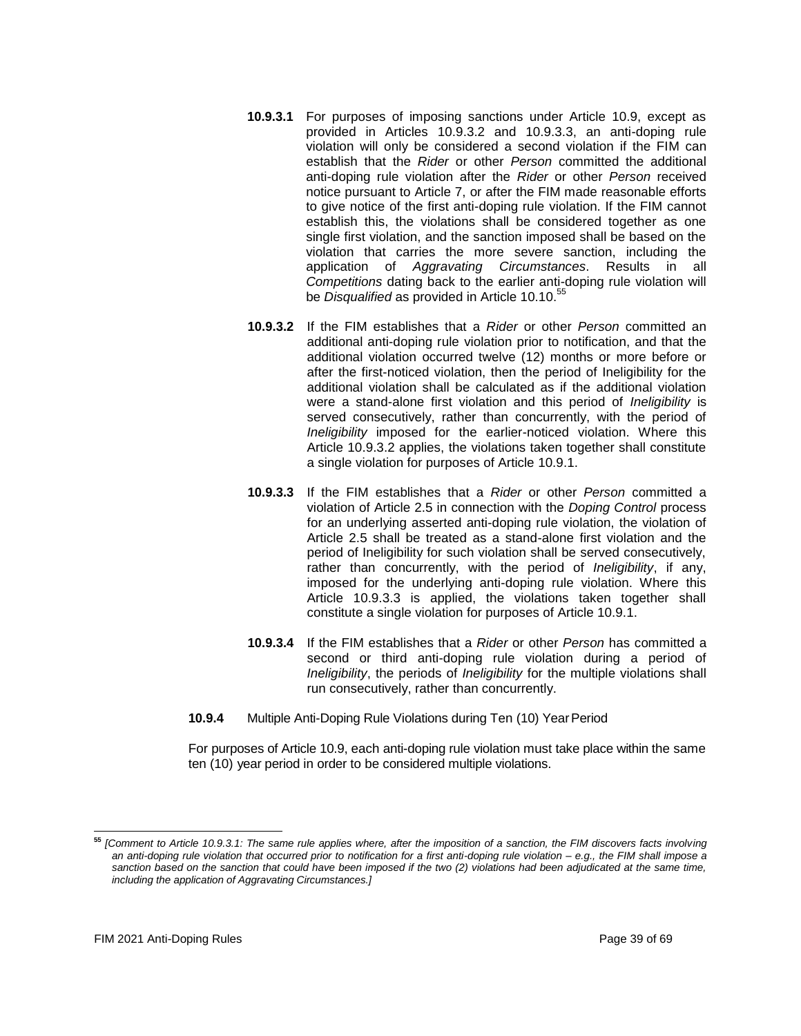**10.9.3.1** For purposes of imposing sanctions under Article 10.9, except as provided in Articles 10.9.3.2 and 10.9.3.3, an anti-doping rule violation will only be considered a second violation if the FIM can establish that the *Rider* or other *Person* committed the additional anti-doping rule violation after the *Rider* or other *Person* received notice pursuant to Article 7, or after the FIM made reasonable efforts to give notice of the first anti-doping rule violation. If the FIM cannot establish this, the violations shall be considered together as one single first violation, and the sanction imposed shall be based on the violation that carries the more severe sanction, including the application of *Aggravating Circumstances*. Results in all *Competitions* dating back to the earlier anti-doping rule violation will be *Disqualified* as provided in Article 10.10.[55]

**10.9.3.2** If the FIM establishes that a *Rider* or other *Person* committed an additional anti-doping rule violation prior to notification, and that the additional violation occurred twelve (12) months or more before or after the first-noticed violation, then the period of Ineligibility for the additional violation shall be calculated as if the additional violation were a stand-alone first violation and this period of *Ineligibility* is served consecutively, rather than concurrently, with the period of *Ineligibility* imposed for the earlier-noticed violation. Where this Article 10.9.3.2 applies, the violations taken together shall constitute a single violation for purposes of Article 10.9.1.

**10.9.3.3** If the FIM establishes that a *Rider* or other *Person* committed a violation of Article 2.5 in connection with the *Doping Control* process for an underlying asserted anti-doping rule violation, the violation of Article 2.5 shall be treated as a stand-alone first violation and the period of Ineligibility for such violation shall be served consecutively, rather than concurrently, with the period of *Ineligibility*, if any, imposed for the underlying anti-doping rule violation. Where this Article 10.9.3.3 is applied, the violations taken together shall constitute a single violation for purposes of Article 10.9.1.

**10.9.3.4** If the FIM establishes that a *Rider* or other *Person* has committed a second or third anti-doping rule violation during a period of *Ineligibility*, the periods of *Ineligibility* for the multiple violations shall run consecutively, rather than concurrently.

**10.9.4** Multiple Anti-Doping Rule Violations during Ten (10) Year Period

For purposes of Article 10.9, each anti-doping rule violation must take place within the same ten (10) year period in order to be considered multiple violations.

---

[55] *[Comment to Article 10.9.3.1: The same rule applies where, after the imposition of a sanction, the FIM discovers facts involving an anti-doping rule violation that occurred prior to notification for a first anti-doping rule violation – e.g., the FIM shall impose a sanction based on the sanction that could have been imposed if the two (2) violations had been adjudicated at the same time, including the application of Aggravating Circumstances.]*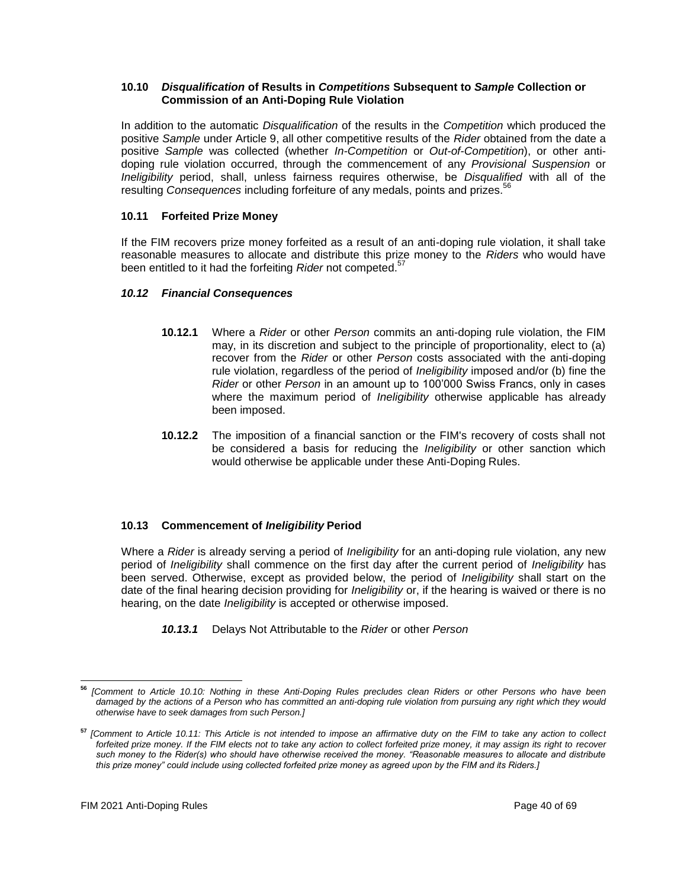### 10.10 *Disqualification* of Results in *Competitions* Subsequent to *Sample* Collection or Commission of an Anti-Doping Rule Violation

In addition to the automatic *Disqualification* of the results in the *Competition* which produced the positive *Sample* under Article 9, all other competitive results of the *Rider* obtained from the date a positive *Sample* was collected (whether *In-Competition* or *Out-of-Competition*), or other anti-doping rule violation occurred, through the commencement of any *Provisional Suspension* or *Ineligibility* period, shall, unless fairness requires otherwise, be *Disqualified* with all of the resulting *Consequences* including forfeiture of any medals, points and prizes.[56]

### 10.11 Forfeited Prize Money

If the FIM recovers prize money forfeited as a result of an anti-doping rule violation, it shall take reasonable measures to allocate and distribute this prize money to the *Riders* who would have been entitled to it had the forfeiting *Rider* not competed.[57]

### *10.12 Financial Consequences*

**10.12.1** Where a *Rider* or other *Person* commits an anti-doping rule violation, the FIM may, in its discretion and subject to the principle of proportionality, elect to (a) recover from the *Rider* or other *Person* costs associated with the anti-doping rule violation, regardless of the period of *Ineligibility* imposed and/or (b) fine the *Rider* or other *Person* in an amount up to 100'000 Swiss Francs, only in cases where the maximum period of *Ineligibility* otherwise applicable has already been imposed.

**10.12.2** The imposition of a financial sanction or the FIM's recovery of costs shall not be considered a basis for reducing the *Ineligibility* or other sanction which would otherwise be applicable under these Anti-Doping Rules.

### 10.13 Commencement of *Ineligibility* Period

Where a *Rider* is already serving a period of *Ineligibility* for an anti-doping rule violation, any new period of *Ineligibility* shall commence on the first day after the current period of *Ineligibility* has been served. Otherwise, except as provided below, the period of *Ineligibility* shall start on the date of the final hearing decision providing for *Ineligibility* or, if the hearing is waived or there is no hearing, on the date *Ineligibility* is accepted or otherwise imposed.

***10.13.1*** Delays Not Attributable to the *Rider* or other *Person*

---

[56] *[Comment to Article 10.10: Nothing in these Anti-Doping Rules precludes clean Riders or other Persons who have been damaged by the actions of a Person who has committed an anti-doping rule violation from pursuing any right which they would otherwise have to seek damages from such Person.]*

[57] *[Comment to Article 10.11: This Article is not intended to impose an affirmative duty on the FIM to take any action to collect forfeited prize money. If the FIM elects not to take any action to collect forfeited prize money, it may assign its right to recover such money to the Rider(s) who should have otherwise received the money. "Reasonable measures to allocate and distribute this prize money" could include using collected forfeited prize money as agreed upon by the FIM and its Riders.]*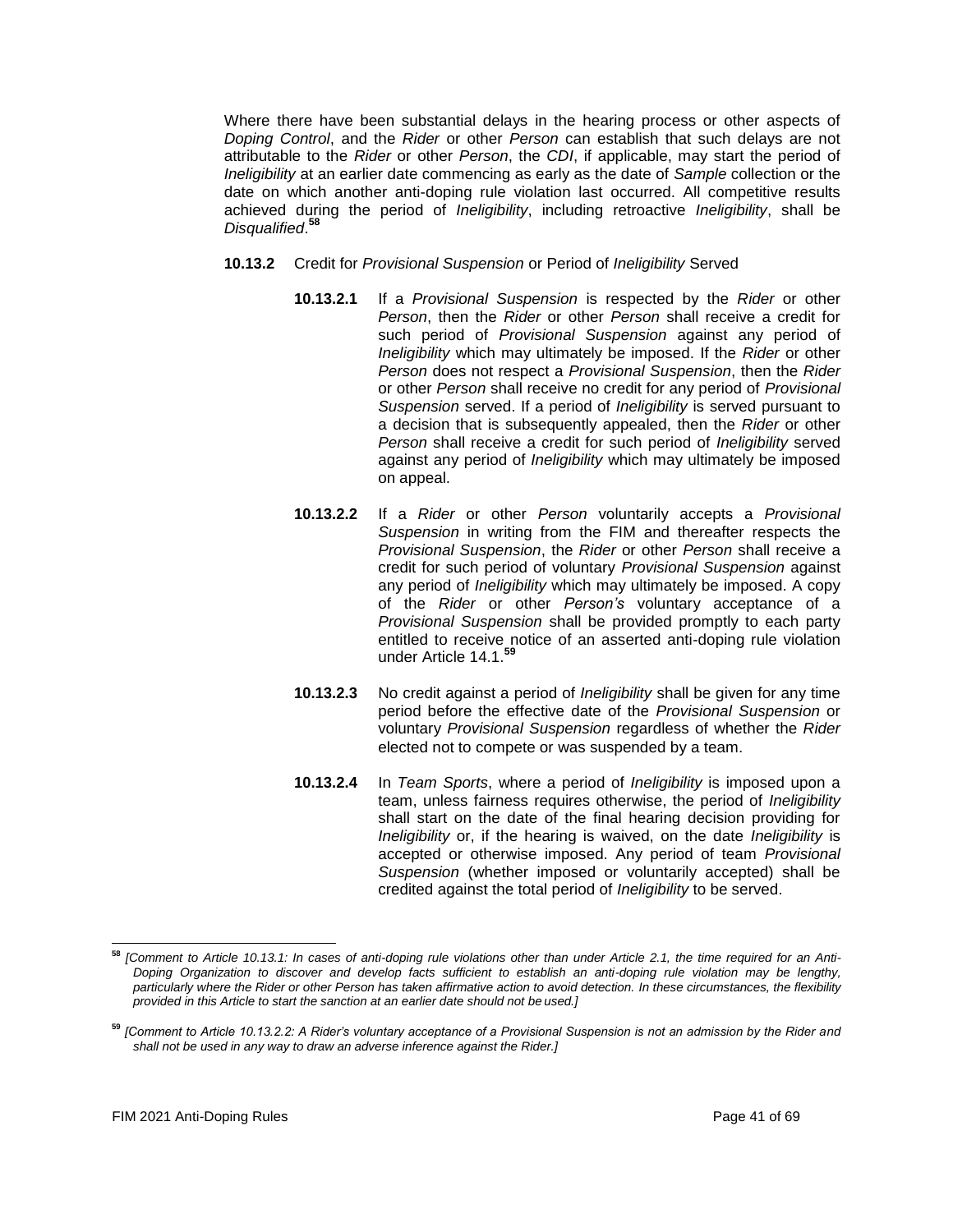Where there have been substantial delays in the hearing process or other aspects of *Doping Control*, and the *Rider* or other *Person* can establish that such delays are not attributable to the *Rider* or other *Person*, the *CDI*, if applicable, may start the period of *Ineligibility* at an earlier date commencing as early as the date of *Sample* collection or the date on which another anti-doping rule violation last occurred. All competitive results achieved during the period of *Ineligibility*, including retroactive *Ineligibility*, shall be *Disqualified*.[58]

**10.13.2** Credit for *Provisional Suspension* or Period of *Ineligibility* Served

**10.13.2.1** If a *Provisional Suspension* is respected by the *Rider* or other *Person*, then the *Rider* or other *Person* shall receive a credit for such period of *Provisional Suspension* against any period of *Ineligibility* which may ultimately be imposed. If the *Rider* or other *Person* does not respect a *Provisional Suspension*, then the *Rider* or other *Person* shall receive no credit for any period of *Provisional Suspension* served. If a period of *Ineligibility* is served pursuant to a decision that is subsequently appealed, then the *Rider* or other *Person* shall receive a credit for such period of *Ineligibility* served against any period of *Ineligibility* which may ultimately be imposed on appeal.

**10.13.2.2** If a *Rider* or other *Person* voluntarily accepts a *Provisional Suspension* in writing from the FIM and thereafter respects the *Provisional Suspension*, the *Rider* or other *Person* shall receive a credit for such period of voluntary *Provisional Suspension* against any period of *Ineligibility* which may ultimately be imposed. A copy of the *Rider* or other *Person's* voluntary acceptance of a *Provisional Suspension* shall be provided promptly to each party entitled to receive notice of an asserted anti-doping rule violation under Article 14.1.[59]

**10.13.2.3** No credit against a period of *Ineligibility* shall be given for any time period before the effective date of the *Provisional Suspension* or voluntary *Provisional Suspension* regardless of whether the *Rider* elected not to compete or was suspended by a team.

**10.13.2.4** In *Team Sports*, where a period of *Ineligibility* is imposed upon a team, unless fairness requires otherwise, the period of *Ineligibility* shall start on the date of the final hearing decision providing for *Ineligibility* or, if the hearing is waived, on the date *Ineligibility* is accepted or otherwise imposed. Any period of team *Provisional Suspension* (whether imposed or voluntarily accepted) shall be credited against the total period of *Ineligibility* to be served.

---

[58] *[Comment to Article 10.13.1: In cases of anti-doping rule violations other than under Article 2.1, the time required for an Anti-Doping Organization to discover and develop facts sufficient to establish an anti-doping rule violation may be lengthy, particularly where the Rider or other Person has taken affirmative action to avoid detection. In these circumstances, the flexibility provided in this Article to start the sanction at an earlier date should not be used.]*

[59] *[Comment to Article 10.13.2.2: A Rider's voluntary acceptance of a Provisional Suspension is not an admission by the Rider and shall not be used in any way to draw an adverse inference against the Rider.]*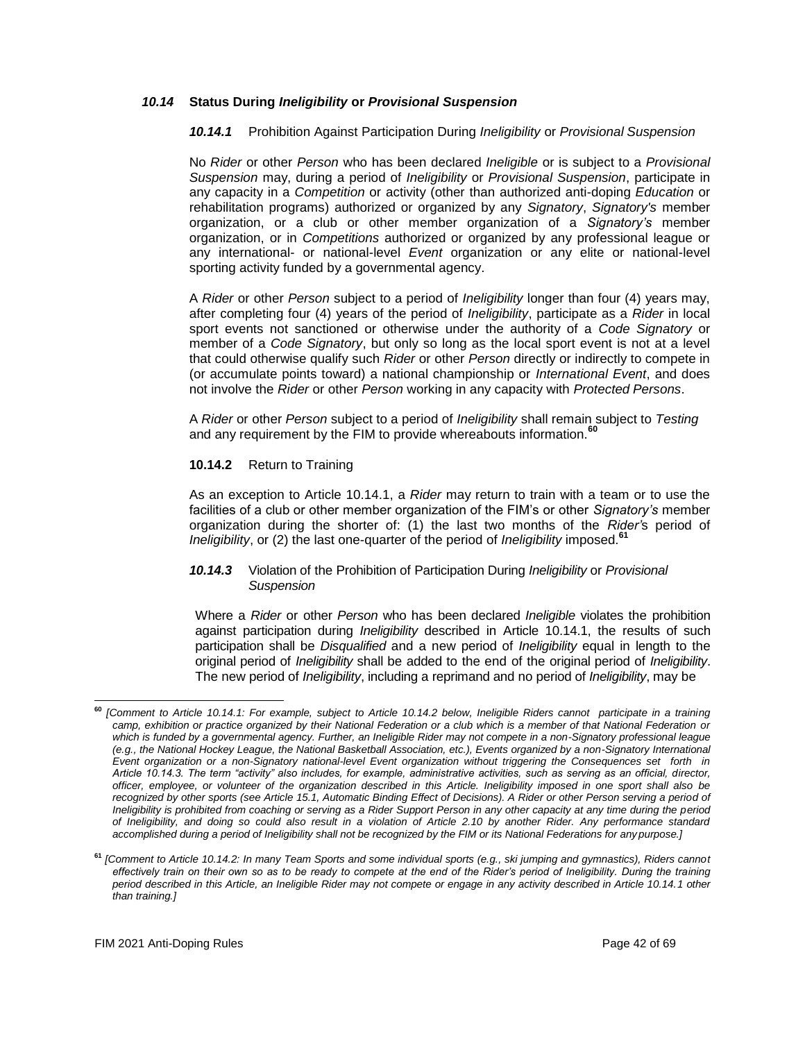### *10.14* **Status During *Ineligibility* or *Provisional Suspension***

#### *10.14.1* Prohibition Against Participation During *Ineligibility* or *Provisional Suspension*

No *Rider* or other *Person* who has been declared *Ineligible* or is subject to a *Provisional Suspension* may, during a period of *Ineligibility* or *Provisional Suspension*, participate in any capacity in a *Competition* or activity (other than authorized anti-doping *Education* or rehabilitation programs) authorized or organized by any *Signatory*, *Signatory's* member organization, or a club or other member organization of a *Signatory's* member organization, or in *Competitions* authorized or organized by any professional league or any international- or national-level *Event* organization or any elite or national-level sporting activity funded by a governmental agency.

A *Rider* or other *Person* subject to a period of *Ineligibility* longer than four (4) years may, after completing four (4) years of the period of *Ineligibility*, participate as a *Rider* in local sport events not sanctioned or otherwise under the authority of a *Code Signatory* or member of a *Code Signatory*, but only so long as the local sport event is not at a level that could otherwise qualify such *Rider* or other *Person* directly or indirectly to compete in (or accumulate points toward) a national championship or *International Event*, and does not involve the *Rider* or other *Person* working in any capacity with *Protected Persons*.

A *Rider* or other *Person* subject to a period of *Ineligibility* shall remain subject to *Testing* and any requirement by the FIM to provide whereabouts information.[60]

#### **10.14.2** Return to Training

As an exception to Article 10.14.1, a *Rider* may return to train with a team or to use the facilities of a club or other member organization of the FIM's or other *Signatory's* member organization during the shorter of: (1) the last two months of the *Rider's* period of *Ineligibility*, or (2) the last one-quarter of the period of *Ineligibility* imposed.[61]

#### *10.14.3* Violation of the Prohibition of Participation During *Ineligibility* or *Provisional Suspension*

Where a *Rider* or other *Person* who has been declared *Ineligible* violates the prohibition against participation during *Ineligibility* described in Article 10.14.1, the results of such participation shall be *Disqualified* and a new period of *Ineligibility* equal in length to the original period of *Ineligibility* shall be added to the end of the original period of *Ineligibility*. The new period of *Ineligibility*, including a reprimand and no period of *Ineligibility*, may be

---

[60] *[Comment to Article 10.14.1: For example, subject to Article 10.14.2 below, Ineligible Riders cannot participate in a training camp, exhibition or practice organized by their National Federation or a club which is a member of that National Federation or which is funded by a governmental agency. Further, an Ineligible Rider may not compete in a non-Signatory professional league (e.g., the National Hockey League, the National Basketball Association, etc.), Events organized by a non-Signatory International Event organization or a non-Signatory national-level Event organization without triggering the Consequences set forth in Article 10.14.3. The term "activity" also includes, for example, administrative activities, such as serving as an official, director, officer, employee, or volunteer of the organization described in this Article. Ineligibility imposed in one sport shall also be recognized by other sports (see Article 15.1, Automatic Binding Effect of Decisions). A Rider or other Person serving a period of Ineligibility is prohibited from coaching or serving as a Rider Support Person in any other capacity at any time during the period of Ineligibility, and doing so could also result in a violation of Article 2.10 by another Rider. Any performance standard accomplished during a period of Ineligibility shall not be recognized by the FIM or its National Federations for any purpose.]*

[61] *[Comment to Article 10.14.2: In many Team Sports and some individual sports (e.g., ski jumping and gymnastics), Riders cannot effectively train on their own so as to be ready to compete at the end of the Rider's period of Ineligibility. During the training period described in this Article, an Ineligible Rider may not compete or engage in any activity described in Article 10.14.1 other than training.]*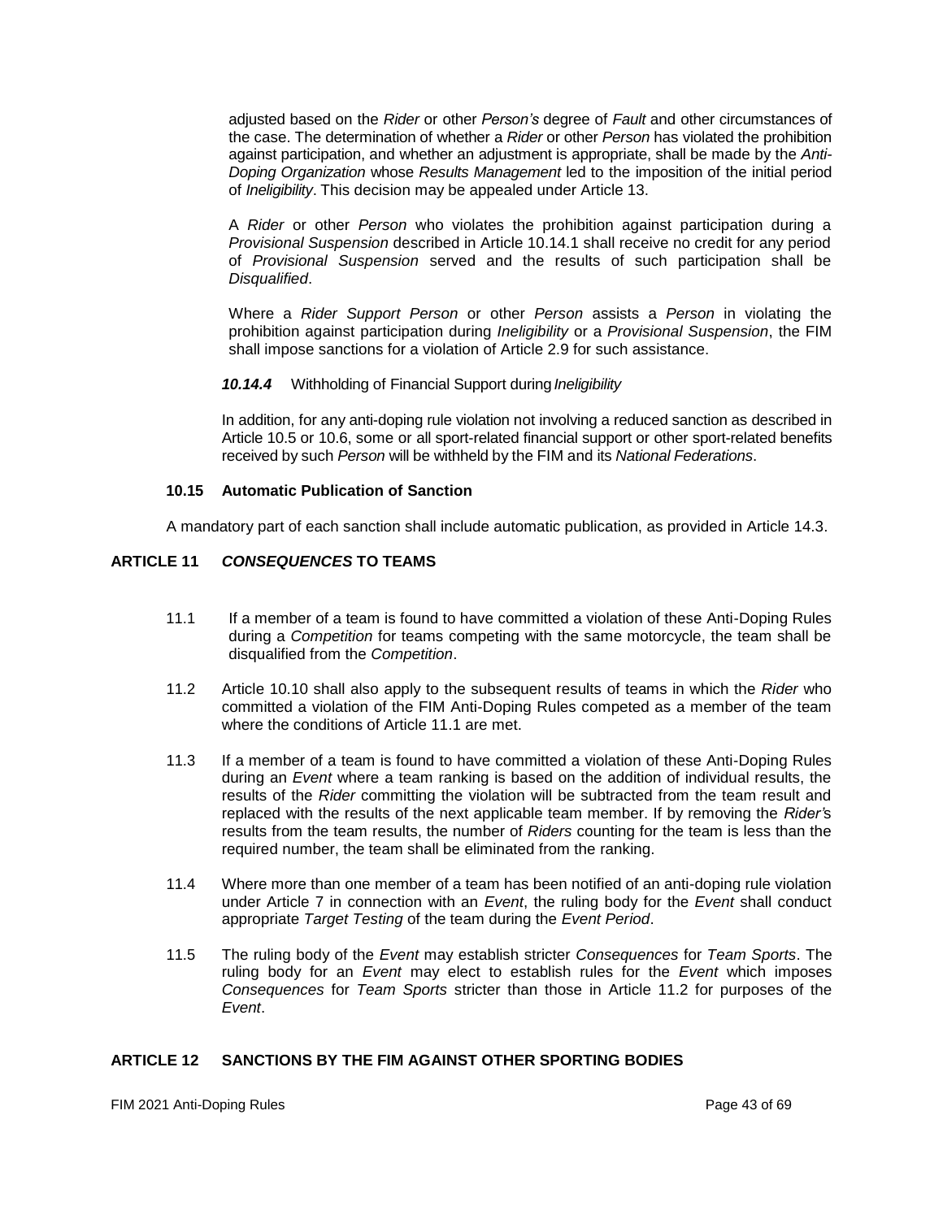adjusted based on the *Rider* or other *Person's* degree of *Fault* and other circumstances of the case. The determination of whether a *Rider* or other *Person* has violated the prohibition against participation, and whether an adjustment is appropriate, shall be made by the *Anti-Doping Organization* whose *Results Management* led to the imposition of the initial period of *Ineligibility*. This decision may be appealed under Article 13.

A *Rider* or other *Person* who violates the prohibition against participation during a *Provisional Suspension* described in Article 10.14.1 shall receive no credit for any period of *Provisional Suspension* served and the results of such participation shall be *Disqualified*.

Where a *Rider Support Person* or other *Person* assists a *Person* in violating the prohibition against participation during *Ineligibility* or a *Provisional Suspension*, the FIM shall impose sanctions for a violation of Article 2.9 for such assistance.

***10.14.4*** Withholding of Financial Support during *Ineligibility*

In addition, for any anti-doping rule violation not involving a reduced sanction as described in Article 10.5 or 10.6, some or all sport-related financial support or other sport-related benefits received by such *Person* will be withheld by the FIM and its *National Federations*.

### 10.15 Automatic Publication of Sanction

A mandatory part of each sanction shall include automatic publication, as provided in Article 14.3.

## ARTICLE 11 *CONSEQUENCES* TO TEAMS

11.1 If a member of a team is found to have committed a violation of these Anti-Doping Rules during a *Competition* for teams competing with the same motorcycle, the team shall be disqualified from the *Competition*.

11.2 Article 10.10 shall also apply to the subsequent results of teams in which the *Rider* who committed a violation of the FIM Anti-Doping Rules competed as a member of the team where the conditions of Article 11.1 are met.

11.3 If a member of a team is found to have committed a violation of these Anti-Doping Rules during an *Event* where a team ranking is based on the addition of individual results, the results of the *Rider* committing the violation will be subtracted from the team result and replaced with the results of the next applicable team member. If by removing the *Rider's* results from the team results, the number of *Riders* counting for the team is less than the required number, the team shall be eliminated from the ranking.

11.4 Where more than one member of a team has been notified of an anti-doping rule violation under Article 7 in connection with an *Event*, the ruling body for the *Event* shall conduct appropriate *Target Testing* of the team during the *Event Period*.

11.5 The ruling body of the *Event* may establish stricter *Consequences* for *Team Sports*. The ruling body for an *Event* may elect to establish rules for the *Event* which imposes *Consequences* for *Team Sports* stricter than those in Article 11.2 for purposes of the *Event*.

## ARTICLE 12 SANCTIONS BY THE FIM AGAINST OTHER SPORTING BODIES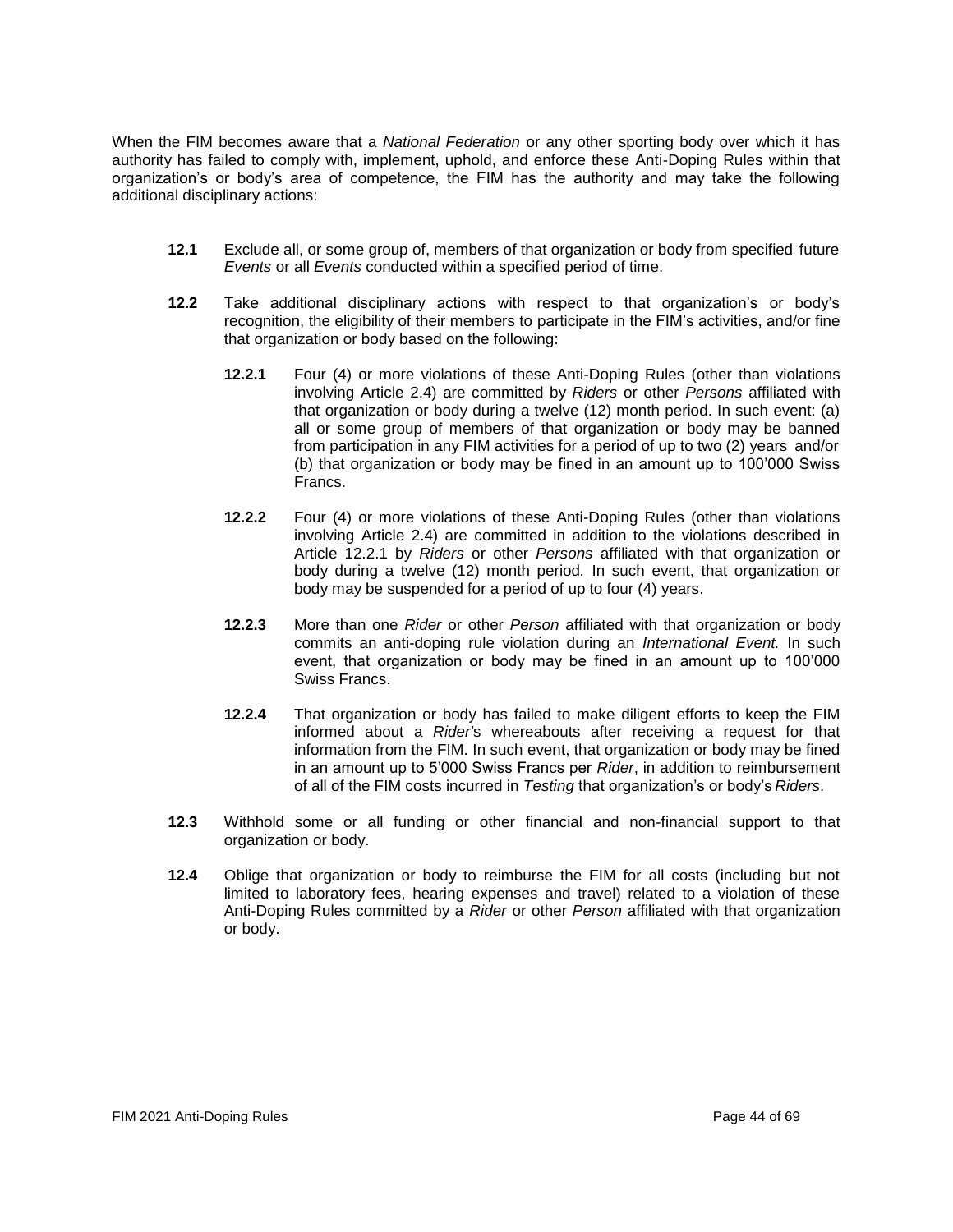When the FIM becomes aware that a *National Federation* or any other sporting body over which it has authority has failed to comply with, implement, uphold, and enforce these Anti-Doping Rules within that organization's or body's area of competence, the FIM has the authority and may take the following additional disciplinary actions:

**12.1** Exclude all, or some group of, members of that organization or body from specified future *Events* or all *Events* conducted within a specified period of time.

**12.2** Take additional disciplinary actions with respect to that organization's or body's recognition, the eligibility of their members to participate in the FIM's activities, and/or fine that organization or body based on the following:

**12.2.1** Four (4) or more violations of these Anti-Doping Rules (other than violations involving Article 2.4) are committed by *Riders* or other *Persons* affiliated with that organization or body during a twelve (12) month period. In such event: (a) all or some group of members of that organization or body may be banned from participation in any FIM activities for a period of up to two (2) years and/or (b) that organization or body may be fined in an amount up to 100'000 Swiss Francs.

**12.2.2** Four (4) or more violations of these Anti-Doping Rules (other than violations involving Article 2.4) are committed in addition to the violations described in Article 12.2.1 by *Riders* or other *Persons* affiliated with that organization or body during a twelve (12) month period. In such event, that organization or body may be suspended for a period of up to four (4) years.

**12.2.3** More than one *Rider* or other *Person* affiliated with that organization or body commits an anti-doping rule violation during an *International Event.* In such event, that organization or body may be fined in an amount up to 100'000 Swiss Francs.

**12.2.4** That organization or body has failed to make diligent efforts to keep the FIM informed about a *Rider's* whereabouts after receiving a request for that information from the FIM. In such event, that organization or body may be fined in an amount up to 5'000 Swiss Francs per *Rider*, in addition to reimbursement of all of the FIM costs incurred in *Testing* that organization's or body's *Riders*.

**12.3** Withhold some or all funding or other financial and non-financial support to that organization or body.

**12.4** Oblige that organization or body to reimburse the FIM for all costs (including but not limited to laboratory fees, hearing expenses and travel) related to a violation of these Anti-Doping Rules committed by a *Rider* or other *Person* affiliated with that organization or body.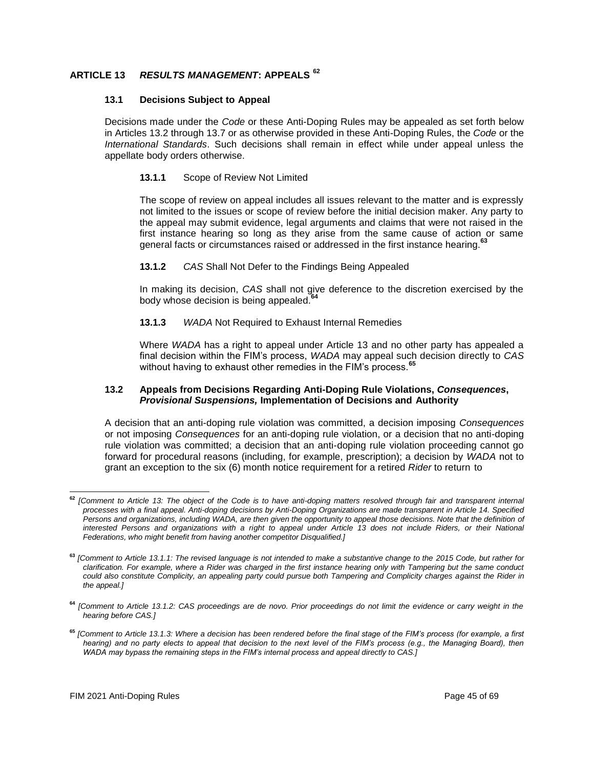## ARTICLE 13 *RESULTS MANAGEMENT*: APPEALS [62]

### 13.1 Decisions Subject to Appeal

Decisions made under the *Code* or these Anti-Doping Rules may be appealed as set forth below in Articles 13.2 through 13.7 or as otherwise provided in these Anti-Doping Rules, the *Code* or the *International Standards*. Such decisions shall remain in effect while under appeal unless the appellate body orders otherwise.

#### 13.1.1 Scope of Review Not Limited

The scope of review on appeal includes all issues relevant to the matter and is expressly not limited to the issues or scope of review before the initial decision maker. Any party to the appeal may submit evidence, legal arguments and claims that were not raised in the first instance hearing so long as they arise from the same cause of action or same general facts or circumstances raised or addressed in the first instance hearing.[63]

#### 13.1.2 *CAS* Shall Not Defer to the Findings Being Appealed

In making its decision, *CAS* shall not give deference to the discretion exercised by the body whose decision is being appealed.[64]

#### 13.1.3 *WADA* Not Required to Exhaust Internal Remedies

Where *WADA* has a right to appeal under Article 13 and no other party has appealed a final decision within the FIM's process, *WADA* may appeal such decision directly to *CAS* without having to exhaust other remedies in the FIM's process.[65]

### 13.2 Appeals from Decisions Regarding Anti-Doping Rule Violations, *Consequences*, *Provisional Suspensions,* Implementation of Decisions and Authority

A decision that an anti-doping rule violation was committed, a decision imposing *Consequences* or not imposing *Consequences* for an anti-doping rule violation, or a decision that no anti-doping rule violation was committed; a decision that an anti-doping rule violation proceeding cannot go forward for procedural reasons (including, for example, prescription); a decision by *WADA* not to grant an exception to the six (6) month notice requirement for a retired *Rider* to return to

---

[62] *[Comment to Article 13: The object of the Code is to have anti-doping matters resolved through fair and transparent internal processes with a final appeal. Anti-doping decisions by Anti-Doping Organizations are made transparent in Article 14. Specified Persons and organizations, including WADA, are then given the opportunity to appeal those decisions. Note that the definition of interested Persons and organizations with a right to appeal under Article 13 does not include Riders, or their National Federations, who might benefit from having another competitor Disqualified.]*

[63] *[Comment to Article 13.1.1: The revised language is not intended to make a substantive change to the 2015 Code, but rather for clarification. For example, where a Rider was charged in the first instance hearing only with Tampering but the same conduct could also constitute Complicity, an appealing party could pursue both Tampering and Complicity charges against the Rider in the appeal.]*

[64] *[Comment to Article 13.1.2: CAS proceedings are de novo. Prior proceedings do not limit the evidence or carry weight in the hearing before CAS.]*

[65] *[Comment to Article 13.1.3: Where a decision has been rendered before the final stage of the FIM's process (for example, a first hearing) and no party elects to appeal that decision to the next level of the FIM's process (e.g., the Managing Board), then WADA may bypass the remaining steps in the FIM's internal process and appeal directly to CAS.]*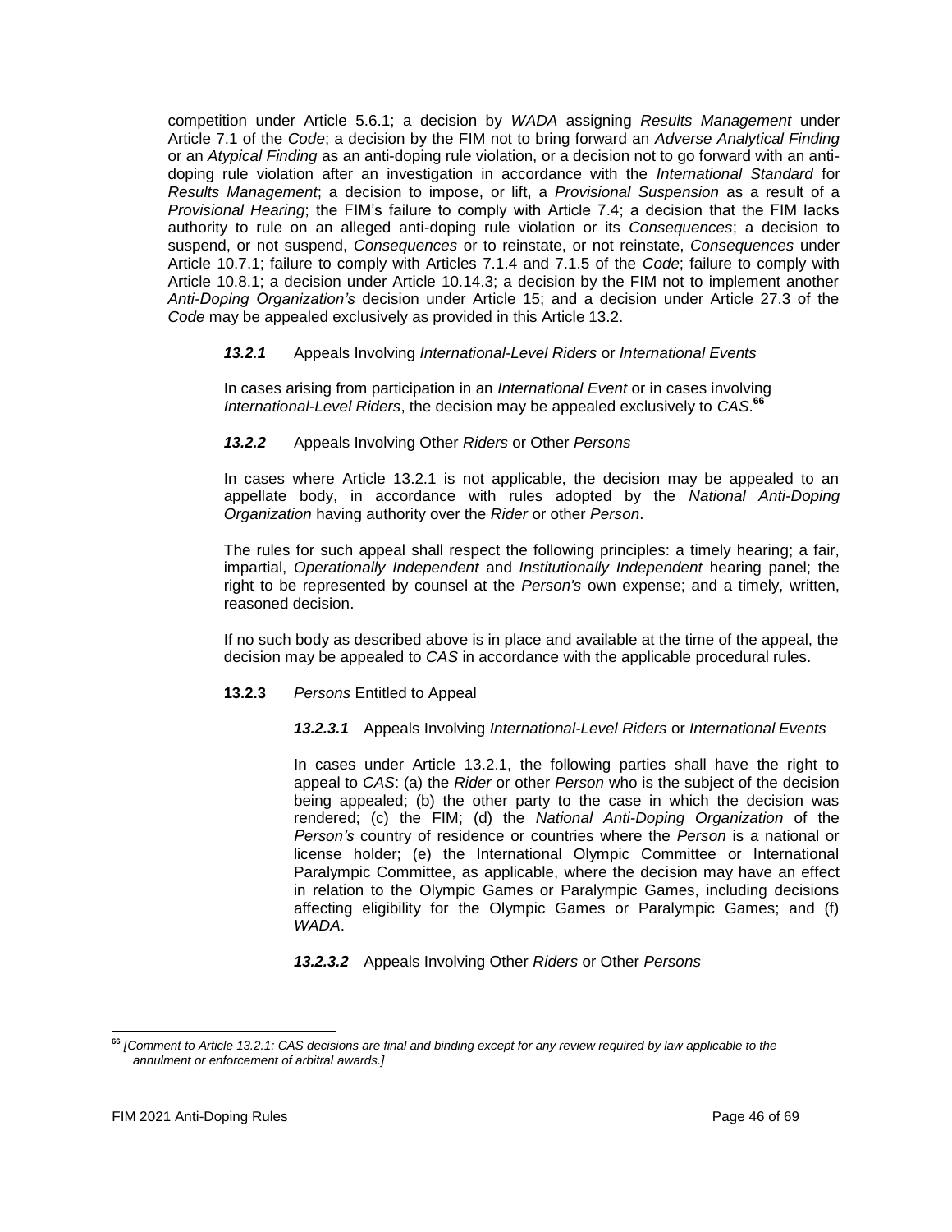competition under Article 5.6.1; a decision by *WADA* assigning *Results Management* under Article 7.1 of the *Code*; a decision by the FIM not to bring forward an *Adverse Analytical Finding* or an *Atypical Finding* as an anti-doping rule violation, or a decision not to go forward with an anti-doping rule violation after an investigation in accordance with the *International Standard* for *Results Management*; a decision to impose, or lift, a *Provisional Suspension* as a result of a *Provisional Hearing*; the FIM's failure to comply with Article 7.4; a decision that the FIM lacks authority to rule on an alleged anti-doping rule violation or its *Consequences*; a decision to suspend, or not suspend, *Consequences* or to reinstate, or not reinstate, *Consequences* under Article 10.7.1; failure to comply with Articles 7.1.4 and 7.1.5 of the *Code*; failure to comply with Article 10.8.1; a decision under Article 10.14.3; a decision by the FIM not to implement another *Anti-Doping Organization's* decision under Article 15; and a decision under Article 27.3 of the *Code* may be appealed exclusively as provided in this Article 13.2.

***13.2.1*** Appeals Involving *International-Level Riders* or *International Events*

In cases arising from participation in an *International Event* or in cases involving *International-Level Riders*, the decision may be appealed exclusively to *CAS*.[66]

***13.2.2*** Appeals Involving Other *Riders* or Other *Persons*

In cases where Article 13.2.1 is not applicable, the decision may be appealed to an appellate body, in accordance with rules adopted by the *National Anti-Doping Organization* having authority over the *Rider* or other *Person*.

The rules for such appeal shall respect the following principles: a timely hearing; a fair, impartial, *Operationally Independent* and *Institutionally Independent* hearing panel; the right to be represented by counsel at the *Person's* own expense; and a timely, written, reasoned decision.

If no such body as described above is in place and available at the time of the appeal, the decision may be appealed to *CAS* in accordance with the applicable procedural rules.

**13.2.3** *Persons* Entitled to Appeal

***13.2.3.1*** Appeals Involving *International-Level Riders* or *International Events*

In cases under Article 13.2.1, the following parties shall have the right to appeal to *CAS*: (a) the *Rider* or other *Person* who is the subject of the decision being appealed; (b) the other party to the case in which the decision was rendered; (c) the FIM; (d) the *National Anti-Doping Organization* of the *Person's* country of residence or countries where the *Person* is a national or license holder; (e) the International Olympic Committee or International Paralympic Committee, as applicable, where the decision may have an effect in relation to the Olympic Games or Paralympic Games, including decisions affecting eligibility for the Olympic Games or Paralympic Games; and (f) *WADA*.

***13.2.3.2*** Appeals Involving Other *Riders* or Other *Persons*

---

[66] *[Comment to Article 13.2.1: CAS decisions are final and binding except for any review required by law applicable to the annulment or enforcement of arbitral awards.]*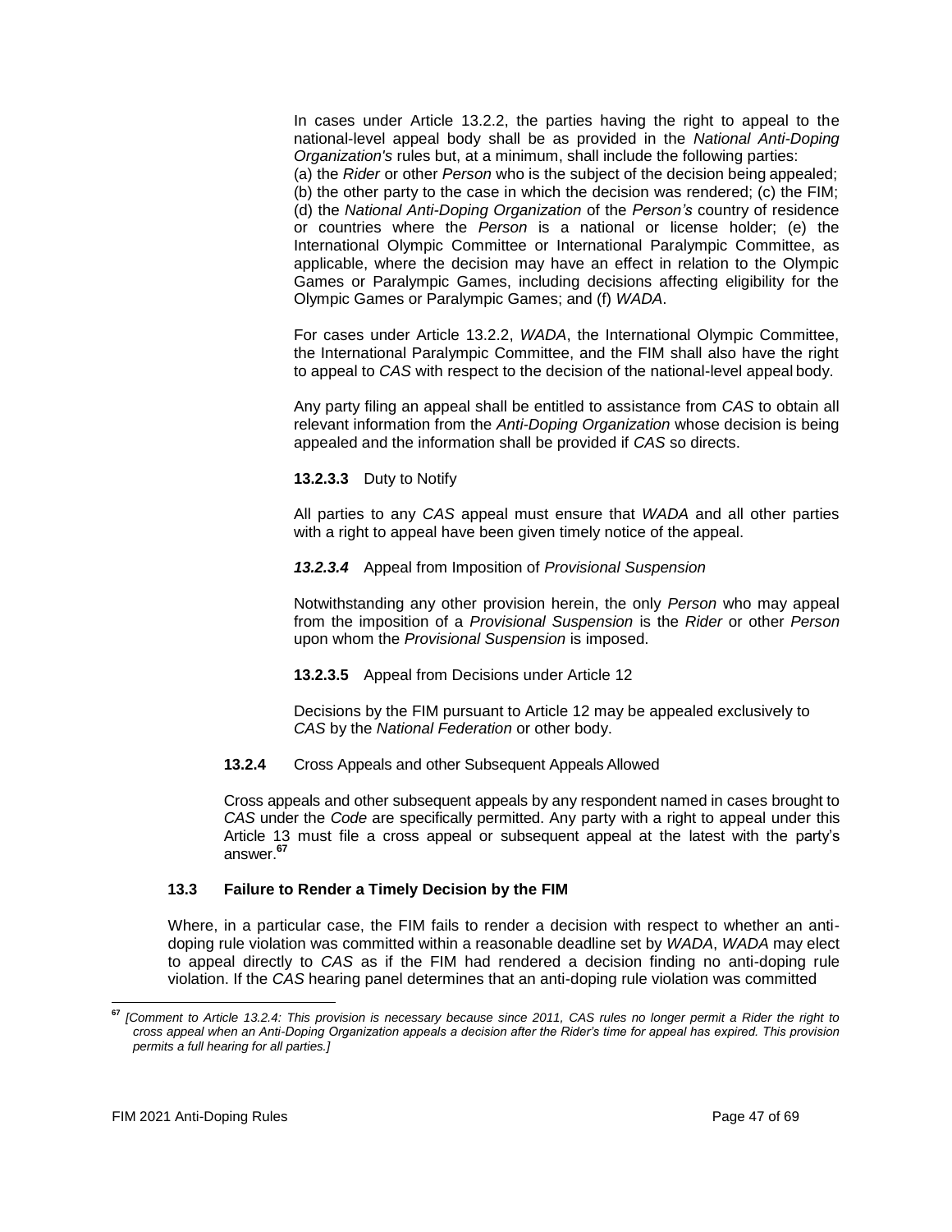In cases under Article 13.2.2, the parties having the right to appeal to the national-level appeal body shall be as provided in the *National Anti-Doping Organization's* rules but, at a minimum, shall include the following parties: (a) the *Rider* or other *Person* who is the subject of the decision being appealed; (b) the other party to the case in which the decision was rendered; (c) the FIM; (d) the *National Anti-Doping Organization* of the *Person's* country of residence or countries where the *Person* is a national or license holder; (e) the International Olympic Committee or International Paralympic Committee, as applicable, where the decision may have an effect in relation to the Olympic Games or Paralympic Games, including decisions affecting eligibility for the Olympic Games or Paralympic Games; and (f) *WADA*.

For cases under Article 13.2.2, *WADA*, the International Olympic Committee, the International Paralympic Committee, and the FIM shall also have the right to appeal to *CAS* with respect to the decision of the national-level appeal body.

Any party filing an appeal shall be entitled to assistance from *CAS* to obtain all relevant information from the *Anti-Doping Organization* whose decision is being appealed and the information shall be provided if *CAS* so directs.

**13.2.3.3** Duty to Notify

All parties to any *CAS* appeal must ensure that *WADA* and all other parties with a right to appeal have been given timely notice of the appeal.

***13.2.3.4*** Appeal from Imposition of *Provisional Suspension*

Notwithstanding any other provision herein, the only *Person* who may appeal from the imposition of a *Provisional Suspension* is the *Rider* or other *Person* upon whom the *Provisional Suspension* is imposed.

**13.2.3.5** Appeal from Decisions under Article 12

Decisions by the FIM pursuant to Article 12 may be appealed exclusively to *CAS* by the *National Federation* or other body.

**13.2.4** Cross Appeals and other Subsequent Appeals Allowed

Cross appeals and other subsequent appeals by any respondent named in cases brought to *CAS* under the *Code* are specifically permitted. Any party with a right to appeal under this Article 13 must file a cross appeal or subsequent appeal at the latest with the party's answer.[67]

### 13.3 Failure to Render a Timely Decision by the FIM

Where, in a particular case, the FIM fails to render a decision with respect to whether an anti-doping rule violation was committed within a reasonable deadline set by *WADA*, *WADA* may elect to appeal directly to *CAS* as if the FIM had rendered a decision finding no anti-doping rule violation. If the *CAS* hearing panel determines that an anti-doping rule violation was committed

[67] *[Comment to Article 13.2.4: This provision is necessary because since 2011, CAS rules no longer permit a Rider the right to cross appeal when an Anti-Doping Organization appeals a decision after the Rider's time for appeal has expired. This provision permits a full hearing for all parties.]*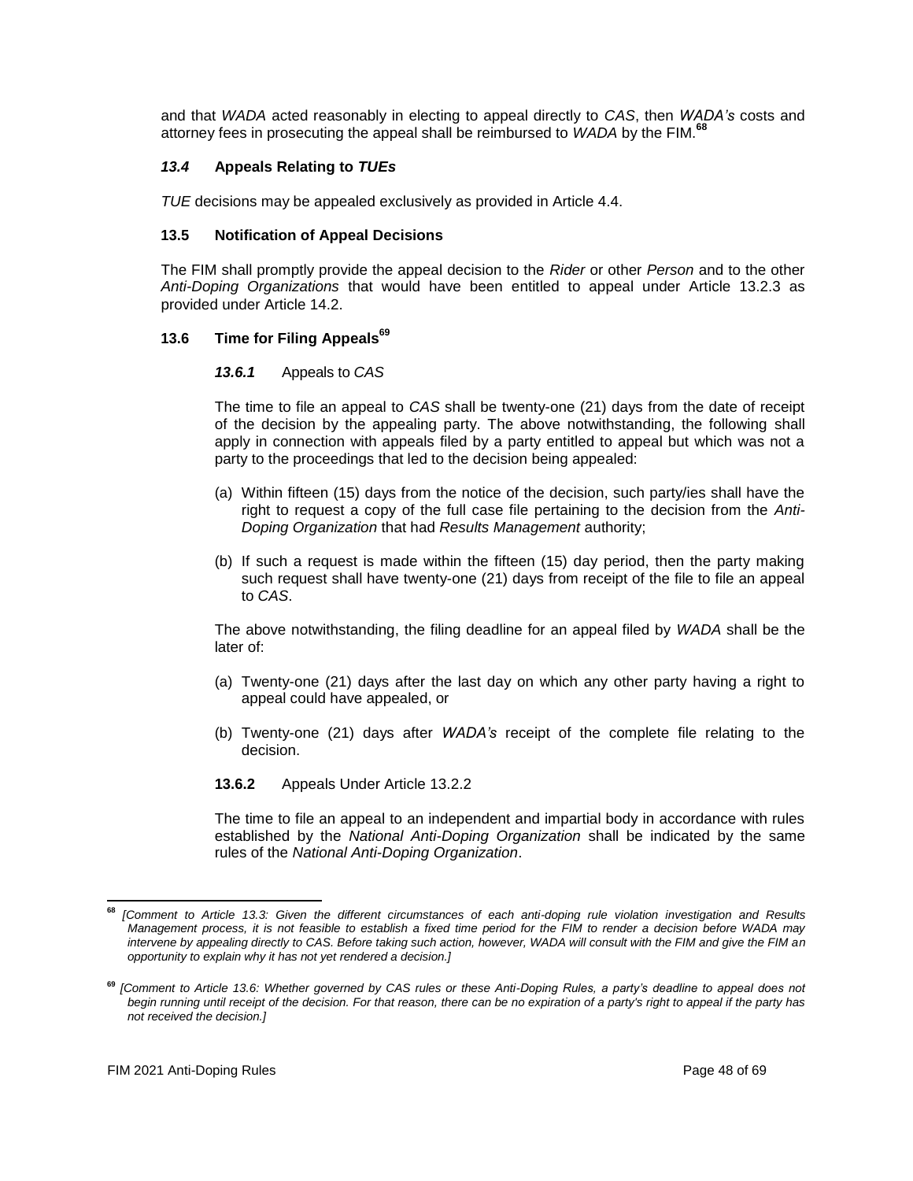and that *WADA* acted reasonably in electing to appeal directly to *CAS*, then *WADA's* costs and attorney fees in prosecuting the appeal shall be reimbursed to *WADA* by the FIM.[68]

### *13.4* Appeals Relating to *TUEs*

*TUE* decisions may be appealed exclusively as provided in Article 4.4.

### 13.5 Notification of Appeal Decisions

The FIM shall promptly provide the appeal decision to the *Rider* or other *Person* and to the other *Anti-Doping Organizations* that would have been entitled to appeal under Article 13.2.3 as provided under Article 14.2.

### 13.6 Time for Filing Appeals[69]

#### *13.6.1* Appeals to *CAS*

The time to file an appeal to *CAS* shall be twenty-one (21) days from the date of receipt of the decision by the appealing party. The above notwithstanding, the following shall apply in connection with appeals filed by a party entitled to appeal but which was not a party to the proceedings that led to the decision being appealed:

(a) Within fifteen (15) days from the notice of the decision, such party/ies shall have the right to request a copy of the full case file pertaining to the decision from the *Anti-Doping Organization* that had *Results Management* authority;

(b) If such a request is made within the fifteen (15) day period, then the party making such request shall have twenty-one (21) days from receipt of the file to file an appeal to *CAS*.

The above notwithstanding, the filing deadline for an appeal filed by *WADA* shall be the later of:

(a) Twenty-one (21) days after the last day on which any other party having a right to appeal could have appealed, or

(b) Twenty-one (21) days after *WADA's* receipt of the complete file relating to the decision.

#### **13.6.2** Appeals Under Article 13.2.2

The time to file an appeal to an independent and impartial body in accordance with rules established by the *National Anti-Doping Organization* shall be indicated by the same rules of the *National Anti-Doping Organization*.

---

[68] *[Comment to Article 13.3: Given the different circumstances of each anti-doping rule violation investigation and Results Management process, it is not feasible to establish a fixed time period for the FIM to render a decision before WADA may intervene by appealing directly to CAS. Before taking such action, however, WADA will consult with the FIM and give the FIM an opportunity to explain why it has not yet rendered a decision.]*

[69] *[Comment to Article 13.6: Whether governed by CAS rules or these Anti-Doping Rules, a party's deadline to appeal does not begin running until receipt of the decision. For that reason, there can be no expiration of a party's right to appeal if the party has not received the decision.]*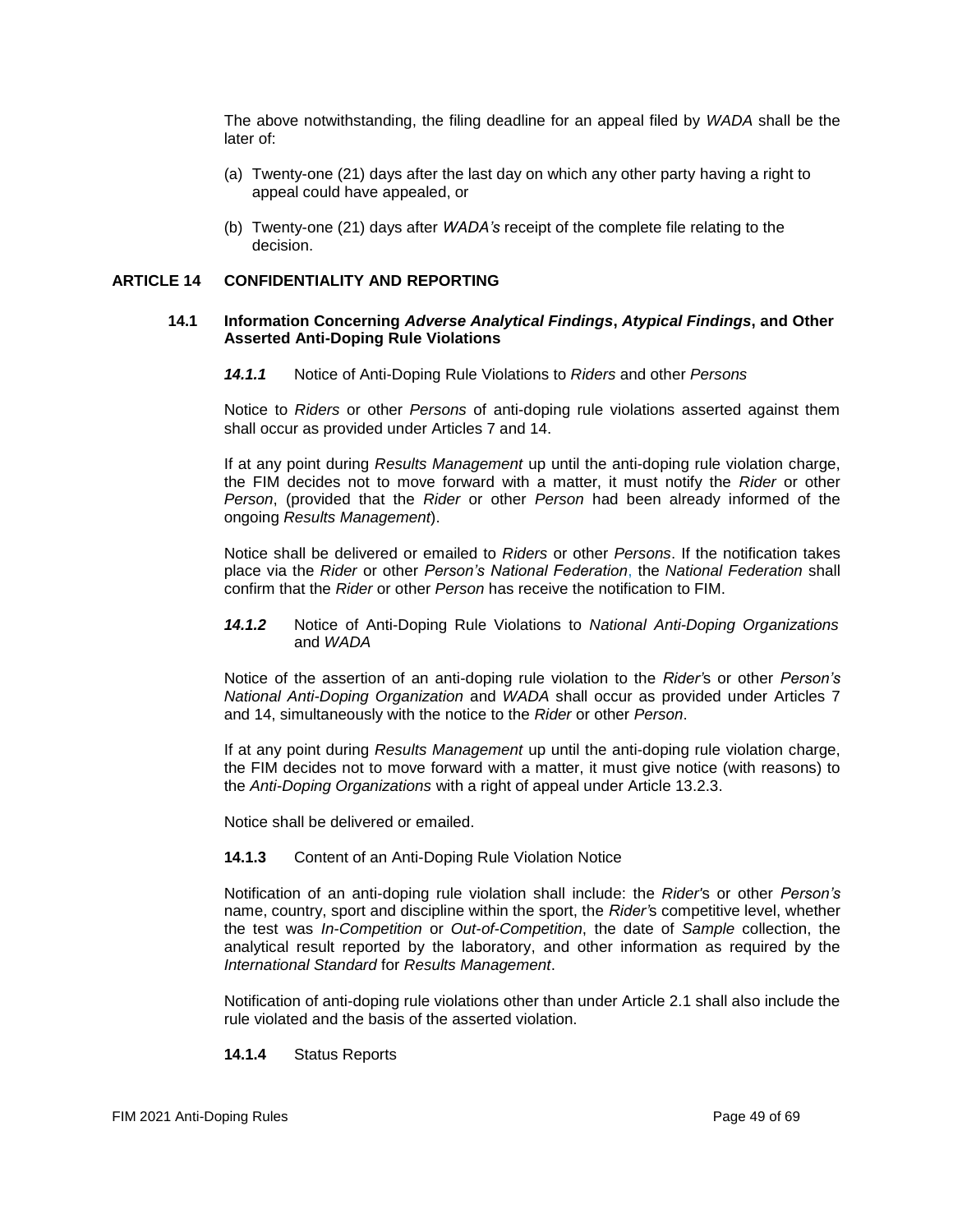The above notwithstanding, the filing deadline for an appeal filed by *WADA* shall be the later of:

(a) Twenty-one (21) days after the last day on which any other party having a right to appeal could have appealed, or

(b) Twenty-one (21) days after *WADA's* receipt of the complete file relating to the decision.

## ARTICLE 14 CONFIDENTIALITY AND REPORTING

### 14.1 Information Concerning *Adverse Analytical Findings*, *Atypical Findings*, and Other Asserted Anti-Doping Rule Violations

***14.1.1*** Notice of Anti-Doping Rule Violations to *Riders* and other *Persons*

Notice to *Riders* or other *Persons* of anti-doping rule violations asserted against them shall occur as provided under Articles 7 and 14.

If at any point during *Results Management* up until the anti-doping rule violation charge, the FIM decides not to move forward with a matter, it must notify the *Rider* or other *Person*, (provided that the *Rider* or other *Person* had been already informed of the ongoing *Results Management*).

Notice shall be delivered or emailed to *Riders* or other *Persons*. If the notification takes place via the *Rider* or other *Person's National Federation*, the *National Federation* shall confirm that the *Rider* or other *Person* has receive the notification to FIM.

***14.1.2*** Notice of Anti-Doping Rule Violations to *National Anti-Doping Organizations* and *WADA*

Notice of the assertion of an anti-doping rule violation to the *Rider's* or other *Person's National Anti-Doping Organization* and *WADA* shall occur as provided under Articles 7 and 14, simultaneously with the notice to the *Rider* or other *Person*.

If at any point during *Results Management* up until the anti-doping rule violation charge, the FIM decides not to move forward with a matter, it must give notice (with reasons) to the *Anti-Doping Organizations* with a right of appeal under Article 13.2.3.

Notice shall be delivered or emailed.

**14.1.3** Content of an Anti-Doping Rule Violation Notice

Notification of an anti-doping rule violation shall include: the *Rider's* or other *Person's* name, country, sport and discipline within the sport, the *Rider's* competitive level, whether the test was *In-Competition* or *Out-of-Competition*, the date of *Sample* collection, the analytical result reported by the laboratory, and other information as required by the *International Standard* for *Results Management*.

Notification of anti-doping rule violations other than under Article 2.1 shall also include the rule violated and the basis of the asserted violation.

**14.1.4** Status Reports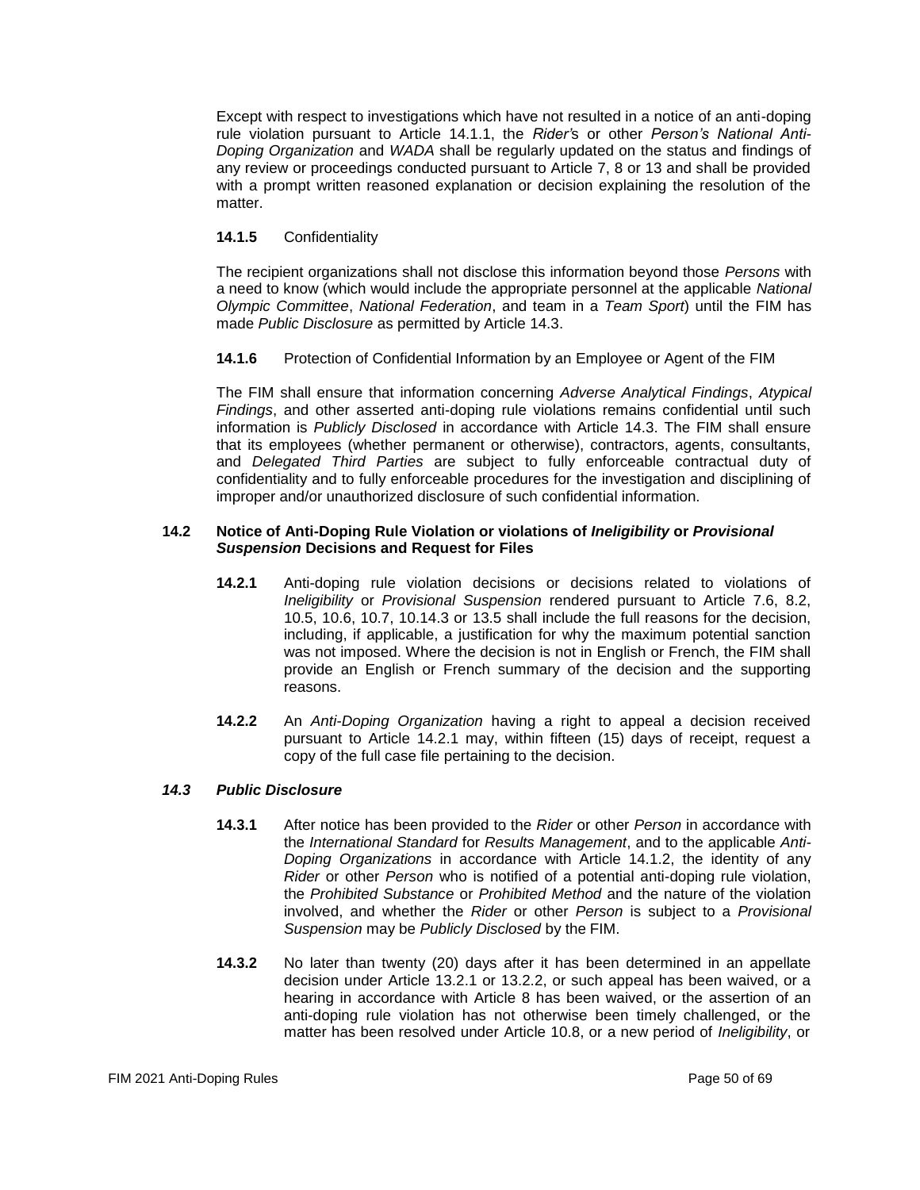Except with respect to investigations which have not resulted in a notice of an anti-doping rule violation pursuant to Article 14.1.1, the *Rider's* or other *Person's National Anti-Doping Organization* and *WADA* shall be regularly updated on the status and findings of any review or proceedings conducted pursuant to Article 7, 8 or 13 and shall be provided with a prompt written reasoned explanation or decision explaining the resolution of the matter.

**14.1.5** Confidentiality

The recipient organizations shall not disclose this information beyond those *Persons* with a need to know (which would include the appropriate personnel at the applicable *National Olympic Committee*, *National Federation*, and team in a *Team Sport*) until the FIM has made *Public Disclosure* as permitted by Article 14.3.

**14.1.6** Protection of Confidential Information by an Employee or Agent of the FIM

The FIM shall ensure that information concerning *Adverse Analytical Findings*, *Atypical Findings*, and other asserted anti-doping rule violations remains confidential until such information is *Publicly Disclosed* in accordance with Article 14.3. The FIM shall ensure that its employees (whether permanent or otherwise), contractors, agents, consultants, and *Delegated Third Parties* are subject to fully enforceable contractual duty of confidentiality and to fully enforceable procedures for the investigation and disciplining of improper and/or unauthorized disclosure of such confidential information.

### 14.2 Notice of Anti-Doping Rule Violation or violations of *Ineligibility* or *Provisional Suspension* Decisions and Request for Files

**14.2.1** Anti-doping rule violation decisions or decisions related to violations of *Ineligibility* or *Provisional Suspension* rendered pursuant to Article 7.6, 8.2, 10.5, 10.6, 10.7, 10.14.3 or 13.5 shall include the full reasons for the decision, including, if applicable, a justification for why the maximum potential sanction was not imposed. Where the decision is not in English or French, the FIM shall provide an English or French summary of the decision and the supporting reasons.

**14.2.2** An *Anti-Doping Organization* having a right to appeal a decision received pursuant to Article 14.2.1 may, within fifteen (15) days of receipt, request a copy of the full case file pertaining to the decision.

### *14.3 Public Disclosure*

**14.3.1** After notice has been provided to the *Rider* or other *Person* in accordance with the *International Standard* for *Results Management*, and to the applicable *Anti-Doping Organizations* in accordance with Article 14.1.2, the identity of any *Rider* or other *Person* who is notified of a potential anti-doping rule violation, the *Prohibited Substance* or *Prohibited Method* and the nature of the violation involved, and whether the *Rider* or other *Person* is subject to a *Provisional Suspension* may be *Publicly Disclosed* by the FIM.

**14.3.2** No later than twenty (20) days after it has been determined in an appellate decision under Article 13.2.1 or 13.2.2, or such appeal has been waived, or a hearing in accordance with Article 8 has been waived, or the assertion of an anti-doping rule violation has not otherwise been timely challenged, or the matter has been resolved under Article 10.8, or a new period of *Ineligibility*, or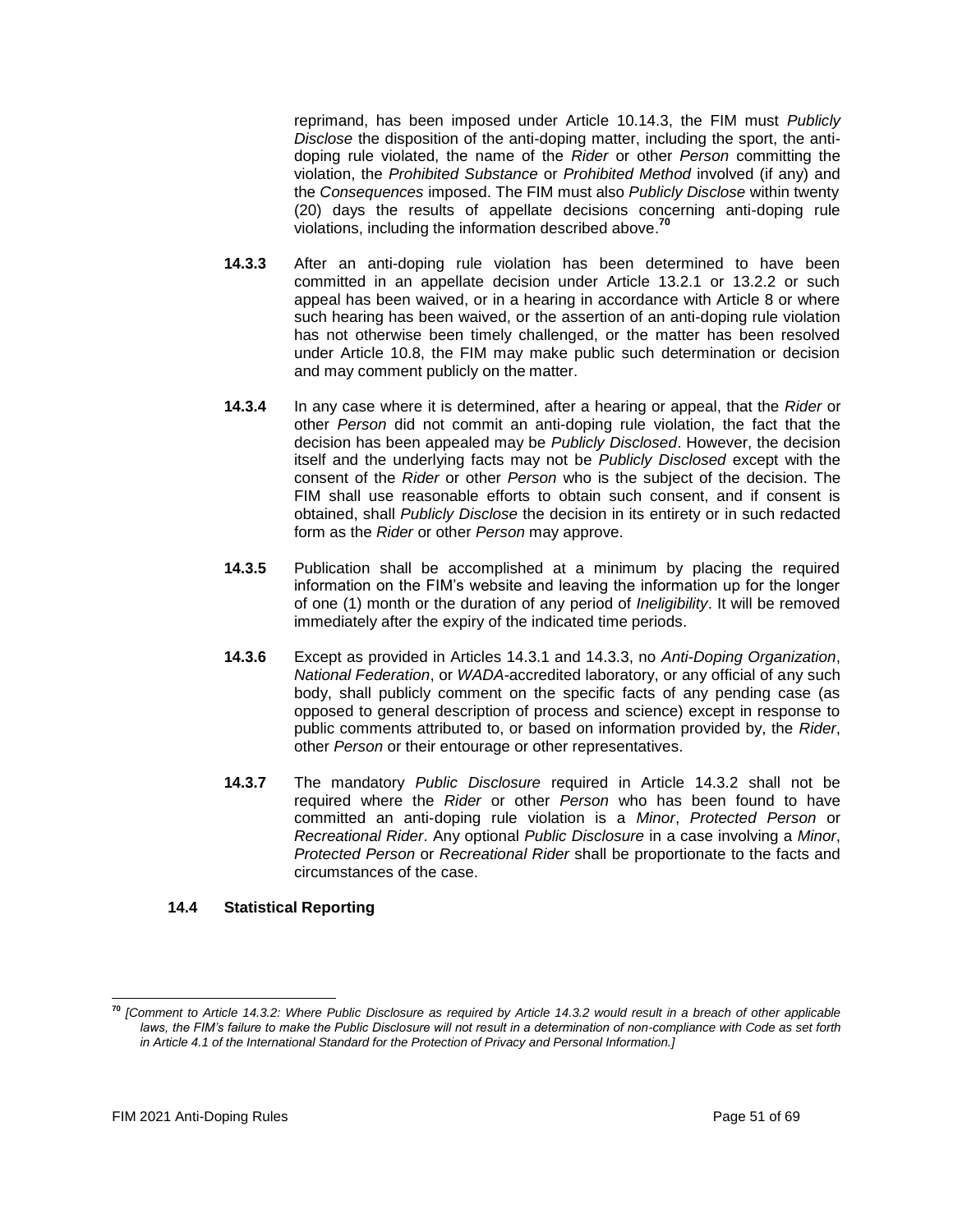reprimand, has been imposed under Article 10.14.3, the FIM must *Publicly Disclose* the disposition of the anti-doping matter, including the sport, the anti-doping rule violated, the name of the *Rider* or other *Person* committing the violation, the *Prohibited Substance* or *Prohibited Method* involved (if any) and the *Consequences* imposed. The FIM must also *Publicly Disclose* within twenty (20) days the results of appellate decisions concerning anti-doping rule violations, including the information described above.[70]

**14.3.3** After an anti-doping rule violation has been determined to have been committed in an appellate decision under Article 13.2.1 or 13.2.2 or such appeal has been waived, or in a hearing in accordance with Article 8 or where such hearing has been waived, or the assertion of an anti-doping rule violation has not otherwise been timely challenged, or the matter has been resolved under Article 10.8, the FIM may make public such determination or decision and may comment publicly on the matter.

**14.3.4** In any case where it is determined, after a hearing or appeal, that the *Rider* or other *Person* did not commit an anti-doping rule violation, the fact that the decision has been appealed may be *Publicly Disclosed*. However, the decision itself and the underlying facts may not be *Publicly Disclosed* except with the consent of the *Rider* or other *Person* who is the subject of the decision. The FIM shall use reasonable efforts to obtain such consent, and if consent is obtained, shall *Publicly Disclose* the decision in its entirety or in such redacted form as the *Rider* or other *Person* may approve.

**14.3.5** Publication shall be accomplished at a minimum by placing the required information on the FIM's website and leaving the information up for the longer of one (1) month or the duration of any period of *Ineligibility*. It will be removed immediately after the expiry of the indicated time periods.

**14.3.6** Except as provided in Articles 14.3.1 and 14.3.3, no *Anti-Doping Organization*, *National Federation*, or *WADA*-accredited laboratory, or any official of any such body, shall publicly comment on the specific facts of any pending case (as opposed to general description of process and science) except in response to public comments attributed to, or based on information provided by, the *Rider*, other *Person* or their entourage or other representatives.

**14.3.7** The mandatory *Public Disclosure* required in Article 14.3.2 shall not be required where the *Rider* or other *Person* who has been found to have committed an anti-doping rule violation is a *Minor*, *Protected Person* or *Recreational Rider*. Any optional *Public Disclosure* in a case involving a *Minor*, *Protected Person* or *Recreational Rider* shall be proportionate to the facts and circumstances of the case.

**14.4 Statistical Reporting**

---

[70] *[Comment to Article 14.3.2: Where Public Disclosure as required by Article 14.3.2 would result in a breach of other applicable laws, the FIM's failure to make the Public Disclosure will not result in a determination of non-compliance with Code as set forth in Article 4.1 of the International Standard for the Protection of Privacy and Personal Information.]*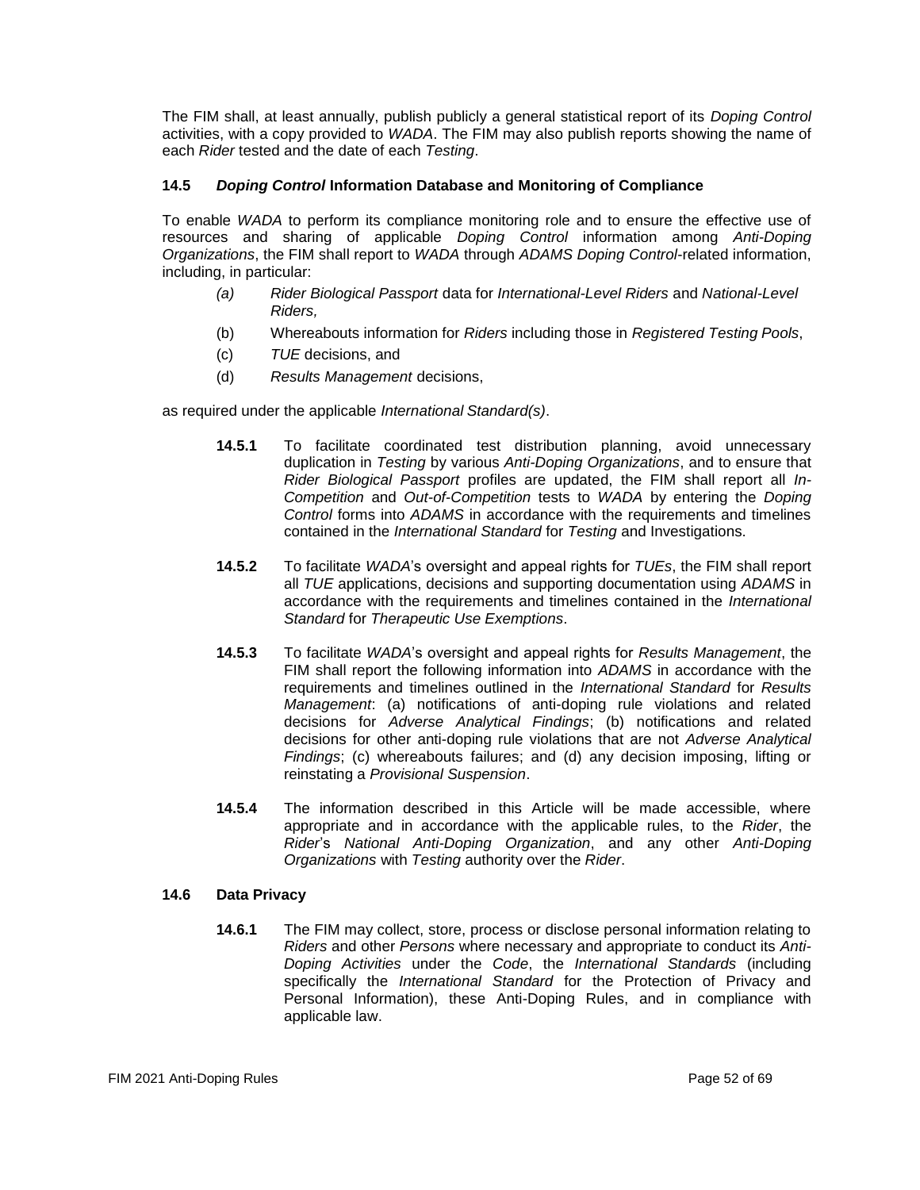The FIM shall, at least annually, publish publicly a general statistical report of its *Doping Control* activities, with a copy provided to *WADA*. The FIM may also publish reports showing the name of each *Rider* tested and the date of each *Testing*.

### 14.5 *Doping Control* Information Database and Monitoring of Compliance

To enable *WADA* to perform its compliance monitoring role and to ensure the effective use of resources and sharing of applicable *Doping Control* information among *Anti-Doping Organizations*, the FIM shall report to *WADA* through *ADAMS Doping Control*-related information, including, in particular:

- *(a)* *Rider Biological Passport* data for *International-Level Riders* and *National-Level Riders,*
- (b) Whereabouts information for *Riders* including those in *Registered Testing Pools*,
- (c) *TUE* decisions, and
- (d) *Results Management* decisions,

as required under the applicable *International Standard(s)*.

**14.5.1** To facilitate coordinated test distribution planning, avoid unnecessary duplication in *Testing* by various *Anti-Doping Organizations*, and to ensure that *Rider Biological Passport* profiles are updated, the FIM shall report all *In-Competition* and *Out-of-Competition* tests to *WADA* by entering the *Doping Control* forms into *ADAMS* in accordance with the requirements and timelines contained in the *International Standard* for *Testing* and Investigations.

**14.5.2** To facilitate *WADA*'s oversight and appeal rights for *TUEs*, the FIM shall report all *TUE* applications, decisions and supporting documentation using *ADAMS* in accordance with the requirements and timelines contained in the *International Standard* for *Therapeutic Use Exemptions*.

**14.5.3** To facilitate *WADA*'s oversight and appeal rights for *Results Management*, the FIM shall report the following information into *ADAMS* in accordance with the requirements and timelines outlined in the *International Standard* for *Results Management*: (a) notifications of anti-doping rule violations and related decisions for *Adverse Analytical Findings*; (b) notifications and related decisions for other anti-doping rule violations that are not *Adverse Analytical Findings*; (c) whereabouts failures; and (d) any decision imposing, lifting or reinstating a *Provisional Suspension*.

**14.5.4** The information described in this Article will be made accessible, where appropriate and in accordance with the applicable rules, to the *Rider*, the *Rider*'s *National Anti-Doping Organization*, and any other *Anti-Doping Organizations* with *Testing* authority over the *Rider*.

### 14.6 Data Privacy

**14.6.1** The FIM may collect, store, process or disclose personal information relating to *Riders* and other *Persons* where necessary and appropriate to conduct its *Anti-Doping Activities* under the *Code*, the *International Standards* (including specifically the *International Standard* for the Protection of Privacy and Personal Information), these Anti-Doping Rules, and in compliance with applicable law.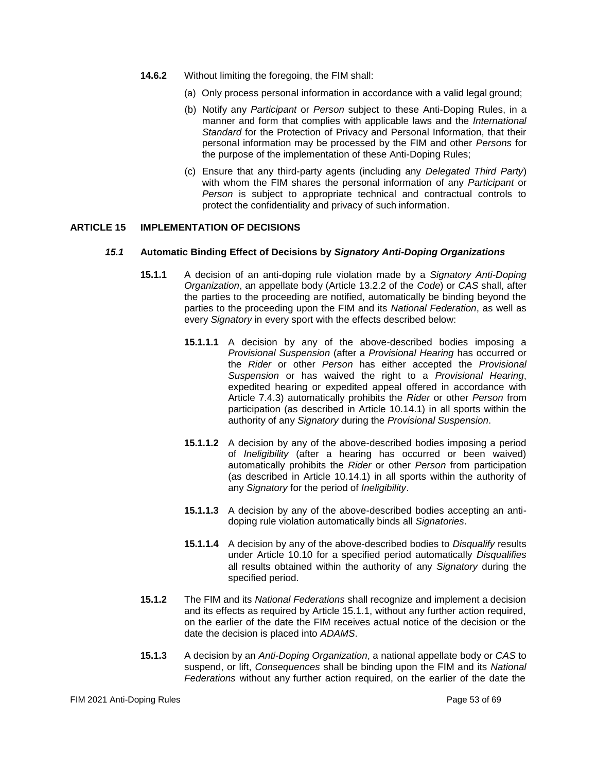**14.6.2** Without limiting the foregoing, the FIM shall:

(a) Only process personal information in accordance with a valid legal ground;

(b) Notify any *Participant* or *Person* subject to these Anti-Doping Rules, in a manner and form that complies with applicable laws and the *International Standard* for the Protection of Privacy and Personal Information, that their personal information may be processed by the FIM and other *Persons* for the purpose of the implementation of these Anti-Doping Rules;

(c) Ensure that any third-party agents (including any *Delegated Third Party*) with whom the FIM shares the personal information of any *Participant* or *Person* is subject to appropriate technical and contractual controls to protect the confidentiality and privacy of such information.

## ARTICLE 15 IMPLEMENTATION OF DECISIONS

### *15.1* Automatic Binding Effect of Decisions by *Signatory Anti-Doping Organizations*

**15.1.1** A decision of an anti-doping rule violation made by a *Signatory Anti-Doping Organization*, an appellate body (Article 13.2.2 of the *Code*) or *CAS* shall, after the parties to the proceeding are notified, automatically be binding beyond the parties to the proceeding upon the FIM and its *National Federation*, as well as every *Signatory* in every sport with the effects described below:

**15.1.1.1** A decision by any of the above-described bodies imposing a *Provisional Suspension* (after a *Provisional Hearing* has occurred or the *Rider* or other *Person* has either accepted the *Provisional Suspension* or has waived the right to a *Provisional Hearing*, expedited hearing or expedited appeal offered in accordance with Article 7.4.3) automatically prohibits the *Rider* or other *Person* from participation (as described in Article 10.14.1) in all sports within the authority of any *Signatory* during the *Provisional Suspension*.

**15.1.1.2** A decision by any of the above-described bodies imposing a period of *Ineligibility* (after a hearing has occurred or been waived) automatically prohibits the *Rider* or other *Person* from participation (as described in Article 10.14.1) in all sports within the authority of any *Signatory* for the period of *Ineligibility*.

**15.1.1.3** A decision by any of the above-described bodies accepting an anti-doping rule violation automatically binds all *Signatories*.

**15.1.1.4** A decision by any of the above-described bodies to *Disqualify* results under Article 10.10 for a specified period automatically *Disqualifies* all results obtained within the authority of any *Signatory* during the specified period.

**15.1.2** The FIM and its *National Federations* shall recognize and implement a decision and its effects as required by Article 15.1.1, without any further action required, on the earlier of the date the FIM receives actual notice of the decision or the date the decision is placed into *ADAMS*.

**15.1.3** A decision by an *Anti-Doping Organization*, a national appellate body or *CAS* to suspend, or lift, *Consequences* shall be binding upon the FIM and its *National Federations* without any further action required, on the earlier of the date the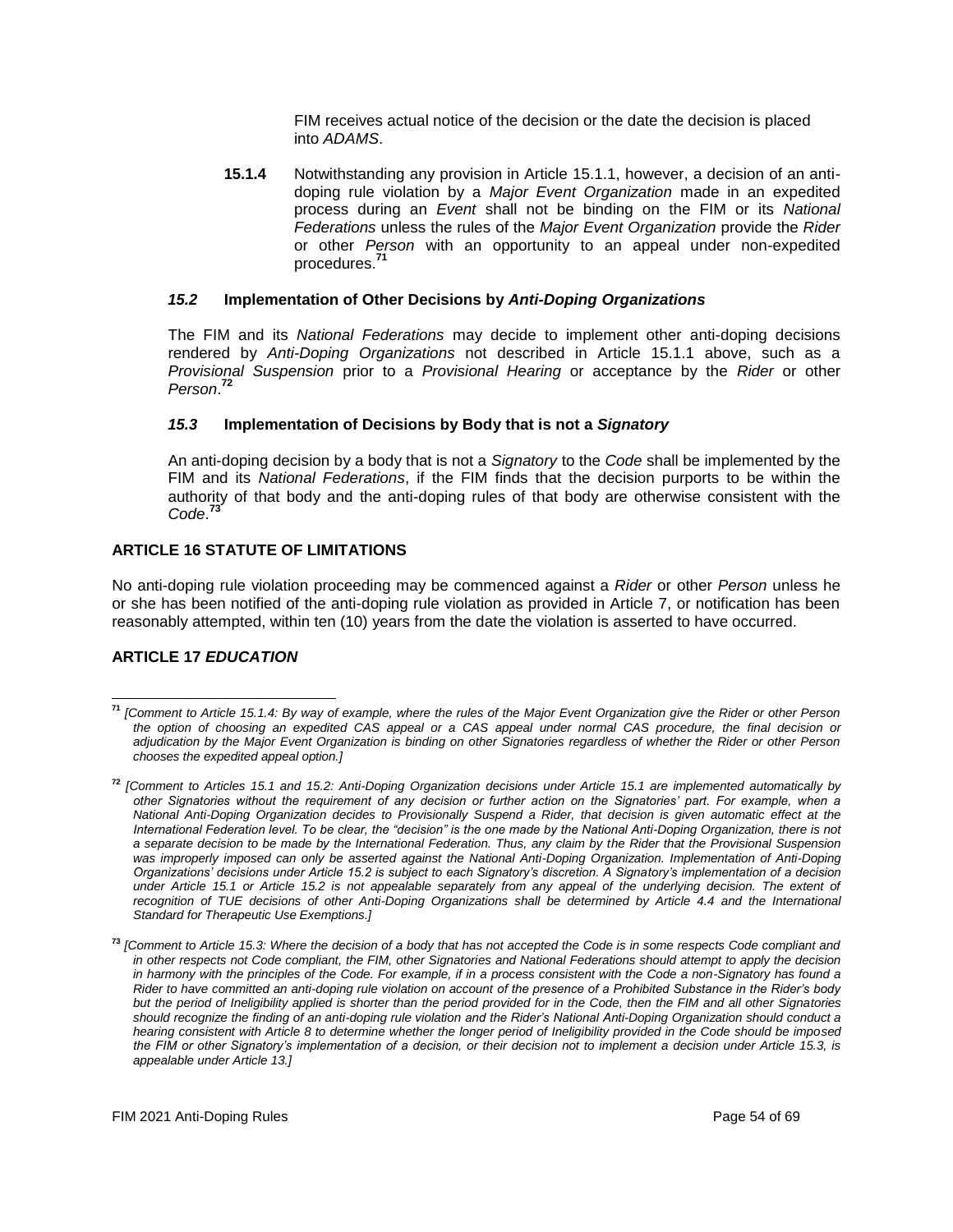FIM receives actual notice of the decision or the date the decision is placed into *ADAMS*.

**15.1.4** Notwithstanding any provision in Article 15.1.1, however, a decision of an anti-doping rule violation by a *Major Event Organization* made in an expedited process during an *Event* shall not be binding on the FIM or its *National Federations* unless the rules of the *Major Event Organization* provide the *Rider* or other *Person* with an opportunity to an appeal under non-expedited procedures.[71]

### *15.2* Implementation of Other Decisions by *Anti-Doping Organizations*

The FIM and its *National Federations* may decide to implement other anti-doping decisions rendered by *Anti-Doping Organizations* not described in Article 15.1.1 above, such as a *Provisional Suspension* prior to a *Provisional Hearing* or acceptance by the *Rider* or other *Person*.[72]

### *15.3* Implementation of Decisions by Body that is not a *Signatory*

An anti-doping decision by a body that is not a *Signatory* to the *Code* shall be implemented by the FIM and its *National Federations*, if the FIM finds that the decision purports to be within the authority of that body and the anti-doping rules of that body are otherwise consistent with the *Code*.[73]

## ARTICLE 16 STATUTE OF LIMITATIONS

No anti-doping rule violation proceeding may be commenced against a *Rider* or other *Person* unless he or she has been notified of the anti-doping rule violation as provided in Article 7, or notification has been reasonably attempted, within ten (10) years from the date the violation is asserted to have occurred.

## ARTICLE 17 *EDUCATION*

---

[71] *[Comment to Article 15.1.4: By way of example, where the rules of the Major Event Organization give the Rider or other Person the option of choosing an expedited CAS appeal or a CAS appeal under normal CAS procedure, the final decision or adjudication by the Major Event Organization is binding on other Signatories regardless of whether the Rider or other Person chooses the expedited appeal option.]*

[72] *[Comment to Articles 15.1 and 15.2: Anti-Doping Organization decisions under Article 15.1 are implemented automatically by other Signatories without the requirement of any decision or further action on the Signatories' part. For example, when a National Anti-Doping Organization decides to Provisionally Suspend a Rider, that decision is given automatic effect at the International Federation level. To be clear, the "decision" is the one made by the National Anti-Doping Organization, there is not a separate decision to be made by the International Federation. Thus, any claim by the Rider that the Provisional Suspension was improperly imposed can only be asserted against the National Anti-Doping Organization. Implementation of Anti-Doping Organizations' decisions under Article 15.2 is subject to each Signatory's discretion. A Signatory's implementation of a decision under Article 15.1 or Article 15.2 is not appealable separately from any appeal of the underlying decision. The extent of recognition of TUE decisions of other Anti-Doping Organizations shall be determined by Article 4.4 and the International Standard for Therapeutic Use Exemptions.]*

[73] *[Comment to Article 15.3: Where the decision of a body that has not accepted the Code is in some respects Code compliant and in other respects not Code compliant, the FIM, other Signatories and National Federations should attempt to apply the decision in harmony with the principles of the Code. For example, if in a process consistent with the Code a non-Signatory has found a Rider to have committed an anti-doping rule violation on account of the presence of a Prohibited Substance in the Rider's body but the period of Ineligibility applied is shorter than the period provided for in the Code, then the FIM and all other Signatories should recognize the finding of an anti-doping rule violation and the Rider's National Anti-Doping Organization should conduct a hearing consistent with Article 8 to determine whether the longer period of Ineligibility provided in the Code should be imposed the FIM or other Signatory's implementation of a decision, or their decision not to implement a decision under Article 15.3, is appealable under Article 13.]*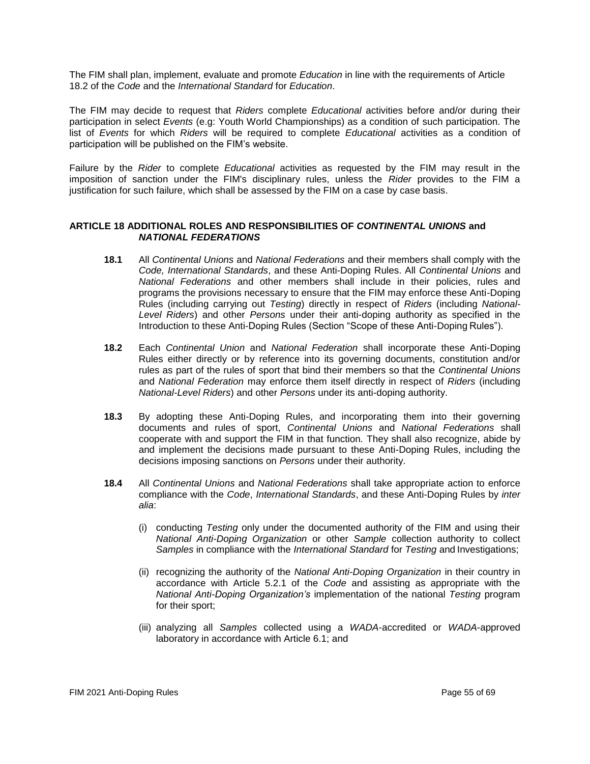The FIM shall plan, implement, evaluate and promote *Education* in line with the requirements of Article 18.2 of the *Code* and the *International Standard* for *Education*.

The FIM may decide to request that *Riders* complete *Educational* activities before and/or during their participation in select *Events* (e.g: Youth World Championships) as a condition of such participation. The list of *Events* for which *Riders* will be required to complete *Educational* activities as a condition of participation will be published on the FIM's website.

Failure by the *Rider* to complete *Educational* activities as requested by the FIM may result in the imposition of sanction under the FIM's disciplinary rules, unless the *Rider* provides to the FIM a justification for such failure, which shall be assessed by the FIM on a case by case basis.

## ARTICLE 18 ADDITIONAL ROLES AND RESPONSIBILITIES OF *CONTINENTAL UNIONS* and *NATIONAL FEDERATIONS*

**18.1** All *Continental Unions* and *National Federations* and their members shall comply with the *Code, International Standards*, and these Anti-Doping Rules. All *Continental Unions* and *National Federations* and other members shall include in their policies, rules and programs the provisions necessary to ensure that the FIM may enforce these Anti-Doping Rules (including carrying out *Testing*) directly in respect of *Riders* (including *National-Level Riders*) and other *Persons* under their anti-doping authority as specified in the Introduction to these Anti-Doping Rules (Section "Scope of these Anti-Doping Rules").

**18.2** Each *Continental Union* and *National Federation* shall incorporate these Anti-Doping Rules either directly or by reference into its governing documents, constitution and/or rules as part of the rules of sport that bind their members so that the *Continental Unions* and *National Federation* may enforce them itself directly in respect of *Riders* (including *National-Level Riders*) and other *Persons* under its anti-doping authority.

**18.3** By adopting these Anti-Doping Rules, and incorporating them into their governing documents and rules of sport, *Continental Unions* and *National Federations* shall cooperate with and support the FIM in that function. They shall also recognize, abide by and implement the decisions made pursuant to these Anti-Doping Rules, including the decisions imposing sanctions on *Persons* under their authority.

**18.4** All *Continental Unions* and *National Federations* shall take appropriate action to enforce compliance with the *Code*, *International Standards*, and these Anti-Doping Rules by *inter alia*:

(i) conducting *Testing* only under the documented authority of the FIM and using their *National Anti-Doping Organization* or other *Sample* collection authority to collect *Samples* in compliance with the *International Standard* for *Testing* and Investigations;

(ii) recognizing the authority of the *National Anti-Doping Organization* in their country in accordance with Article 5.2.1 of the *Code* and assisting as appropriate with the *National Anti-Doping Organization's* implementation of the national *Testing* program for their sport;

(iii) analyzing all *Samples* collected using a *WADA*-accredited or *WADA*-approved laboratory in accordance with Article 6.1; and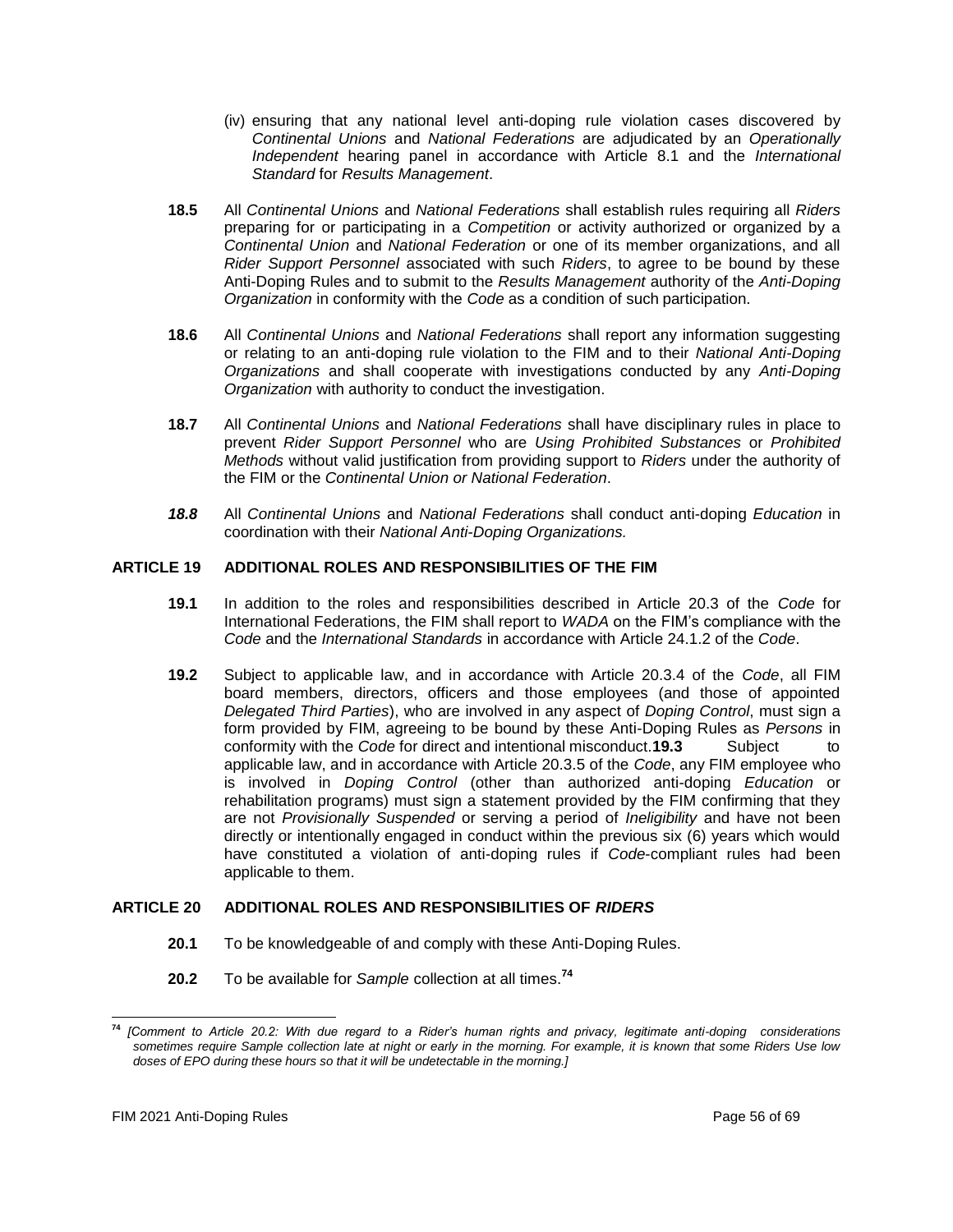(iv) ensuring that any national level anti-doping rule violation cases discovered by *Continental Unions* and *National Federations* are adjudicated by an *Operationally Independent* hearing panel in accordance with Article 8.1 and the *International Standard* for *Results Management*.

**18.5** All *Continental Unions* and *National Federations* shall establish rules requiring all *Riders* preparing for or participating in a *Competition* or activity authorized or organized by a *Continental Union* and *National Federation* or one of its member organizations, and all *Rider Support Personnel* associated with such *Riders*, to agree to be bound by these Anti-Doping Rules and to submit to the *Results Management* authority of the *Anti-Doping Organization* in conformity with the *Code* as a condition of such participation.

**18.6** All *Continental Unions* and *National Federations* shall report any information suggesting or relating to an anti-doping rule violation to the FIM and to their *National Anti-Doping Organizations* and shall cooperate with investigations conducted by any *Anti-Doping Organization* with authority to conduct the investigation.

**18.7** All *Continental Unions* and *National Federations* shall have disciplinary rules in place to prevent *Rider Support Personnel* who are *Using Prohibited Substances* or *Prohibited Methods* without valid justification from providing support to *Riders* under the authority of the FIM or the *Continental Union or National Federation*.

***18.8*** All *Continental Unions* and *National Federations* shall conduct anti-doping *Education* in coordination with their *National Anti-Doping Organizations.*

## ARTICLE 19 ADDITIONAL ROLES AND RESPONSIBILITIES OF THE FIM

**19.1** In addition to the roles and responsibilities described in Article 20.3 of the *Code* for International Federations, the FIM shall report to *WADA* on the FIM's compliance with the *Code* and the *International Standards* in accordance with Article 24.1.2 of the *Code*.

**19.2** Subject to applicable law, and in accordance with Article 20.3.4 of the *Code*, all FIM board members, directors, officers and those employees (and those of appointed *Delegated Third Parties*), who are involved in any aspect of *Doping Control*, must sign a form provided by FIM, agreeing to be bound by these Anti-Doping Rules as *Persons* in conformity with the *Code* for direct and intentional misconduct.

**19.3** Subject to applicable law, and in accordance with Article 20.3.5 of the *Code*, any FIM employee who is involved in *Doping Control* (other than authorized anti-doping *Education* or rehabilitation programs) must sign a statement provided by the FIM confirming that they are not *Provisionally Suspended* or serving a period of *Ineligibility* and have not been directly or intentionally engaged in conduct within the previous six (6) years which would have constituted a violation of anti-doping rules if *Code*-compliant rules had been applicable to them.

## ARTICLE 20 ADDITIONAL ROLES AND RESPONSIBILITIES OF *RIDERS*

**20.1** To be knowledgeable of and comply with these Anti-Doping Rules.

**20.2** To be available for *Sample* collection at all times.[74]

---

[74] *[Comment to Article 20.2: With due regard to a Rider's human rights and privacy, legitimate anti-doping considerations sometimes require Sample collection late at night or early in the morning. For example, it is known that some Riders Use low doses of EPO during these hours so that it will be undetectable in the morning.]*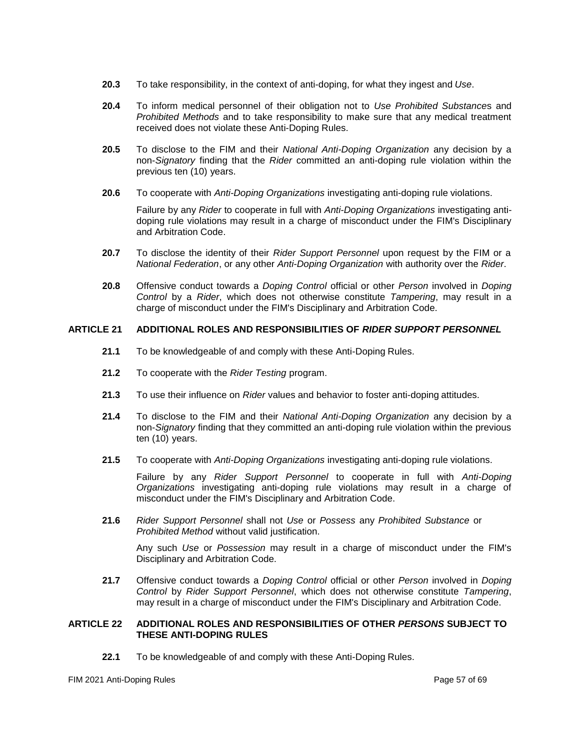**20.3** To take responsibility, in the context of anti-doping, for what they ingest and *Use*.

**20.4** To inform medical personnel of their obligation not to *Use Prohibited Substance*s and *Prohibited Methods* and to take responsibility to make sure that any medical treatment received does not violate these Anti-Doping Rules.

**20.5** To disclose to the FIM and their *National Anti-Doping Organization* any decision by a non-*Signatory* finding that the *Rider* committed an anti-doping rule violation within the previous ten (10) years.

**20.6** To cooperate with *Anti-Doping Organizations* investigating anti-doping rule violations.

Failure by any *Rider* to cooperate in full with *Anti-Doping Organizations* investigating anti-doping rule violations may result in a charge of misconduct under the FIM's Disciplinary and Arbitration Code.

**20.7** To disclose the identity of their *Rider Support Personnel* upon request by the FIM or a *National Federation*, or any other *Anti-Doping Organization* with authority over the *Rider*.

**20.8** Offensive conduct towards a *Doping Control* official or other *Person* involved in *Doping Control* by a *Rider*, which does not otherwise constitute *Tampering*, may result in a charge of misconduct under the FIM's Disciplinary and Arbitration Code.

## ARTICLE 21 ADDITIONAL ROLES AND RESPONSIBILITIES OF *RIDER SUPPORT PERSONNEL*

**21.1** To be knowledgeable of and comply with these Anti-Doping Rules.

**21.2** To cooperate with the *Rider Testing* program.

**21.3** To use their influence on *Rider* values and behavior to foster anti-doping attitudes.

**21.4** To disclose to the FIM and their *National Anti-Doping Organization* any decision by a non-*Signatory* finding that they committed an anti-doping rule violation within the previous ten (10) years.

**21.5** To cooperate with *Anti-Doping Organizations* investigating anti-doping rule violations.

Failure by any *Rider Support Personnel* to cooperate in full with *Anti-Doping Organizations* investigating anti-doping rule violations may result in a charge of misconduct under the FIM's Disciplinary and Arbitration Code.

**21.6** *Rider Support Personnel* shall not *Use* or *Possess* any *Prohibited Substance* or *Prohibited Method* without valid justification.

Any such *Use* or *Possession* may result in a charge of misconduct under the FIM's Disciplinary and Arbitration Code.

**21.7** Offensive conduct towards a *Doping Control* official or other *Person* involved in *Doping Control* by *Rider Support Personnel*, which does not otherwise constitute *Tampering*, may result in a charge of misconduct under the FIM's Disciplinary and Arbitration Code.

## ARTICLE 22 ADDITIONAL ROLES AND RESPONSIBILITIES OF OTHER *PERSONS* SUBJECT TO THESE ANTI-DOPING RULES

**22.1** To be knowledgeable of and comply with these Anti-Doping Rules.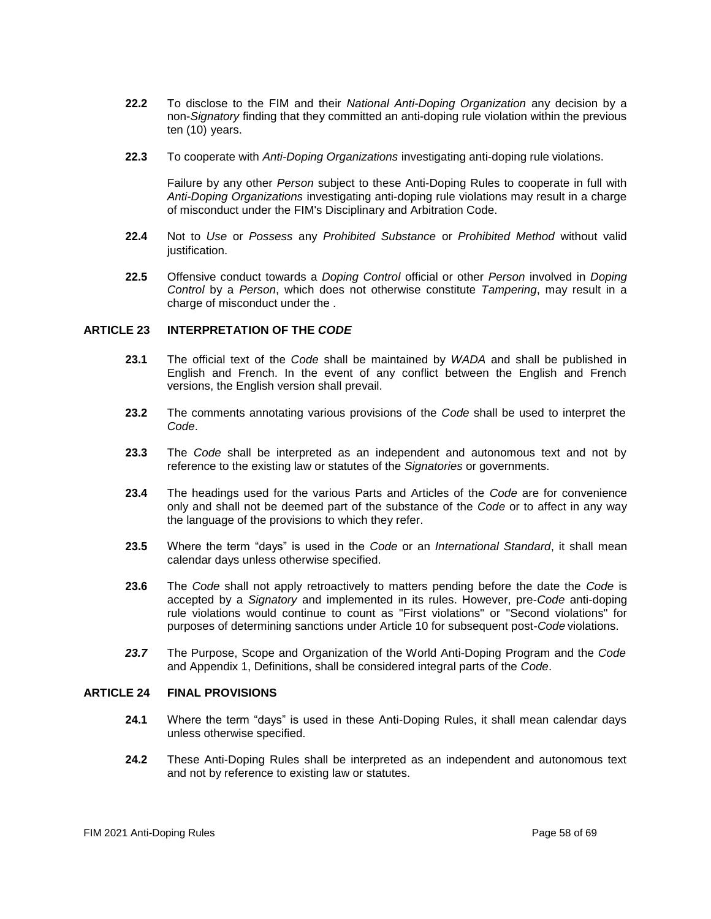**22.2** To disclose to the FIM and their *National Anti-Doping Organization* any decision by a non-*Signatory* finding that they committed an anti-doping rule violation within the previous ten (10) years.

**22.3** To cooperate with *Anti-Doping Organizations* investigating anti-doping rule violations.

Failure by any other *Person* subject to these Anti-Doping Rules to cooperate in full with *Anti-Doping Organizations* investigating anti-doping rule violations may result in a charge of misconduct under the FIM's Disciplinary and Arbitration Code.

**22.4** Not to *Use* or *Possess* any *Prohibited Substance* or *Prohibited Method* without valid justification.

**22.5** Offensive conduct towards a *Doping Control* official or other *Person* involved in *Doping Control* by a *Person*, which does not otherwise constitute *Tampering*, may result in a charge of misconduct under the .

## ARTICLE 23 INTERPRETATION OF THE *CODE*

**23.1** The official text of the *Code* shall be maintained by *WADA* and shall be published in English and French. In the event of any conflict between the English and French versions, the English version shall prevail.

**23.2** The comments annotating various provisions of the *Code* shall be used to interpret the *Code*.

**23.3** The *Code* shall be interpreted as an independent and autonomous text and not by reference to the existing law or statutes of the *Signatories* or governments.

**23.4** The headings used for the various Parts and Articles of the *Code* are for convenience only and shall not be deemed part of the substance of the *Code* or to affect in any way the language of the provisions to which they refer.

**23.5** Where the term "days" is used in the *Code* or an *International Standard*, it shall mean calendar days unless otherwise specified.

**23.6** The *Code* shall not apply retroactively to matters pending before the date the *Code* is accepted by a *Signatory* and implemented in its rules. However, pre-*Code* anti-doping rule violations would continue to count as "First violations" or "Second violations" for purposes of determining sanctions under Article 10 for subsequent post-*Code* violations.

***23.7*** The Purpose, Scope and Organization of the World Anti-Doping Program and the *Code* and Appendix 1, Definitions, shall be considered integral parts of the *Code*.

## ARTICLE 24 FINAL PROVISIONS

**24.1** Where the term "days" is used in these Anti-Doping Rules, it shall mean calendar days unless otherwise specified.

**24.2** These Anti-Doping Rules shall be interpreted as an independent and autonomous text and not by reference to existing law or statutes.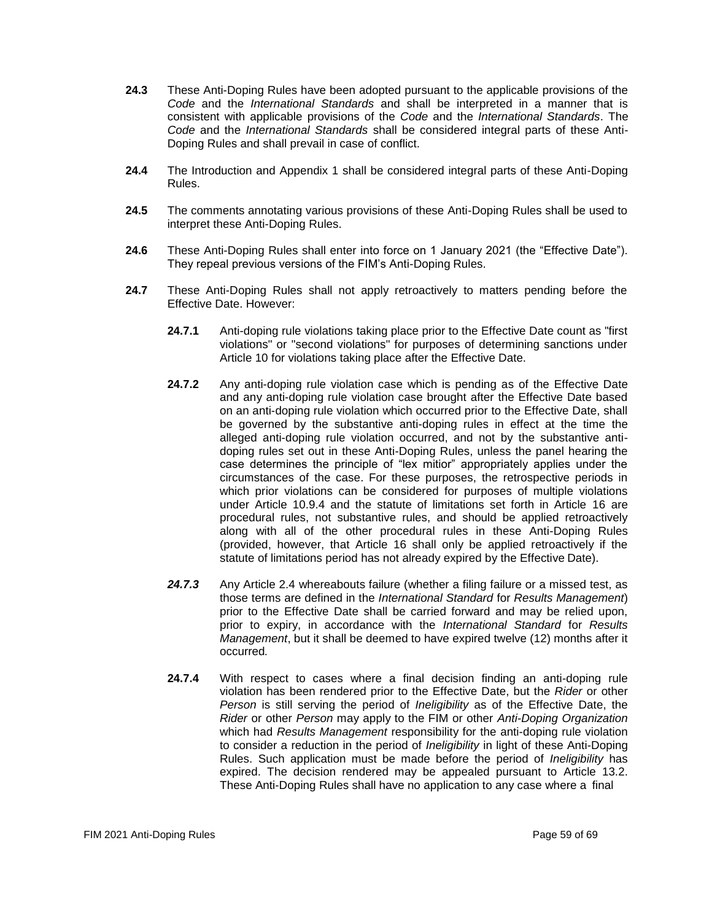**24.3** These Anti-Doping Rules have been adopted pursuant to the applicable provisions of the *Code* and the *International Standards* and shall be interpreted in a manner that is consistent with applicable provisions of the *Code* and the *International Standards*. The *Code* and the *International Standards* shall be considered integral parts of these Anti-Doping Rules and shall prevail in case of conflict.

**24.4** The Introduction and Appendix 1 shall be considered integral parts of these Anti-Doping Rules.

**24.5** The comments annotating various provisions of these Anti-Doping Rules shall be used to interpret these Anti-Doping Rules.

**24.6** These Anti-Doping Rules shall enter into force on 1 January 2021 (the "Effective Date"). They repeal previous versions of the FIM's Anti-Doping Rules.

**24.7** These Anti-Doping Rules shall not apply retroactively to matters pending before the Effective Date. However:

**24.7.1** Anti-doping rule violations taking place prior to the Effective Date count as "first violations" or "second violations" for purposes of determining sanctions under Article 10 for violations taking place after the Effective Date.

**24.7.2** Any anti-doping rule violation case which is pending as of the Effective Date and any anti-doping rule violation case brought after the Effective Date based on an anti-doping rule violation which occurred prior to the Effective Date, shall be governed by the substantive anti-doping rules in effect at the time the alleged anti-doping rule violation occurred, and not by the substantive anti-doping rules set out in these Anti-Doping Rules, unless the panel hearing the case determines the principle of "lex mitior" appropriately applies under the circumstances of the case. For these purposes, the retrospective periods in which prior violations can be considered for purposes of multiple violations under Article 10.9.4 and the statute of limitations set forth in Article 16 are procedural rules, not substantive rules, and should be applied retroactively along with all of the other procedural rules in these Anti-Doping Rules (provided, however, that Article 16 shall only be applied retroactively if the statute of limitations period has not already expired by the Effective Date).

***24.7.3*** Any Article 2.4 whereabouts failure (whether a filing failure or a missed test, as those terms are defined in the *International Standard* for *Results Management*) prior to the Effective Date shall be carried forward and may be relied upon, prior to expiry, in accordance with the *International Standard* for *Results Management*, but it shall be deemed to have expired twelve (12) months after it occurred*.*

**24.7.4** With respect to cases where a final decision finding an anti-doping rule violation has been rendered prior to the Effective Date, but the *Rider* or other *Person* is still serving the period of *Ineligibility* as of the Effective Date, the *Rider* or other *Person* may apply to the FIM or other *Anti-Doping Organization* which had *Results Management* responsibility for the anti-doping rule violation to consider a reduction in the period of *Ineligibility* in light of these Anti-Doping Rules. Such application must be made before the period of *Ineligibility* has expired. The decision rendered may be appealed pursuant to Article 13.2. These Anti-Doping Rules shall have no application to any case where a final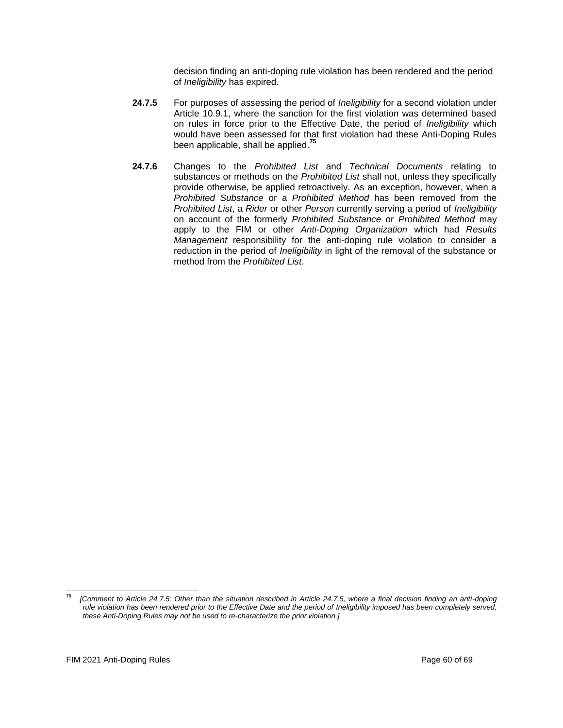decision finding an anti-doping rule violation has been rendered and the period of *Ineligibility* has expired.

**24.7.5** For purposes of assessing the period of *Ineligibility* for a second violation under Article 10.9.1, where the sanction for the first violation was determined based on rules in force prior to the Effective Date, the period of *Ineligibility* which would have been assessed for that first violation had these Anti-Doping Rules been applicable, shall be applied.[75]

**24.7.6** Changes to the *Prohibited List* and *Technical Documents* relating to substances or methods on the *Prohibited List* shall not, unless they specifically provide otherwise, be applied retroactively. As an exception, however, when a *Prohibited Substance* or a *Prohibited Method* has been removed from the *Prohibited List*, a *Rider* or other *Person* currently serving a period of *Ineligibility* on account of the formerly *Prohibited Substance* or *Prohibited Method* may apply to the FIM or other *Anti-Doping Organization* which had *Results Management* responsibility for the anti-doping rule violation to consider a reduction in the period of *Ineligibility* in light of the removal of the substance or method from the *Prohibited List*.

---

[75] *[Comment to Article 24.7.5: Other than the situation described in Article 24.7.5, where a final decision finding an anti-doping rule violation has been rendered prior to the Effective Date and the period of Ineligibility imposed has been completely served, these Anti-Doping Rules may not be used to re-characterize the prior violation.]*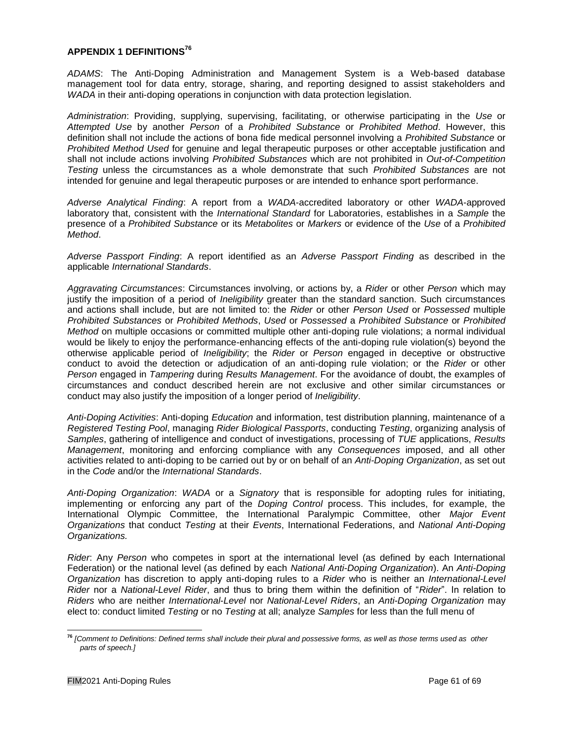## APPENDIX 1 DEFINITIONS[76]

*ADAMS*: The Anti-Doping Administration and Management System is a Web-based database management tool for data entry, storage, sharing, and reporting designed to assist stakeholders and *WADA* in their anti-doping operations in conjunction with data protection legislation.

*Administration*: Providing, supplying, supervising, facilitating, or otherwise participating in the *Use* or *Attempted Use* by another *Person* of a *Prohibited Substance* or *Prohibited Method*. However, this definition shall not include the actions of bona fide medical personnel involving a *Prohibited Substance* or *Prohibited Method Used* for genuine and legal therapeutic purposes or other acceptable justification and shall not include actions involving *Prohibited Substances* which are not prohibited in *Out-of-Competition Testing* unless the circumstances as a whole demonstrate that such *Prohibited Substances* are not intended for genuine and legal therapeutic purposes or are intended to enhance sport performance.

*Adverse Analytical Finding*: A report from a *WADA*-accredited laboratory or other *WADA*-approved laboratory that, consistent with the *International Standard* for Laboratories, establishes in a *Sample* the presence of a *Prohibited Substance* or its *Metabolites* or *Markers* or evidence of the *Use* of a *Prohibited Method*.

*Adverse Passport Finding*: A report identified as an *Adverse Passport Finding* as described in the applicable *International Standards*.

*Aggravating Circumstances*: Circumstances involving, or actions by, a *Rider* or other *Person* which may justify the imposition of a period of *Ineligibility* greater than the standard sanction. Such circumstances and actions shall include, but are not limited to: the *Rider* or other *Person Used* or *Possessed* multiple *Prohibited Substances* or *Prohibited Methods*, *Used* or *Possessed* a *Prohibited Substance* or *Prohibited Method* on multiple occasions or committed multiple other anti-doping rule violations; a normal individual would be likely to enjoy the performance-enhancing effects of the anti-doping rule violation(s) beyond the otherwise applicable period of *Ineligibility*; the *Rider* or *Person* engaged in deceptive or obstructive conduct to avoid the detection or adjudication of an anti-doping rule violation; or the *Rider* or other *Person* engaged in *Tampering* during *Results Management*. For the avoidance of doubt, the examples of circumstances and conduct described herein are not exclusive and other similar circumstances or conduct may also justify the imposition of a longer period of *Ineligibility*.

*Anti-Doping Activities*: Anti-doping *Education* and information, test distribution planning, maintenance of a *Registered Testing Pool*, managing *Rider Biological Passports*, conducting *Testing*, organizing analysis of *Samples*, gathering of intelligence and conduct of investigations, processing of *TUE* applications, *Results Management*, monitoring and enforcing compliance with any *Consequences* imposed, and all other activities related to anti-doping to be carried out by or on behalf of an *Anti-Doping Organization*, as set out in the *Code* and/or the *International Standards*.

*Anti-Doping Organization*: *WADA* or a *Signatory* that is responsible for adopting rules for initiating, implementing or enforcing any part of the *Doping Control* process. This includes, for example, the International Olympic Committee, the International Paralympic Committee, other *Major Event Organizations* that conduct *Testing* at their *Events*, International Federations, and *National Anti-Doping Organizations.*

*Rider*: Any *Person* who competes in sport at the international level (as defined by each International Federation) or the national level (as defined by each *National Anti-Doping Organization*). An *Anti-Doping Organization* has discretion to apply anti-doping rules to a *Rider* who is neither an *International-Level Rider* nor a *National-Level Rider*, and thus to bring them within the definition of "*Rider*". In relation to *Riders* who are neither *International-Level* nor *National-Level Riders*, an *Anti-Doping Organization* may elect to: conduct limited *Testing* or no *Testing* at all; analyze *Samples* for less than the full menu of

[76] *[Comment to Definitions: Defined terms shall include their plural and possessive forms, as well as those terms used as other parts of speech.]*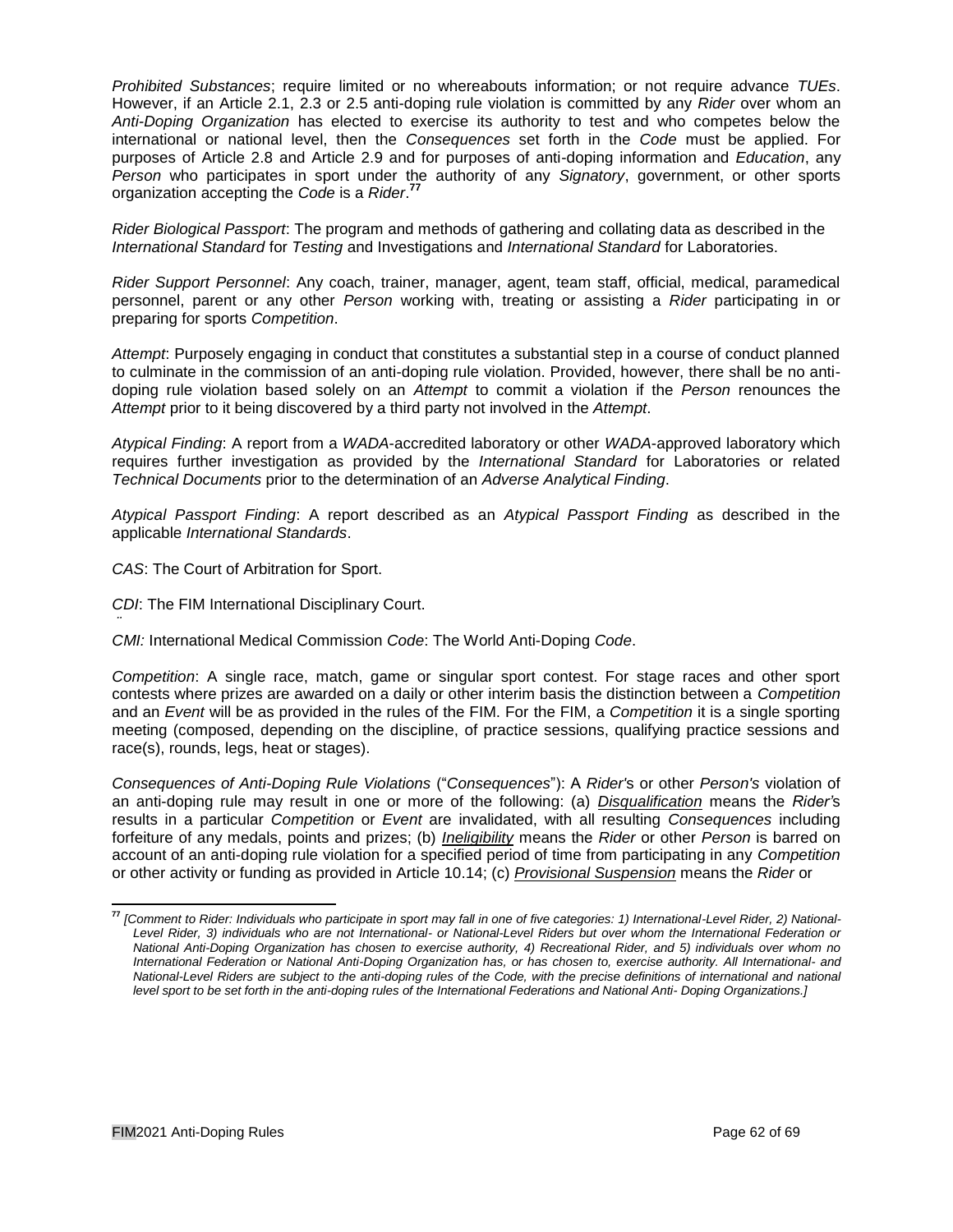*Prohibited Substances*; require limited or no whereabouts information; or not require advance *TUEs*. However, if an Article 2.1, 2.3 or 2.5 anti-doping rule violation is committed by any *Rider* over whom an *Anti-Doping Organization* has elected to exercise its authority to test and who competes below the international or national level, then the *Consequences* set forth in the *Code* must be applied. For purposes of Article 2.8 and Article 2.9 and for purposes of anti-doping information and *Education*, any *Person* who participates in sport under the authority of any *Signatory*, government, or other sports organization accepting the *Code* is a *Rider*.[77]

*Rider Biological Passport*: The program and methods of gathering and collating data as described in the *International Standard* for *Testing* and Investigations and *International Standard* for Laboratories.

*Rider Support Personnel*: Any coach, trainer, manager, agent, team staff, official, medical, paramedical personnel, parent or any other *Person* working with, treating or assisting a *Rider* participating in or preparing for sports *Competition*.

*Attempt*: Purposely engaging in conduct that constitutes a substantial step in a course of conduct planned to culminate in the commission of an anti-doping rule violation. Provided, however, there shall be no anti-doping rule violation based solely on an *Attempt* to commit a violation if the *Person* renounces the *Attempt* prior to it being discovered by a third party not involved in the *Attempt*.

*Atypical Finding*: A report from a *WADA*-accredited laboratory or other *WADA*-approved laboratory which requires further investigation as provided by the *International Standard* for Laboratories or related *Technical Documents* prior to the determination of an *Adverse Analytical Finding*.

*Atypical Passport Finding*: A report described as an *Atypical Passport Finding* as described in the applicable *International Standards*.

*CAS*: The Court of Arbitration for Sport.

*CDI*: The FIM International Disciplinary Court.

*CMI:* International Medical Commission *Code*: The World Anti-Doping *Code*.

*Competition*: A single race, match, game or singular sport contest. For stage races and other sport contests where prizes are awarded on a daily or other interim basis the distinction between a *Competition* and an *Event* will be as provided in the rules of the FIM. For the FIM, a *Competition* it is a single sporting meeting (composed, depending on the discipline, of practice sessions, qualifying practice sessions and race(s), rounds, legs, heat or stages).

*Consequences of Anti-Doping Rule Violations* ("*Consequences*"): A *Rider'*s or other *Person's* violation of an anti-doping rule may result in one or more of the following: (a) ***Disqualification*** means the *Rider'*s results in a particular *Competition* or *Event* are invalidated, with all resulting *Consequences* including forfeiture of any medals, points and prizes; (b) ***Ineligibility*** means the *Rider* or other *Person* is barred on account of an anti-doping rule violation for a specified period of time from participating in any *Competition* or other activity or funding as provided in Article 10.14; (c) ***Provisional Suspension*** means the *Rider* or

---

[77] *[Comment to Rider: Individuals who participate in sport may fall in one of five categories: 1) International-Level Rider, 2) National-Level Rider, 3) individuals who are not International- or National-Level Riders but over whom the International Federation or National Anti-Doping Organization has chosen to exercise authority, 4) Recreational Rider, and 5) individuals over whom no International Federation or National Anti-Doping Organization has, or has chosen to, exercise authority. All International- and National-Level Riders are subject to the anti-doping rules of the Code, with the precise definitions of international and national level sport to be set forth in the anti-doping rules of the International Federations and National Anti- Doping Organizations.]*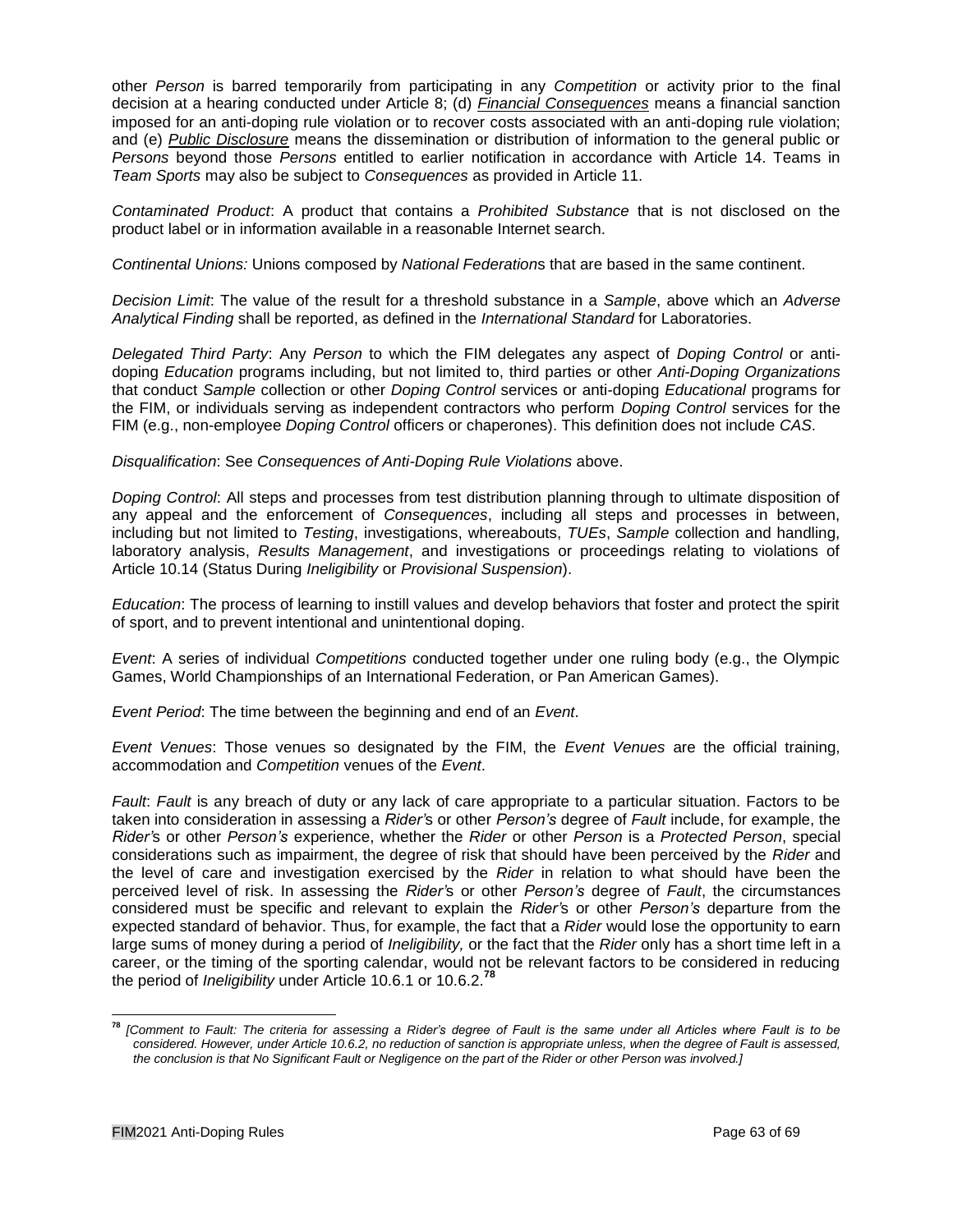other *Person* is barred temporarily from participating in any *Competition* or activity prior to the final decision at a hearing conducted under Article 8; (d) *Financial Consequences* means a financial sanction imposed for an anti-doping rule violation or to recover costs associated with an anti-doping rule violation; and (e) *Public Disclosure* means the dissemination or distribution of information to the general public or *Persons* beyond those *Persons* entitled to earlier notification in accordance with Article 14. Teams in *Team Sports* may also be subject to *Consequences* as provided in Article 11.

*Contaminated Product*: A product that contains a *Prohibited Substance* that is not disclosed on the product label or in information available in a reasonable Internet search.

*Continental Unions:* Unions composed by *National Federation*s that are based in the same continent.

*Decision Limit*: The value of the result for a threshold substance in a *Sample*, above which an *Adverse Analytical Finding* shall be reported, as defined in the *International Standard* for Laboratories.

*Delegated Third Party*: Any *Person* to which the FIM delegates any aspect of *Doping Control* or anti-doping *Education* programs including, but not limited to, third parties or other *Anti-Doping Organizations* that conduct *Sample* collection or other *Doping Control* services or anti-doping *Educational* programs for the FIM, or individuals serving as independent contractors who perform *Doping Control* services for the FIM (e.g., non-employee *Doping Control* officers or chaperones). This definition does not include *CAS*.

*Disqualification*: See *Consequences of Anti-Doping Rule Violations* above.

*Doping Control*: All steps and processes from test distribution planning through to ultimate disposition of any appeal and the enforcement of *Consequences*, including all steps and processes in between, including but not limited to *Testing*, investigations, whereabouts, *TUEs*, *Sample* collection and handling, laboratory analysis, *Results Management*, and investigations or proceedings relating to violations of Article 10.14 (Status During *Ineligibility* or *Provisional Suspension*).

*Education*: The process of learning to instill values and develop behaviors that foster and protect the spirit of sport, and to prevent intentional and unintentional doping.

*Event*: A series of individual *Competitions* conducted together under one ruling body (e.g., the Olympic Games, World Championships of an International Federation, or Pan American Games).

*Event Period*: The time between the beginning and end of an *Event*.

*Event Venues*: Those venues so designated by the FIM, the *Event Venues* are the official training, accommodation and *Competition* venues of the *Event*.

*Fault*: *Fault* is any breach of duty or any lack of care appropriate to a particular situation. Factors to be taken into consideration in assessing a *Rider'*s or other *Person's* degree of *Fault* include, for example, the *Rider'*s or other *Person's* experience, whether the *Rider* or other *Person* is a *Protected Person*, special considerations such as impairment, the degree of risk that should have been perceived by the *Rider* and the level of care and investigation exercised by the *Rider* in relation to what should have been the perceived level of risk. In assessing the *Rider'*s or other *Person's* degree of *Fault*, the circumstances considered must be specific and relevant to explain the *Rider'*s or other *Person's* departure from the expected standard of behavior. Thus, for example, the fact that a *Rider* would lose the opportunity to earn large sums of money during a period of *Ineligibility,* or the fact that the *Rider* only has a short time left in a career, or the timing of the sporting calendar, would not be relevant factors to be considered in reducing the period of *Ineligibility* under Article 10.6.1 or 10.6.2.[78]

---

[78] *[Comment to Fault: The criteria for assessing a Rider's degree of Fault is the same under all Articles where Fault is to be considered. However, under Article 10.6.2, no reduction of sanction is appropriate unless, when the degree of Fault is assessed, the conclusion is that No Significant Fault or Negligence on the part of the Rider or other Person was involved.]*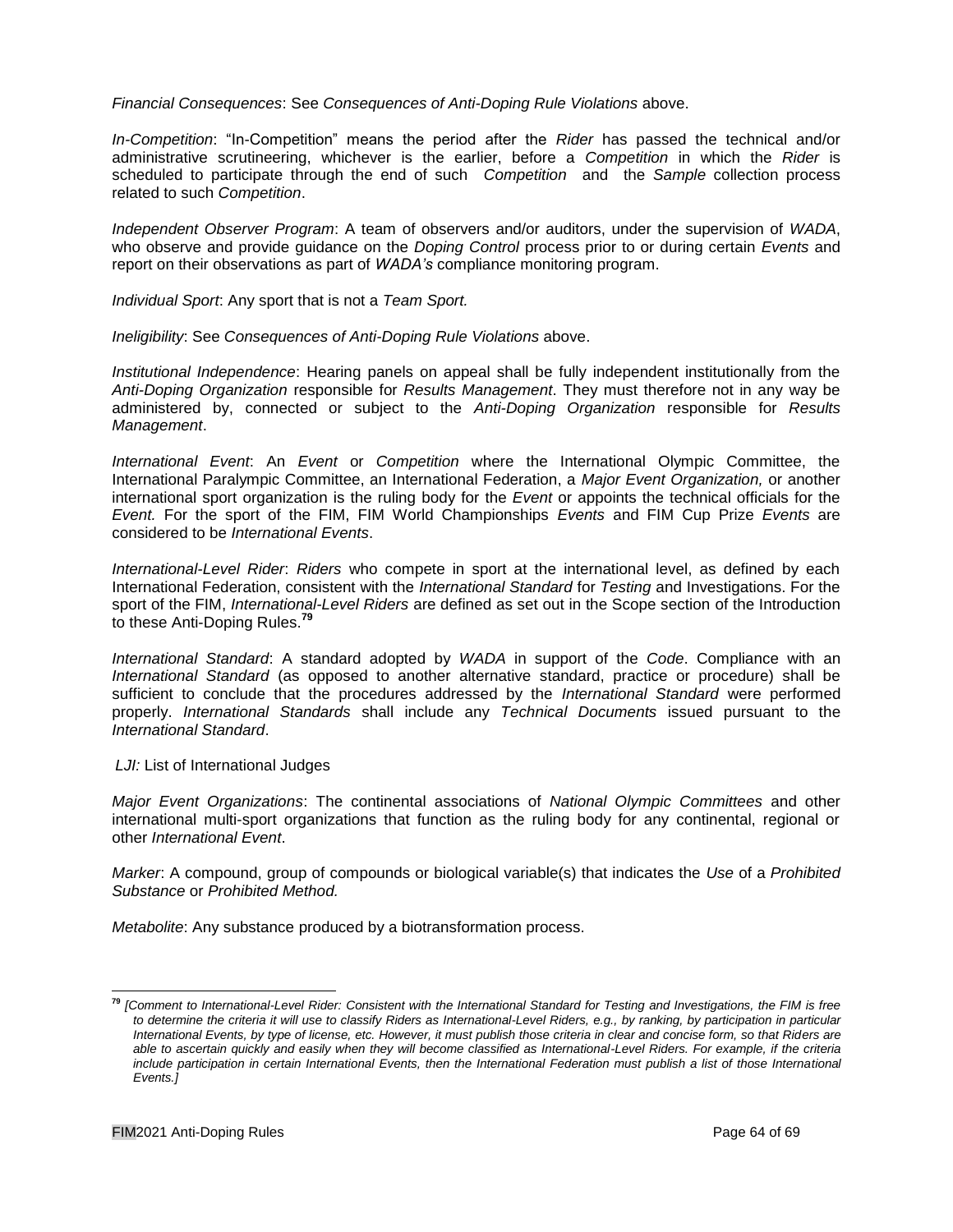*Financial Consequences*: See *Consequences of Anti-Doping Rule Violations* above.

*In-Competition*: "In-Competition" means the period after the *Rider* has passed the technical and/or administrative scrutineering, whichever is the earlier, before a *Competition* in which the *Rider* is scheduled to participate through the end of such *Competition* and the *Sample* collection process related to such *Competition*.

*Independent Observer Program*: A team of observers and/or auditors, under the supervision of *WADA*, who observe and provide guidance on the *Doping Control* process prior to or during certain *Events* and report on their observations as part of *WADA's* compliance monitoring program.

*Individual Sport*: Any sport that is not a *Team Sport.*

*Ineligibility*: See *Consequences of Anti-Doping Rule Violations* above.

*Institutional Independence*: Hearing panels on appeal shall be fully independent institutionally from the *Anti-Doping Organization* responsible for *Results Management*. They must therefore not in any way be administered by, connected or subject to the *Anti-Doping Organization* responsible for *Results Management*.

*International Event*: An *Event* or *Competition* where the International Olympic Committee, the International Paralympic Committee, an International Federation, a *Major Event Organization,* or another international sport organization is the ruling body for the *Event* or appoints the technical officials for the *Event.* For the sport of the FIM, FIM World Championships *Events* and FIM Cup Prize *Events* are considered to be *International Events*.

*International-Level Rider*: *Riders* who compete in sport at the international level, as defined by each International Federation, consistent with the *International Standard* for *Testing* and Investigations. For the sport of the FIM, *International-Level Riders* are defined as set out in the Scope section of the Introduction to these Anti-Doping Rules.[79]

*International Standard*: A standard adopted by *WADA* in support of the *Code*. Compliance with an *International Standard* (as opposed to another alternative standard, practice or procedure) shall be sufficient to conclude that the procedures addressed by the *International Standard* were performed properly. *International Standards* shall include any *Technical Documents* issued pursuant to the *International Standard*.

*LJI:* List of International Judges

*Major Event Organizations*: The continental associations of *National Olympic Committees* and other international multi-sport organizations that function as the ruling body for any continental, regional or other *International Event*.

*Marker*: A compound, group of compounds or biological variable(s) that indicates the *Use* of a *Prohibited Substance* or *Prohibited Method.*

*Metabolite*: Any substance produced by a biotransformation process.

---

[79] *[Comment to International-Level Rider: Consistent with the International Standard for Testing and Investigations, the FIM is free to determine the criteria it will use to classify Riders as International-Level Riders, e.g., by ranking, by participation in particular International Events, by type of license, etc. However, it must publish those criteria in clear and concise form, so that Riders are able to ascertain quickly and easily when they will become classified as International-Level Riders. For example, if the criteria include participation in certain International Events, then the International Federation must publish a list of those International Events.]*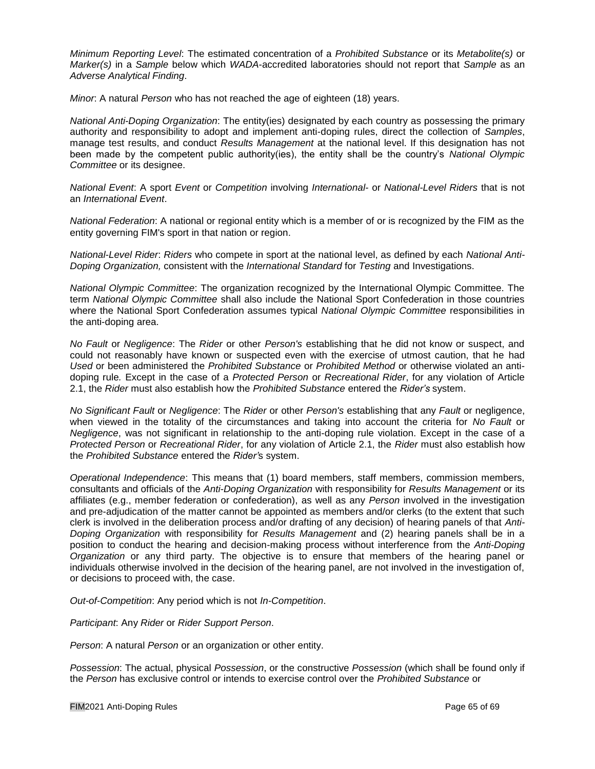*Minimum Reporting Level*: The estimated concentration of a *Prohibited Substance* or its *Metabolite(s)* or *Marker(s)* in a *Sample* below which *WADA*-accredited laboratories should not report that *Sample* as an *Adverse Analytical Finding*.

*Minor*: A natural *Person* who has not reached the age of eighteen (18) years.

*National Anti-Doping Organization*: The entity(ies) designated by each country as possessing the primary authority and responsibility to adopt and implement anti-doping rules, direct the collection of *Samples*, manage test results, and conduct *Results Management* at the national level. If this designation has not been made by the competent public authority(ies), the entity shall be the country's *National Olympic Committee* or its designee.

*National Event*: A sport *Event* or *Competition* involving *International-* or *National-Level Riders* that is not an *International Event*.

*National Federation*: A national or regional entity which is a member of or is recognized by the FIM as the entity governing FIM's sport in that nation or region.

*National-Level Rider*: *Riders* who compete in sport at the national level, as defined by each *National Anti-Doping Organization,* consistent with the *International Standard* for *Testing* and Investigations.

*National Olympic Committee*: The organization recognized by the International Olympic Committee. The term *National Olympic Committee* shall also include the National Sport Confederation in those countries where the National Sport Confederation assumes typical *National Olympic Committee* responsibilities in the anti-doping area.

*No Fault* or *Negligence*: The *Rider* or other *Person's* establishing that he did not know or suspect, and could not reasonably have known or suspected even with the exercise of utmost caution, that he had *Used* or been administered the *Prohibited Substance* or *Prohibited Method* or otherwise violated an anti-doping rule*.* Except in the case of a *Protected Person* or *Recreational Rider*, for any violation of Article 2.1, the *Rider* must also establish how the *Prohibited Substance* entered the *Rider's* system.

*No Significant Fault* or *Negligence*: The *Rider* or other *Person's* establishing that any *Fault* or negligence, when viewed in the totality of the circumstances and taking into account the criteria for *No Fault* or *Negligence*, was not significant in relationship to the anti-doping rule violation. Except in the case of a *Protected Person* or *Recreational Rider*, for any violation of Article 2.1, the *Rider* must also establish how the *Prohibited Substance* entered the *Rider'*s system.

*Operational Independence*: This means that (1) board members, staff members, commission members, consultants and officials of the *Anti-Doping Organization* with responsibility for *Results Management* or its affiliates (e.g., member federation or confederation), as well as any *Person* involved in the investigation and pre-adjudication of the matter cannot be appointed as members and/or clerks (to the extent that such clerk is involved in the deliberation process and/or drafting of any decision) of hearing panels of that *Anti-Doping Organization* with responsibility for *Results Management* and (2) hearing panels shall be in a position to conduct the hearing and decision-making process without interference from the *Anti-Doping Organization* or any third party. The objective is to ensure that members of the hearing panel or individuals otherwise involved in the decision of the hearing panel, are not involved in the investigation of, or decisions to proceed with, the case.

*Out-of-Competition*: Any period which is not *In-Competition*.

*Participant*: Any *Rider* or *Rider Support Person*.

*Person*: A natural *Person* or an organization or other entity.

*Possession*: The actual, physical *Possession*, or the constructive *Possession* (which shall be found only if the *Person* has exclusive control or intends to exercise control over the *Prohibited Substance* or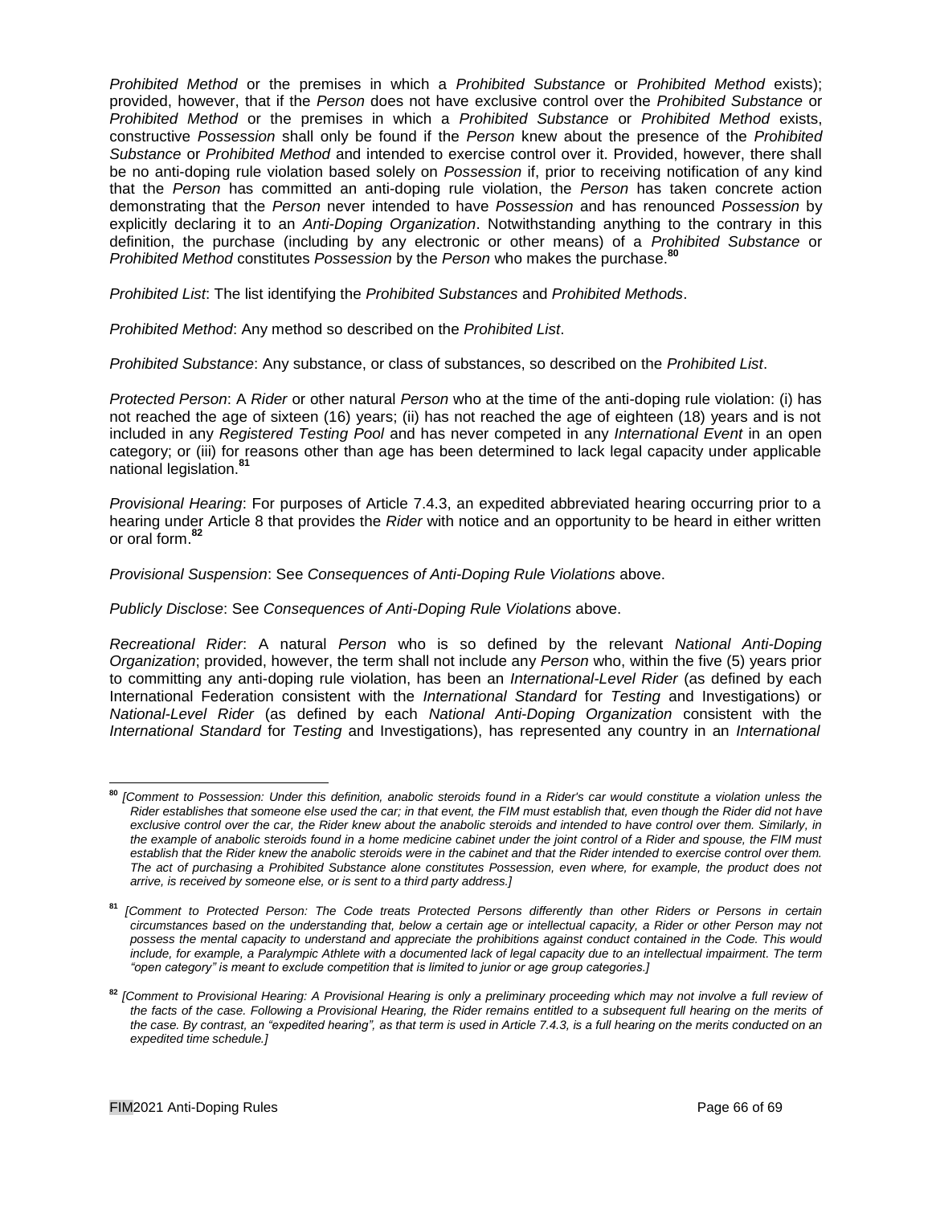*Prohibited Method* or the premises in which a *Prohibited Substance* or *Prohibited Method* exists); provided, however, that if the *Person* does not have exclusive control over the *Prohibited Substance* or *Prohibited Method* or the premises in which a *Prohibited Substance* or *Prohibited Method* exists, constructive *Possession* shall only be found if the *Person* knew about the presence of the *Prohibited Substance* or *Prohibited Method* and intended to exercise control over it. Provided, however, there shall be no anti-doping rule violation based solely on *Possession* if, prior to receiving notification of any kind that the *Person* has committed an anti-doping rule violation, the *Person* has taken concrete action demonstrating that the *Person* never intended to have *Possession* and has renounced *Possession* by explicitly declaring it to an *Anti-Doping Organization*. Notwithstanding anything to the contrary in this definition, the purchase (including by any electronic or other means) of a *Prohibited Substance* or *Prohibited Method* constitutes *Possession* by the *Person* who makes the purchase.[80]

*Prohibited List*: The list identifying the *Prohibited Substances* and *Prohibited Methods*.

*Prohibited Method*: Any method so described on the *Prohibited List*.

*Prohibited Substance*: Any substance, or class of substances, so described on the *Prohibited List*.

*Protected Person*: A *Rider* or other natural *Person* who at the time of the anti-doping rule violation: (i) has not reached the age of sixteen (16) years; (ii) has not reached the age of eighteen (18) years and is not included in any *Registered Testing Pool* and has never competed in any *International Event* in an open category; or (iii) for reasons other than age has been determined to lack legal capacity under applicable national legislation.[81]

*Provisional Hearing*: For purposes of Article 7.4.3, an expedited abbreviated hearing occurring prior to a hearing under Article 8 that provides the *Rider* with notice and an opportunity to be heard in either written or oral form.[82]

*Provisional Suspension*: See *Consequences of Anti-Doping Rule Violations* above.

*Publicly Disclose*: See *Consequences of Anti-Doping Rule Violations* above.

*Recreational Rider*: A natural *Person* who is so defined by the relevant *National Anti-Doping Organization*; provided, however, the term shall not include any *Person* who, within the five (5) years prior to committing any anti-doping rule violation, has been an *International-Level Rider* (as defined by each International Federation consistent with the *International Standard* for *Testing* and Investigations) or *National-Level Rider* (as defined by each *National Anti-Doping Organization* consistent with the *International Standard* for *Testing* and Investigations), has represented any country in an *International*

---

[80] *[Comment to Possession: Under this definition, anabolic steroids found in a Rider's car would constitute a violation unless the Rider establishes that someone else used the car; in that event, the FIM must establish that, even though the Rider did not have exclusive control over the car, the Rider knew about the anabolic steroids and intended to have control over them. Similarly, in the example of anabolic steroids found in a home medicine cabinet under the joint control of a Rider and spouse, the FIM must establish that the Rider knew the anabolic steroids were in the cabinet and that the Rider intended to exercise control over them. The act of purchasing a Prohibited Substance alone constitutes Possession, even where, for example, the product does not arrive, is received by someone else, or is sent to a third party address.]*

[81] *[Comment to Protected Person: The Code treats Protected Persons differently than other Riders or Persons in certain circumstances based on the understanding that, below a certain age or intellectual capacity, a Rider or other Person may not possess the mental capacity to understand and appreciate the prohibitions against conduct contained in the Code. This would include, for example, a Paralympic Athlete with a documented lack of legal capacity due to an intellectual impairment. The term "open category" is meant to exclude competition that is limited to junior or age group categories.]*

[82] *[Comment to Provisional Hearing: A Provisional Hearing is only a preliminary proceeding which may not involve a full review of the facts of the case. Following a Provisional Hearing, the Rider remains entitled to a subsequent full hearing on the merits of the case. By contrast, an "expedited hearing", as that term is used in Article 7.4.3, is a full hearing on the merits conducted on an expedited time schedule.]*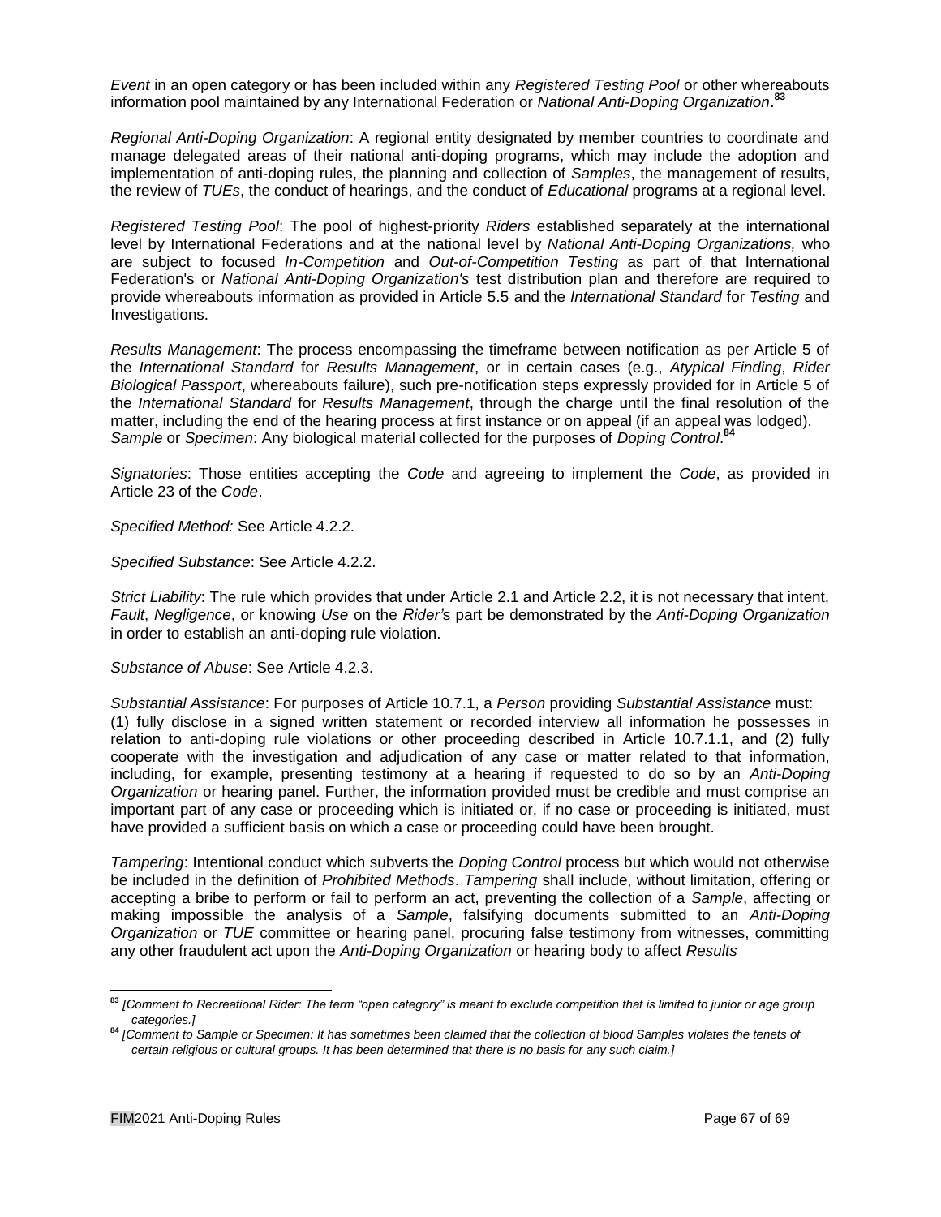*Event* in an open category or has been included within any *Registered Testing Pool* or other whereabouts information pool maintained by any International Federation or *National Anti-Doping Organization*.[83]

*Regional Anti-Doping Organization*: A regional entity designated by member countries to coordinate and manage delegated areas of their national anti-doping programs, which may include the adoption and implementation of anti-doping rules, the planning and collection of *Samples*, the management of results, the review of *TUEs*, the conduct of hearings, and the conduct of *Educational* programs at a regional level.

*Registered Testing Pool*: The pool of highest-priority *Riders* established separately at the international level by International Federations and at the national level by *National Anti-Doping Organizations,* who are subject to focused *In-Competition* and *Out-of-Competition Testing* as part of that International Federation's or *National Anti-Doping Organization's* test distribution plan and therefore are required to provide whereabouts information as provided in Article 5.5 and the *International Standard* for *Testing* and Investigations.

*Results Management*: The process encompassing the timeframe between notification as per Article 5 of the *International Standard* for *Results Management*, or in certain cases (e.g., *Atypical Finding*, *Rider Biological Passport*, whereabouts failure), such pre-notification steps expressly provided for in Article 5 of the *International Standard* for *Results Management*, through the charge until the final resolution of the matter, including the end of the hearing process at first instance or on appeal (if an appeal was lodged).
*Sample* or *Specimen*: Any biological material collected for the purposes of *Doping Control*.[84]

*Signatories*: Those entities accepting the *Code* and agreeing to implement the *Code*, as provided in Article 23 of the *Code*.

*Specified Method:* See Article 4.2.2.

*Specified Substance*: See Article 4.2.2.

*Strict Liability*: The rule which provides that under Article 2.1 and Article 2.2, it is not necessary that intent, *Fault*, *Negligence*, or knowing *Use* on the *Rider'*s part be demonstrated by the *Anti-Doping Organization* in order to establish an anti-doping rule violation.

*Substance of Abuse*: See Article 4.2.3.

*Substantial Assistance*: For purposes of Article 10.7.1, a *Person* providing *Substantial Assistance* must: (1) fully disclose in a signed written statement or recorded interview all information he possesses in relation to anti-doping rule violations or other proceeding described in Article 10.7.1.1, and (2) fully cooperate with the investigation and adjudication of any case or matter related to that information, including, for example, presenting testimony at a hearing if requested to do so by an *Anti-Doping Organization* or hearing panel. Further, the information provided must be credible and must comprise an important part of any case or proceeding which is initiated or, if no case or proceeding is initiated, must have provided a sufficient basis on which a case or proceeding could have been brought.

*Tampering*: Intentional conduct which subverts the *Doping Control* process but which would not otherwise be included in the definition of *Prohibited Methods*. *Tampering* shall include, without limitation, offering or accepting a bribe to perform or fail to perform an act, preventing the collection of a *Sample*, affecting or making impossible the analysis of a *Sample*, falsifying documents submitted to an *Anti-Doping Organization* or *TUE* committee or hearing panel, procuring false testimony from witnesses, committing any other fraudulent act upon the *Anti-Doping Organization* or hearing body to affect *Results*

---

[83] *[Comment to Recreational Rider: The term "open category" is meant to exclude competition that is limited to junior or age group categories.]*

[84] *[Comment to Sample or Specimen: It has sometimes been claimed that the collection of blood Samples violates the tenets of certain religious or cultural groups. It has been determined that there is no basis for any such claim.]*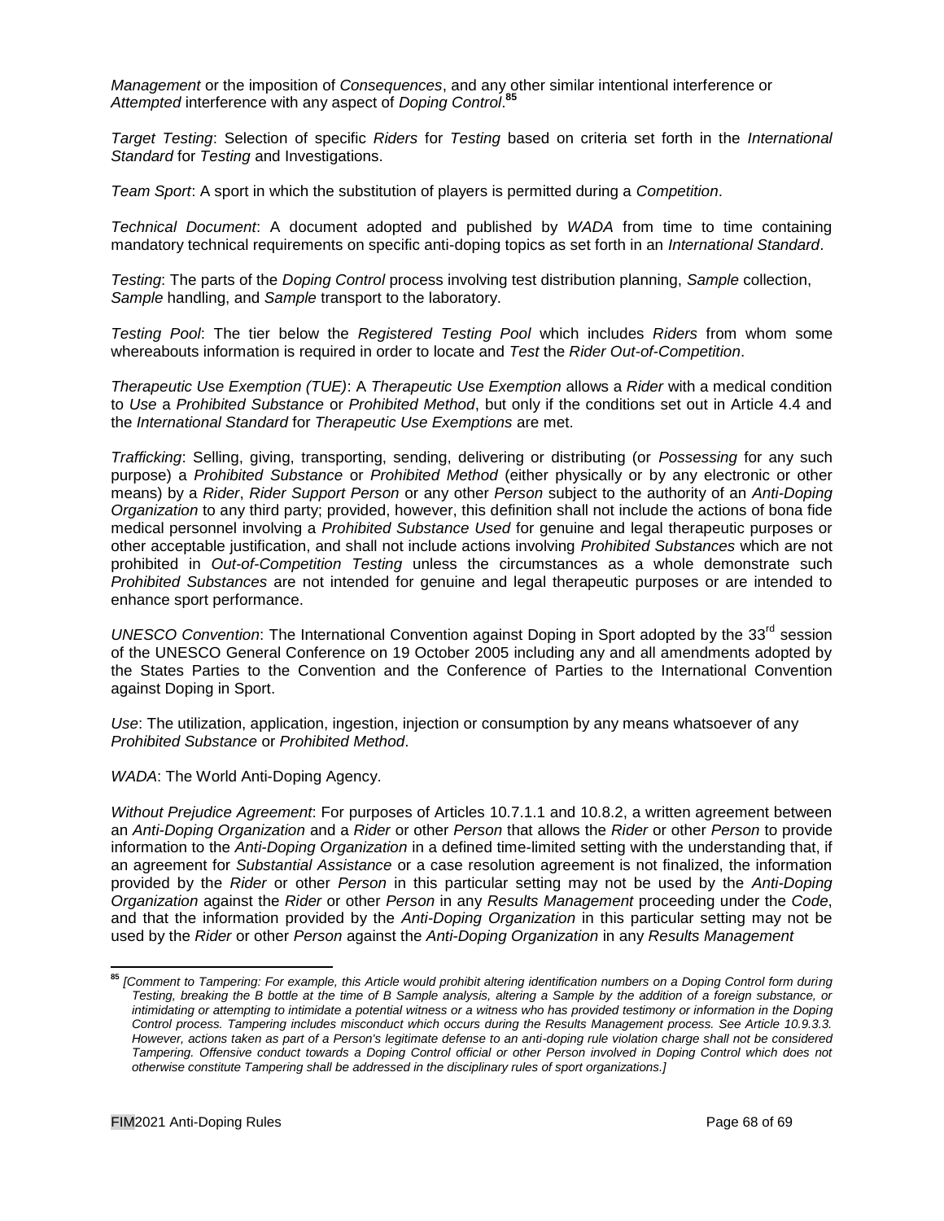*Management* or the imposition of *Consequences*, and any other similar intentional interference or *Attempted* interference with any aspect of *Doping Control*.[85]

*Target Testing*: Selection of specific *Riders* for *Testing* based on criteria set forth in the *International Standard* for *Testing* and Investigations.

*Team Sport*: A sport in which the substitution of players is permitted during a *Competition*.

*Technical Document*: A document adopted and published by *WADA* from time to time containing mandatory technical requirements on specific anti-doping topics as set forth in an *International Standard*.

*Testing*: The parts of the *Doping Control* process involving test distribution planning, *Sample* collection, *Sample* handling, and *Sample* transport to the laboratory.

*Testing Pool*: The tier below the *Registered Testing Pool* which includes *Riders* from whom some whereabouts information is required in order to locate and *Test* the *Rider Out-of-Competition*.

*Therapeutic Use Exemption (TUE)*: A *Therapeutic Use Exemption* allows a *Rider* with a medical condition to *Use* a *Prohibited Substance* or *Prohibited Method*, but only if the conditions set out in Article 4.4 and the *International Standard* for *Therapeutic Use Exemptions* are met.

*Trafficking*: Selling, giving, transporting, sending, delivering or distributing (or *Possessing* for any such purpose) a *Prohibited Substance* or *Prohibited Method* (either physically or by any electronic or other means) by a *Rider*, *Rider Support Person* or any other *Person* subject to the authority of an *Anti-Doping Organization* to any third party; provided, however, this definition shall not include the actions of bona fide medical personnel involving a *Prohibited Substance Used* for genuine and legal therapeutic purposes or other acceptable justification, and shall not include actions involving *Prohibited Substances* which are not prohibited in *Out-of-Competition Testing* unless the circumstances as a whole demonstrate such *Prohibited Substances* are not intended for genuine and legal therapeutic purposes or are intended to enhance sport performance.

*UNESCO Convention*: The International Convention against Doping in Sport adopted by the 33rd session of the UNESCO General Conference on 19 October 2005 including any and all amendments adopted by the States Parties to the Convention and the Conference of Parties to the International Convention against Doping in Sport.

*Use*: The utilization, application, ingestion, injection or consumption by any means whatsoever of any *Prohibited Substance* or *Prohibited Method*.

*WADA*: The World Anti-Doping Agency.

*Without Prejudice Agreement*: For purposes of Articles 10.7.1.1 and 10.8.2, a written agreement between an *Anti-Doping Organization* and a *Rider* or other *Person* that allows the *Rider* or other *Person* to provide information to the *Anti-Doping Organization* in a defined time-limited setting with the understanding that, if an agreement for *Substantial Assistance* or a case resolution agreement is not finalized, the information provided by the *Rider* or other *Person* in this particular setting may not be used by the *Anti-Doping Organization* against the *Rider* or other *Person* in any *Results Management* proceeding under the *Code*, and that the information provided by the *Anti-Doping Organization* in this particular setting may not be used by the *Rider* or other *Person* against the *Anti-Doping Organization* in any *Results Management*

---

[85] *[Comment to Tampering: For example, this Article would prohibit altering identification numbers on a Doping Control form during Testing, breaking the B bottle at the time of B Sample analysis, altering a Sample by the addition of a foreign substance, or intimidating or attempting to intimidate a potential witness or a witness who has provided testimony or information in the Doping Control process. Tampering includes misconduct which occurs during the Results Management process. See Article 10.9.3.3. However, actions taken as part of a Person's legitimate defense to an anti-doping rule violation charge shall not be considered Tampering. Offensive conduct towards a Doping Control official or other Person involved in Doping Control which does not otherwise constitute Tampering shall be addressed in the disciplinary rules of sport organizations.]*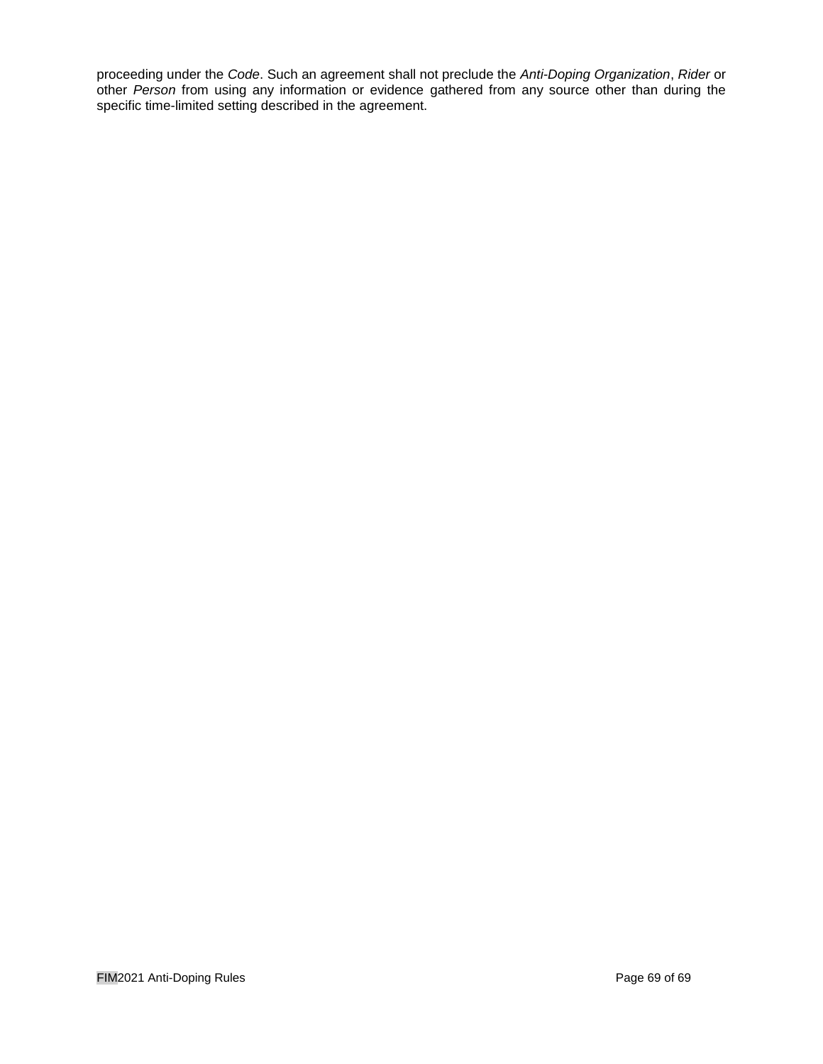proceeding under the *Code*. Such an agreement shall not preclude the *Anti-Doping Organization*, *Rider* or other *Person* from using any information or evidence gathered from any source other than during the specific time-limited setting described in the agreement.